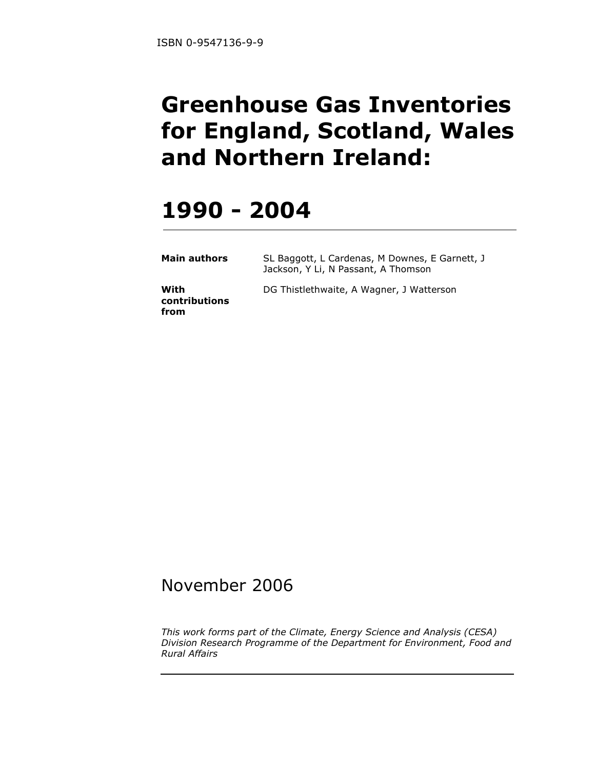ISBN 0-9547136-9-9

# Greenhouse Gas Inventories for England, Scotland, Wales and Northern Ireland:

# 1990 - 2004

**Main authors** SL Baggott, L Cardenas, M Downes, E Garnett, J Jackson, Y Li, N Passant, A Thomson

**With contributions from** DG Thistlethwaite, A Wagner, J Watterson

November 2006

*This work forms part of the Climate, Energy Science and Analysis (CESA) Division Research Programme of the Department for Environment, Food and Rural Affairs*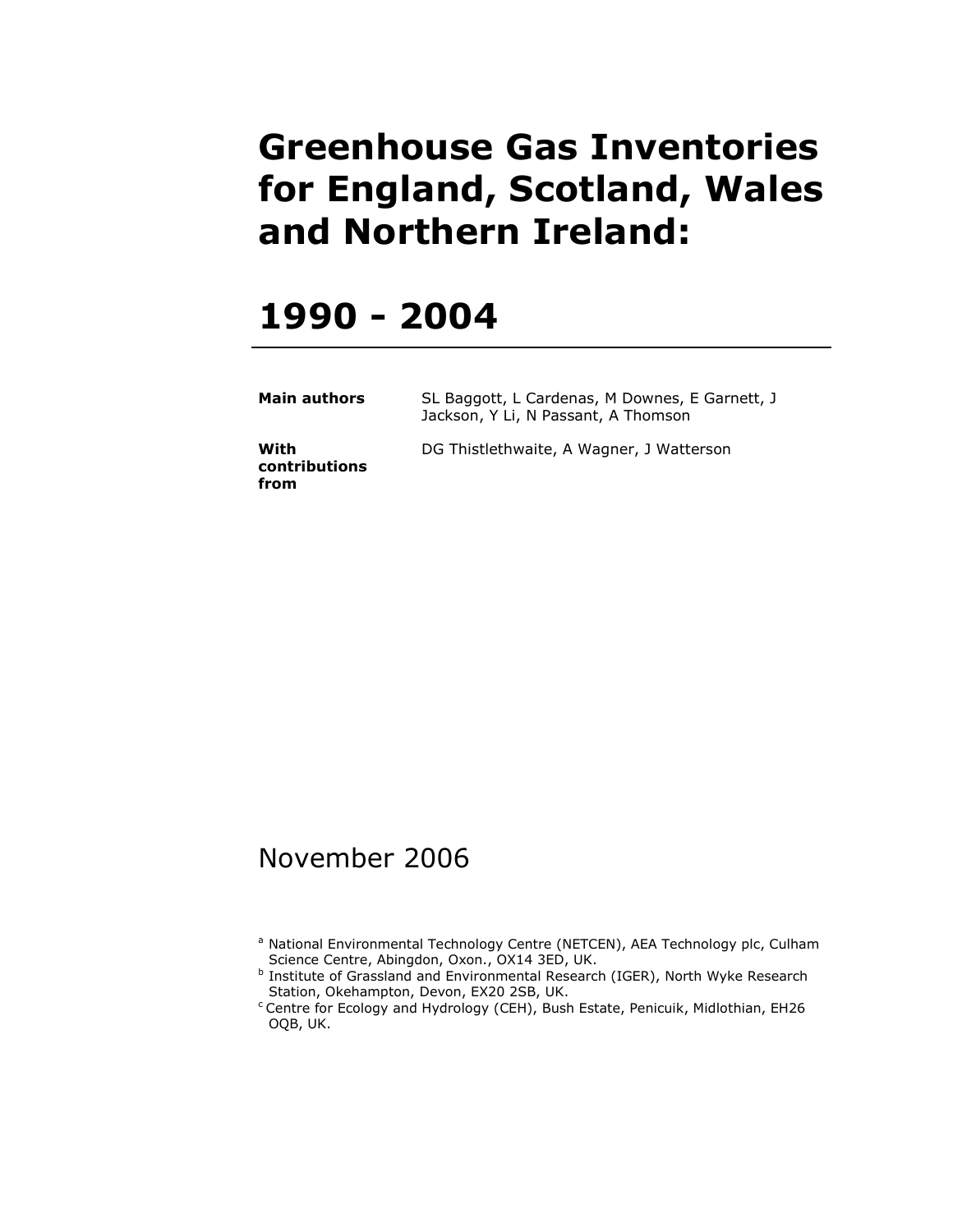# Greenhouse Gas Inventories for England, Scotland, Wales and Northern Ireland:

# 1990 - 2004

---

| **Main authors** | SL Baggott, L Cardenas, M Downes, E Garnett, J Jackson, Y Li, N Passant, A Thomson |
| --- | --- |
| **With contributions from** | DG Thistlethwaite, A Wagner, J Watterson |

November 2006

[a] National Environmental Technology Centre (NETCEN), AEA Technology plc, Culham Science Centre, Abingdon, Oxon., OX14 3ED, UK.
[b] Institute of Grassland and Environmental Research (IGER), North Wyke Research Station, Okehampton, Devon, EX20 2SB, UK.
[c] Centre for Ecology and Hydrology (CEH), Bush Estate, Penicuik, Midlothian, EH26 OQB, UK.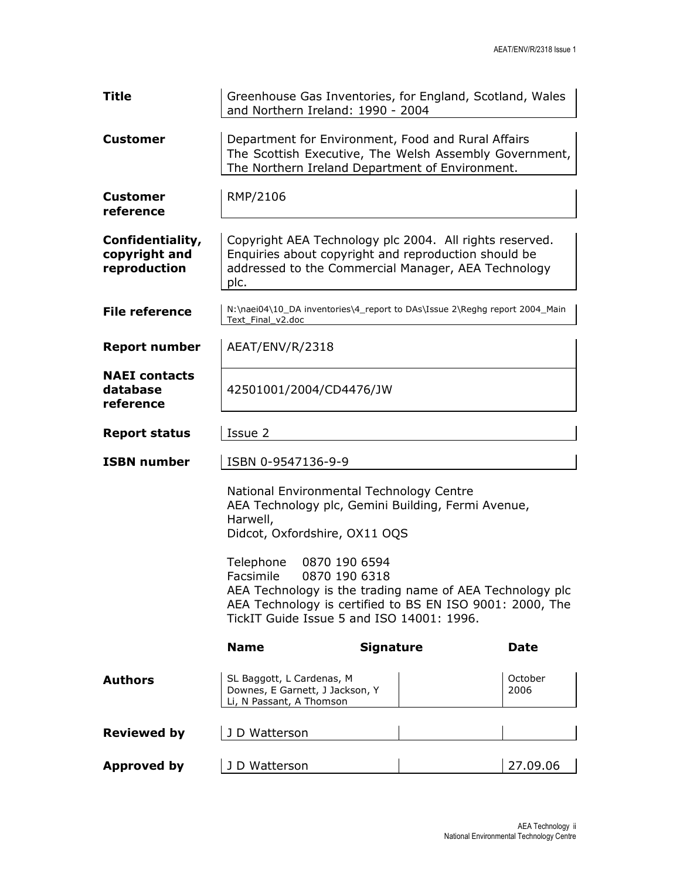| | |
|---|---|
| **Title** | Greenhouse Gas Inventories, for England, Scotland, Wales and Northern Ireland: 1990 - 2004 |
| **Customer** | Department for Environment, Food and Rural Affairs The Scottish Executive, The Welsh Assembly Government, The Northern Ireland Department of Environment. |
| **Customer reference** | RMP/2106 |
| **Confidentiality, copyright and reproduction** | Copyright AEA Technology plc 2004. All rights reserved. Enquiries about copyright and reproduction should be addressed to the Commercial Manager, AEA Technology plc. |
| **File reference** | N:\naei04\10_DA inventories\4_report to DAs\Issue 2\Reghg report 2004_Main Text_Final_v2.doc |
| **Report number** | AEAT/ENV/R/2318 |
| **NAEI contacts database reference** | 42501001/2004/CD4476/JW |
| **Report status** | Issue 2 |
| **ISBN number** | ISBN 0-9547136-9-9 |

National Environmental Technology Centre
AEA Technology plc, Gemini Building, Fermi Avenue, Harwell,
Didcot, Oxfordshire, OX11 OQS

Telephone 0870 190 6594
Facsimile 0870 190 6318
AEA Technology is the trading name of AEA Technology plc
AEA Technology is certified to BS EN ISO 9001: 2000, The TickIT Guide Issue 5 and ISO 14001: 1996.

| | Name | Signature | Date |
|---|---|---|---|
| **Authors** | SL Baggott, L Cardenas, M Downes, E Garnett, J Jackson, Y Li, N Passant, A Thomson | | October 2006 |
| **Reviewed by** | J D Watterson | | |
| **Approved by** | J D Watterson | | 27.09.06 |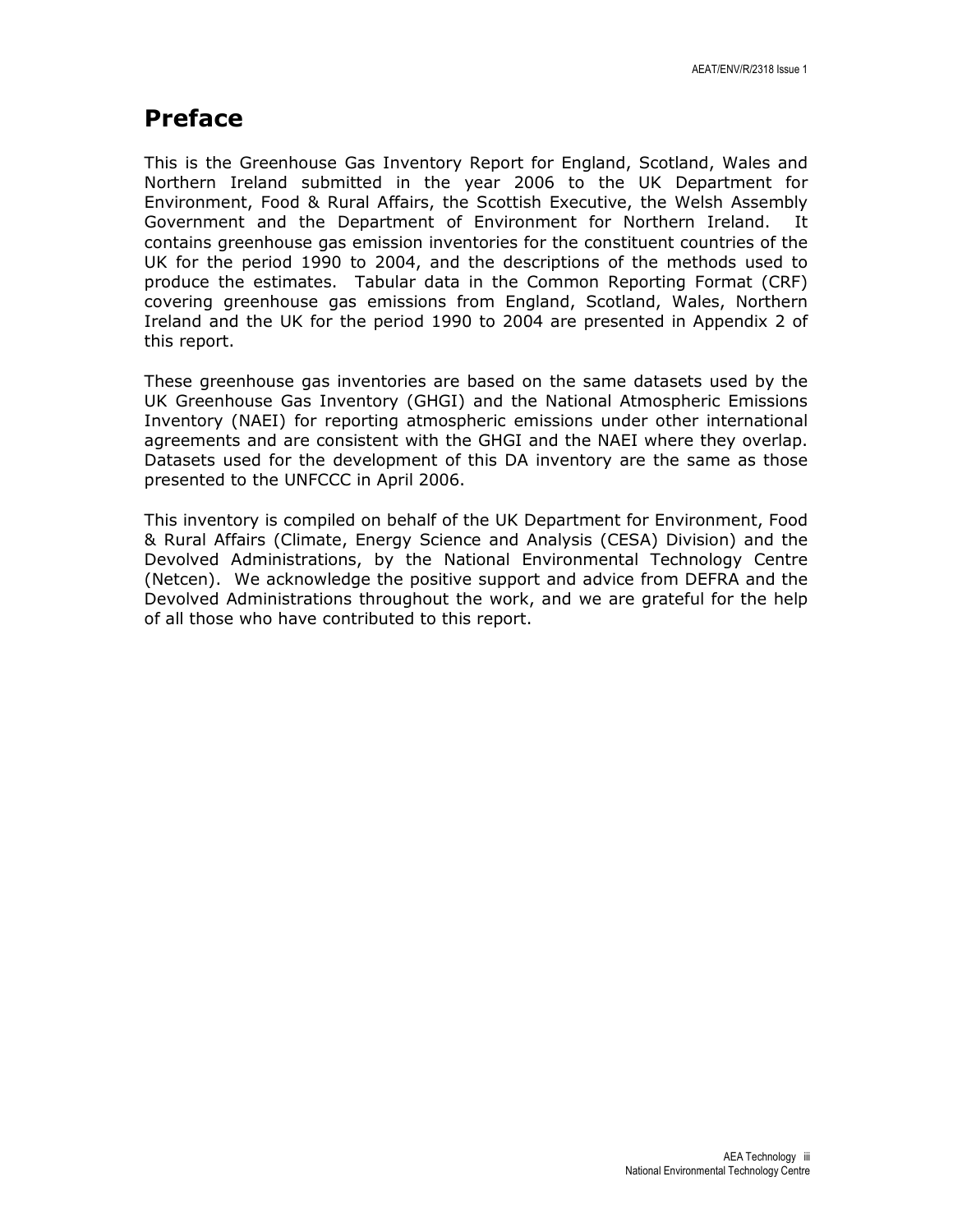# Preface

This is the Greenhouse Gas Inventory Report for England, Scotland, Wales and Northern Ireland submitted in the year 2006 to the UK Department for Environment, Food & Rural Affairs, the Scottish Executive, the Welsh Assembly Government and the Department of Environment for Northern Ireland. It contains greenhouse gas emission inventories for the constituent countries of the UK for the period 1990 to 2004, and the descriptions of the methods used to produce the estimates. Tabular data in the Common Reporting Format (CRF) covering greenhouse gas emissions from England, Scotland, Wales, Northern Ireland and the UK for the period 1990 to 2004 are presented in Appendix 2 of this report.

These greenhouse gas inventories are based on the same datasets used by the UK Greenhouse Gas Inventory (GHGI) and the National Atmospheric Emissions Inventory (NAEI) for reporting atmospheric emissions under other international agreements and are consistent with the GHGI and the NAEI where they overlap. Datasets used for the development of this DA inventory are the same as those presented to the UNFCCC in April 2006.

This inventory is compiled on behalf of the UK Department for Environment, Food & Rural Affairs (Climate, Energy Science and Analysis (CESA) Division) and the Devolved Administrations, by the National Environmental Technology Centre (Netcen). We acknowledge the positive support and advice from DEFRA and the Devolved Administrations throughout the work, and we are grateful for the help of all those who have contributed to this report.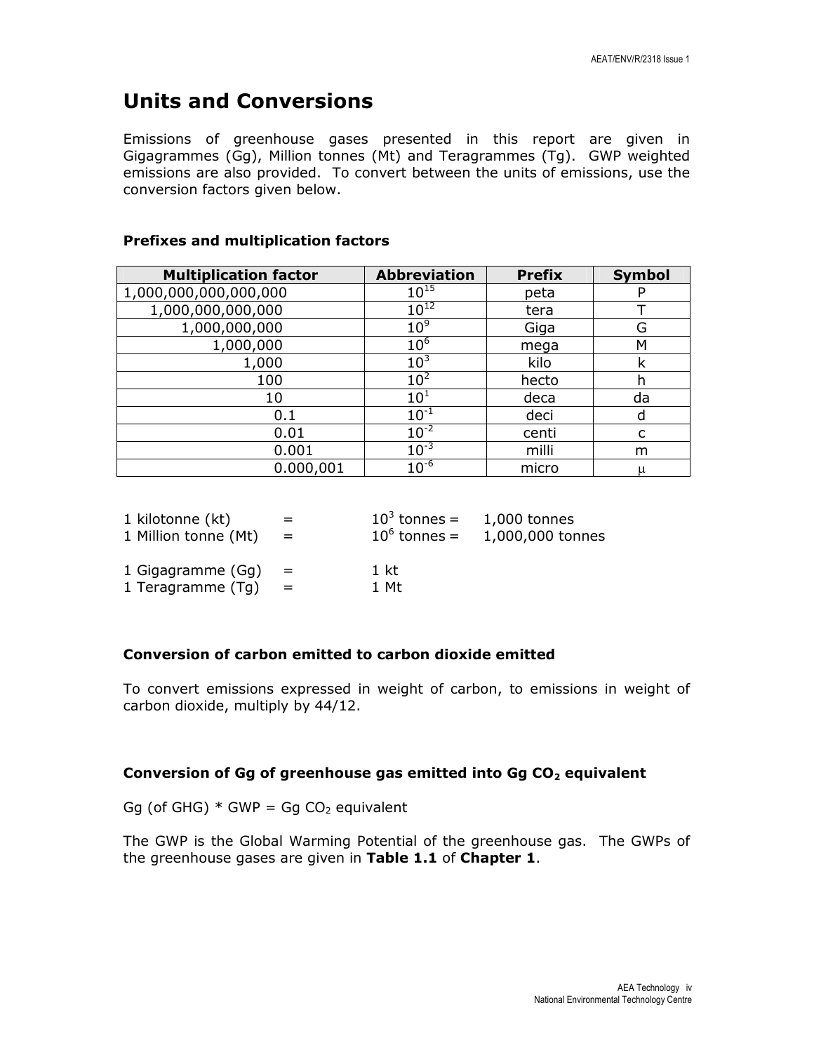# Units and Conversions

Emissions of greenhouse gases presented in this report are given in Gigagrammes (Gg), Million tonnes (Mt) and Teragrammes (Tg). GWP weighted emissions are also provided. To convert between the units of emissions, use the conversion factors given below.

### Prefixes and multiplication factors

| Multiplication factor | Abbreviation | Prefix | Symbol |
|---|---|---|---|
| 1,000,000,000,000,000 | $10^{15}$ | peta | P |
| 1,000,000,000,000 | $10^{12}$ | tera | T |
| 1,000,000,000 | $10^{9}$ | Giga | G |
| 1,000,000 | $10^{6}$ | mega | M |
| 1,000 | $10^{3}$ | kilo | k |
| 100 | $10^{2}$ | hecto | h |
| 10 | $10^{1}$ | deca | da |
| 0.1 | $10^{-1}$ | deci | d |
| 0.01 | $10^{-2}$ | centi | c |
| 0.001 | $10^{-3}$ | milli | m |
| 0.000,001 | $10^{-6}$ | micro | $\mu$ |

1 kilotonne (kt) = $10^{3}$ tonnes = 1,000 tonnes
1 Million tonne (Mt) = $10^{6}$ tonnes = 1,000,000 tonnes

1 Gigagramme (Gg) = 1 kt
1 Teragramme (Tg) = 1 Mt

### Conversion of carbon emitted to carbon dioxide emitted

To convert emissions expressed in weight of carbon, to emissions in weight of carbon dioxide, multiply by 44/12.

### Conversion of Gg of greenhouse gas emitted into Gg $CO_2$ equivalent

Gg (of GHG) * GWP = Gg $CO_2$ equivalent

The GWP is the Global Warming Potential of the greenhouse gas. The GWPs of the greenhouse gases are given in **Table 1.1** of **Chapter 1**.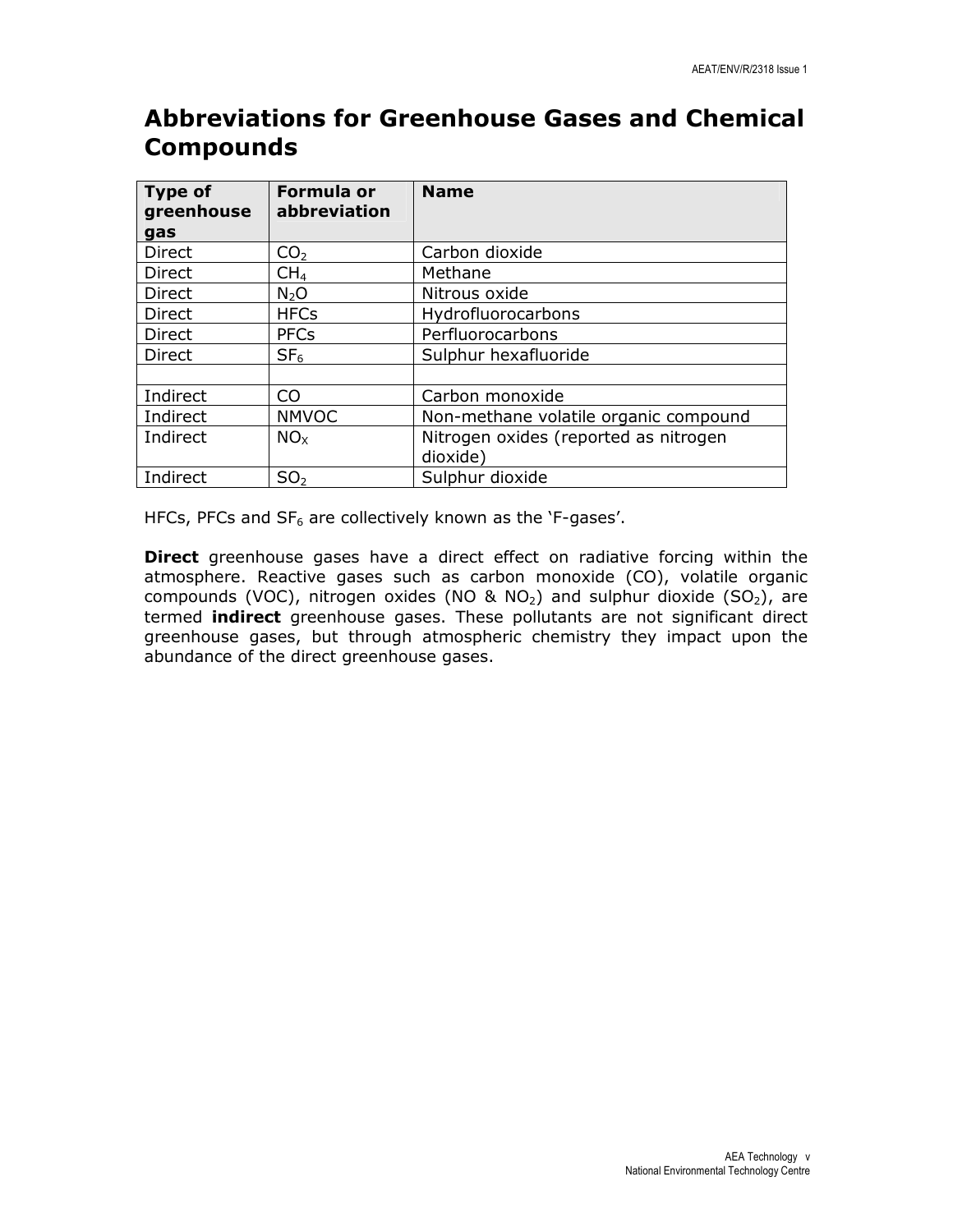# Abbreviations for Greenhouse Gases and Chemical Compounds

| Type of greenhouse gas | Formula or abbreviation | Name |
|---|---|---|
| Direct | $CO_2$ | Carbon dioxide |
| Direct | $CH_4$ | Methane |
| Direct | $N_2O$ | Nitrous oxide |
| Direct | HFCs | Hydrofluorocarbons |
| Direct | PFCs | Perfluorocarbons |
| Direct | $SF_6$ | Sulphur hexafluoride |
| | | |
| Indirect | CO | Carbon monoxide |
| Indirect | NMVOC | Non-methane volatile organic compound |
| Indirect | $NO_X$ | Nitrogen oxides (reported as nitrogen dioxide) |
| Indirect | $SO_2$ | Sulphur dioxide |

HFCs, PFCs and $SF_6$ are collectively known as the 'F-gases'.

**Direct** greenhouse gases have a direct effect on radiative forcing within the atmosphere. Reactive gases such as carbon monoxide (CO), volatile organic compounds (VOC), nitrogen oxides (NO & $NO_2$) and sulphur dioxide ($SO_2$), are termed **indirect** greenhouse gases. These pollutants are not significant direct greenhouse gases, but through atmospheric chemistry they impact upon the abundance of the direct greenhouse gases.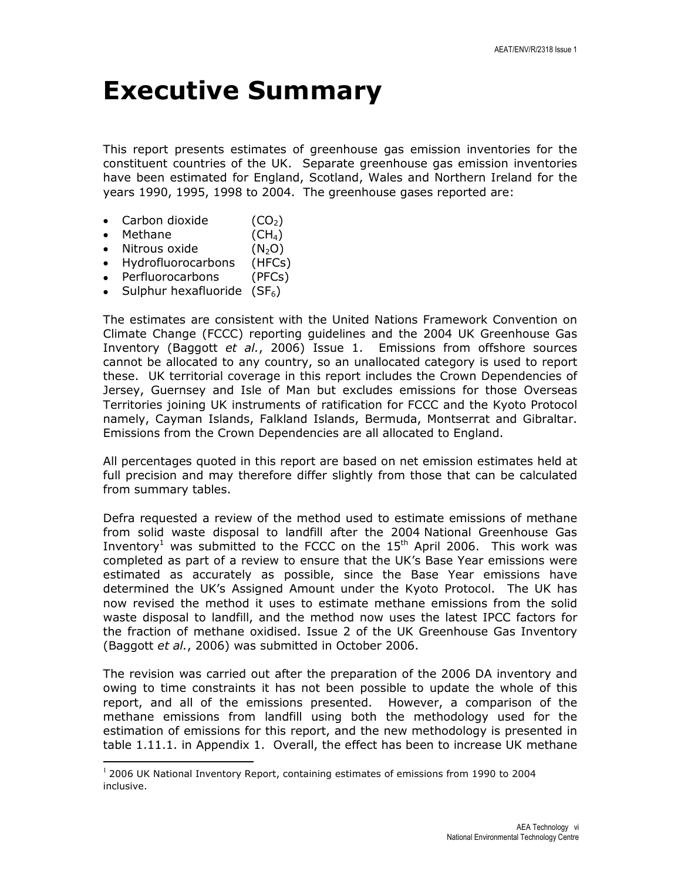# Executive Summary

This report presents estimates of greenhouse gas emission inventories for the constituent countries of the UK. Separate greenhouse gas emission inventories have been estimated for England, Scotland, Wales and Northern Ireland for the years 1990, 1995, 1998 to 2004. The greenhouse gases reported are:

- Carbon dioxide ($CO_2$)
- Methane ($CH_4$)
- Nitrous oxide ($N_2O$)
- Hydrofluorocarbons (HFCs)
- Perfluorocarbons (PFCs)
- Sulphur hexafluoride ($SF_6$)

The estimates are consistent with the United Nations Framework Convention on Climate Change (FCCC) reporting guidelines and the 2004 UK Greenhouse Gas Inventory (Baggott *et al.*, 2006) Issue 1. Emissions from offshore sources cannot be allocated to any country, so an unallocated category is used to report these. UK territorial coverage in this report includes the Crown Dependencies of Jersey, Guernsey and Isle of Man but excludes emissions for those Overseas Territories joining UK instruments of ratification for FCCC and the Kyoto Protocol namely, Cayman Islands, Falkland Islands, Bermuda, Montserrat and Gibraltar. Emissions from the Crown Dependencies are all allocated to England.

All percentages quoted in this report are based on net emission estimates held at full precision and may therefore differ slightly from those that can be calculated from summary tables.

Defra requested a review of the method used to estimate emissions of methane from solid waste disposal to landfill after the 2004 National Greenhouse Gas Inventory[1] was submitted to the FCCC on the 15th April 2006. This work was completed as part of a review to ensure that the UK's Base Year emissions were estimated as accurately as possible, since the Base Year emissions have determined the UK's Assigned Amount under the Kyoto Protocol. The UK has now revised the method it uses to estimate methane emissions from the solid waste disposal to landfill, and the method now uses the latest IPCC factors for the fraction of methane oxidised. Issue 2 of the UK Greenhouse Gas Inventory (Baggott *et al.*, 2006) was submitted in October 2006.

The revision was carried out after the preparation of the 2006 DA inventory and owing to time constraints it has not been possible to update the whole of this report, and all of the emissions presented. However, a comparison of the methane emissions from landfill using both the methodology used for the estimation of emissions for this report, and the new methodology is presented in table 1.11.1. in Appendix 1. Overall, the effect has been to increase UK methane

[1] 2006 UK National Inventory Report, containing estimates of emissions from 1990 to 2004 inclusive.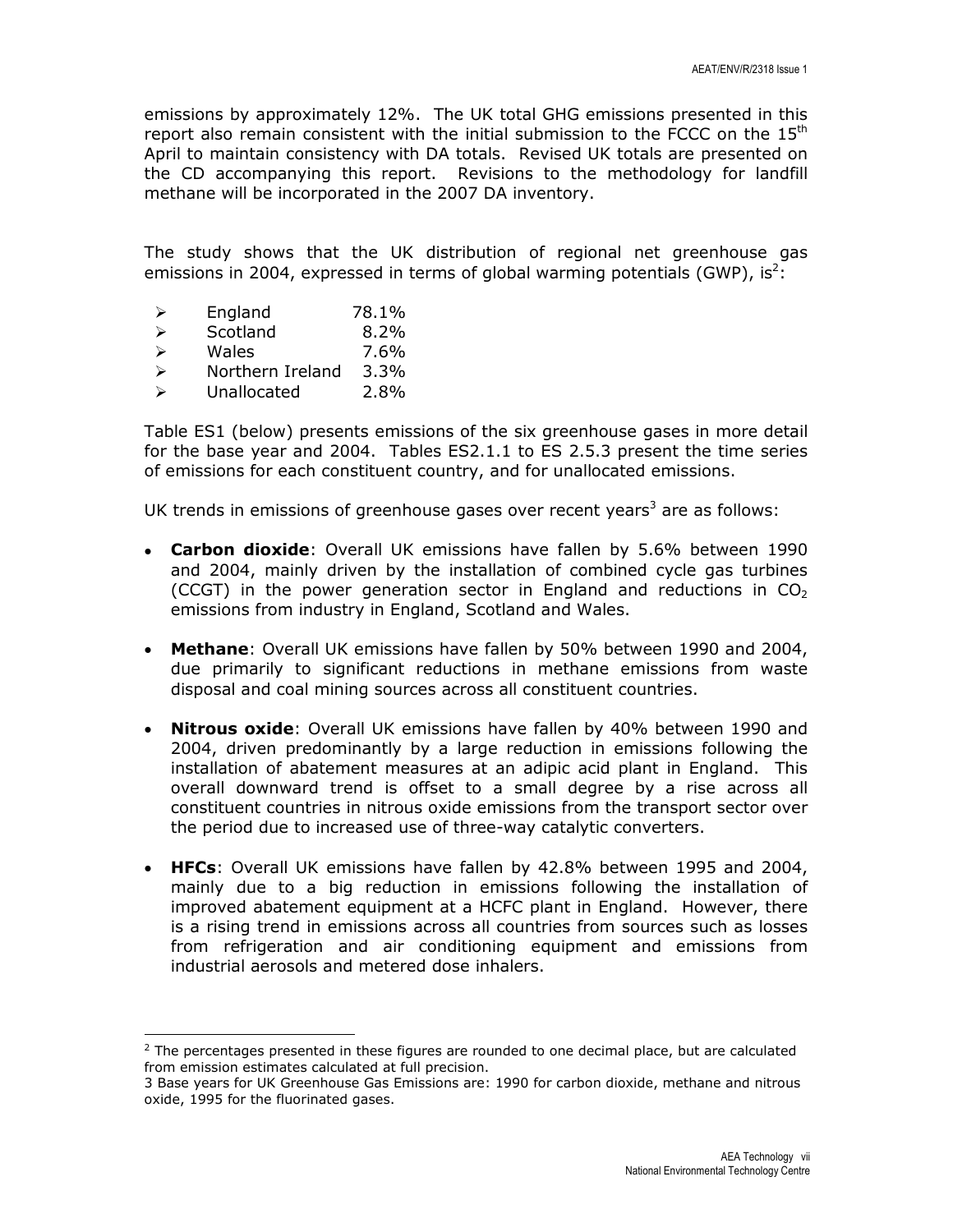emissions by approximately 12%. The UK total GHG emissions presented in this report also remain consistent with the initial submission to the FCCC on the 15th April to maintain consistency with DA totals. Revised UK totals are presented on the CD accompanying this report. Revisions to the methodology for landfill methane will be incorporated in the 2007 DA inventory.

The study shows that the UK distribution of regional net greenhouse gas emissions in 2004, expressed in terms of global warming potentials (GWP), is[2]:

- England 78.1%
- Scotland 8.2%
- Wales 7.6%
- Northern Ireland 3.3%
- Unallocated 2.8%

Table ES1 (below) presents emissions of the six greenhouse gases in more detail for the base year and 2004. Tables ES2.1.1 to ES 2.5.3 present the time series of emissions for each constituent country, and for unallocated emissions.

UK trends in emissions of greenhouse gases over recent years[3] are as follows:

- **Carbon dioxide**: Overall UK emissions have fallen by 5.6% between 1990 and 2004, mainly driven by the installation of combined cycle gas turbines (CCGT) in the power generation sector in England and reductions in $CO_2$ emissions from industry in England, Scotland and Wales.

- **Methane**: Overall UK emissions have fallen by 50% between 1990 and 2004, due primarily to significant reductions in methane emissions from waste disposal and coal mining sources across all constituent countries.

- **Nitrous oxide**: Overall UK emissions have fallen by 40% between 1990 and 2004, driven predominantly by a large reduction in emissions following the installation of abatement measures at an adipic acid plant in England. This overall downward trend is offset to a small degree by a rise across all constituent countries in nitrous oxide emissions from the transport sector over the period due to increased use of three-way catalytic converters.

- **HFCs**: Overall UK emissions have fallen by 42.8% between 1995 and 2004, mainly due to a big reduction in emissions following the installation of improved abatement equipment at a HCFC plant in England. However, there is a rising trend in emissions across all countries from sources such as losses from refrigeration and air conditioning equipment and emissions from industrial aerosols and metered dose inhalers.

---

[2] The percentages presented in these figures are rounded to one decimal place, but are calculated from emission estimates calculated at full precision.

3 Base years for UK Greenhouse Gas Emissions are: 1990 for carbon dioxide, methane and nitrous oxide, 1995 for the fluorinated gases.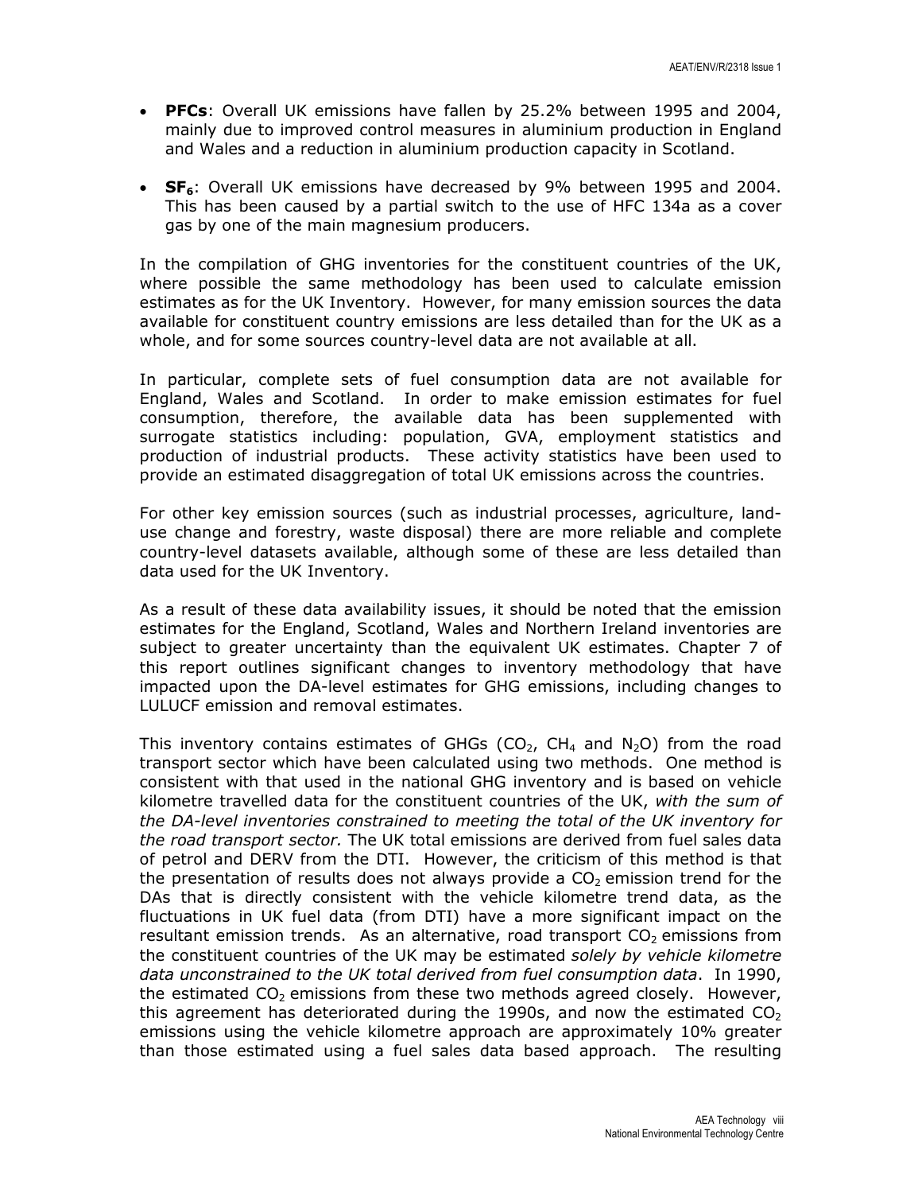- **PFCs**: Overall UK emissions have fallen by 25.2% between 1995 and 2004, mainly due to improved control measures in aluminium production in England and Wales and a reduction in aluminium production capacity in Scotland.

- **$SF_6$**: Overall UK emissions have decreased by 9% between 1995 and 2004. This has been caused by a partial switch to the use of HFC 134a as a cover gas by one of the main magnesium producers.

In the compilation of GHG inventories for the constituent countries of the UK, where possible the same methodology has been used to calculate emission estimates as for the UK Inventory. However, for many emission sources the data available for constituent country emissions are less detailed than for the UK as a whole, and for some sources country-level data are not available at all.

In particular, complete sets of fuel consumption data are not available for England, Wales and Scotland. In order to make emission estimates for fuel consumption, therefore, the available data has been supplemented with surrogate statistics including: population, GVA, employment statistics and production of industrial products. These activity statistics have been used to provide an estimated disaggregation of total UK emissions across the countries.

For other key emission sources (such as industrial processes, agriculture, land-use change and forestry, waste disposal) there are more reliable and complete country-level datasets available, although some of these are less detailed than data used for the UK Inventory.

As a result of these data availability issues, it should be noted that the emission estimates for the England, Scotland, Wales and Northern Ireland inventories are subject to greater uncertainty than the equivalent UK estimates. Chapter 7 of this report outlines significant changes to inventory methodology that have impacted upon the DA-level estimates for GHG emissions, including changes to LULUCF emission and removal estimates.

This inventory contains estimates of GHGs ($CO_2$, $CH_4$ and $N_2O$) from the road transport sector which have been calculated using two methods. One method is consistent with that used in the national GHG inventory and is based on vehicle kilometre travelled data for the constituent countries of the UK, *with the sum of the DA-level inventories constrained to meeting the total of the UK inventory for the road transport sector.* The UK total emissions are derived from fuel sales data of petrol and DERV from the DTI. However, the criticism of this method is that the presentation of results does not always provide a $CO_2$ emission trend for the DAs that is directly consistent with the vehicle kilometre trend data, as the fluctuations in UK fuel data (from DTI) have a more significant impact on the resultant emission trends. As an alternative, road transport $CO_2$ emissions from the constituent countries of the UK may be estimated *solely by vehicle kilometre data unconstrained to the UK total derived from fuel consumption data*. In 1990, the estimated $CO_2$ emissions from these two methods agreed closely. However, this agreement has deteriorated during the 1990s, and now the estimated $CO_2$ emissions using the vehicle kilometre approach are approximately 10% greater than those estimated using a fuel sales data based approach. The resulting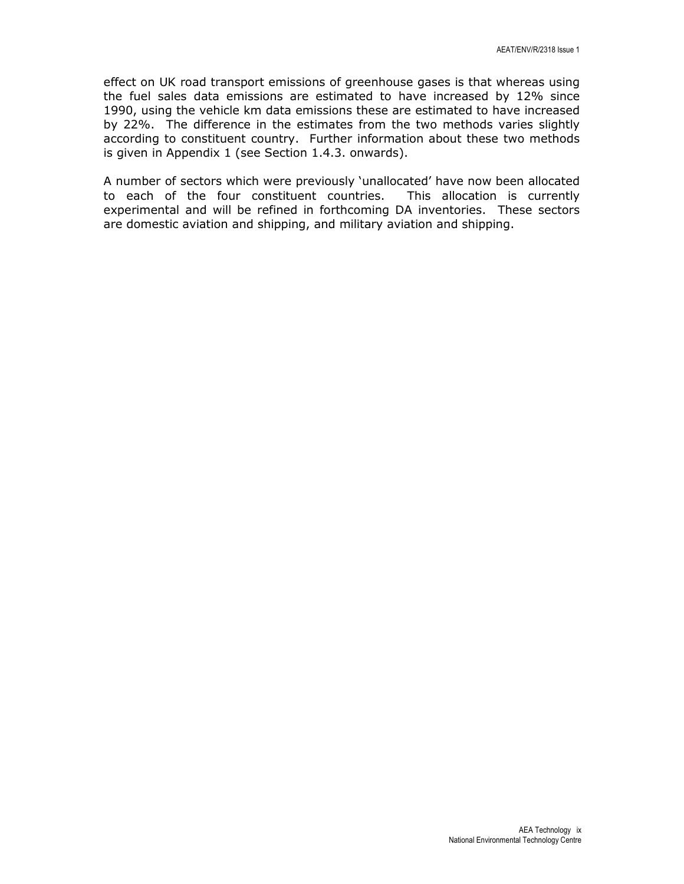effect on UK road transport emissions of greenhouse gases is that whereas using the fuel sales data emissions are estimated to have increased by 12% since 1990, using the vehicle km data emissions these are estimated to have increased by 22%. The difference in the estimates from the two methods varies slightly according to constituent country. Further information about these two methods is given in Appendix 1 (see Section 1.4.3. onwards).

A number of sectors which were previously 'unallocated' have now been allocated to each of the four constituent countries. This allocation is currently experimental and will be refined in forthcoming DA inventories. These sectors are domestic aviation and shipping, and military aviation and shipping.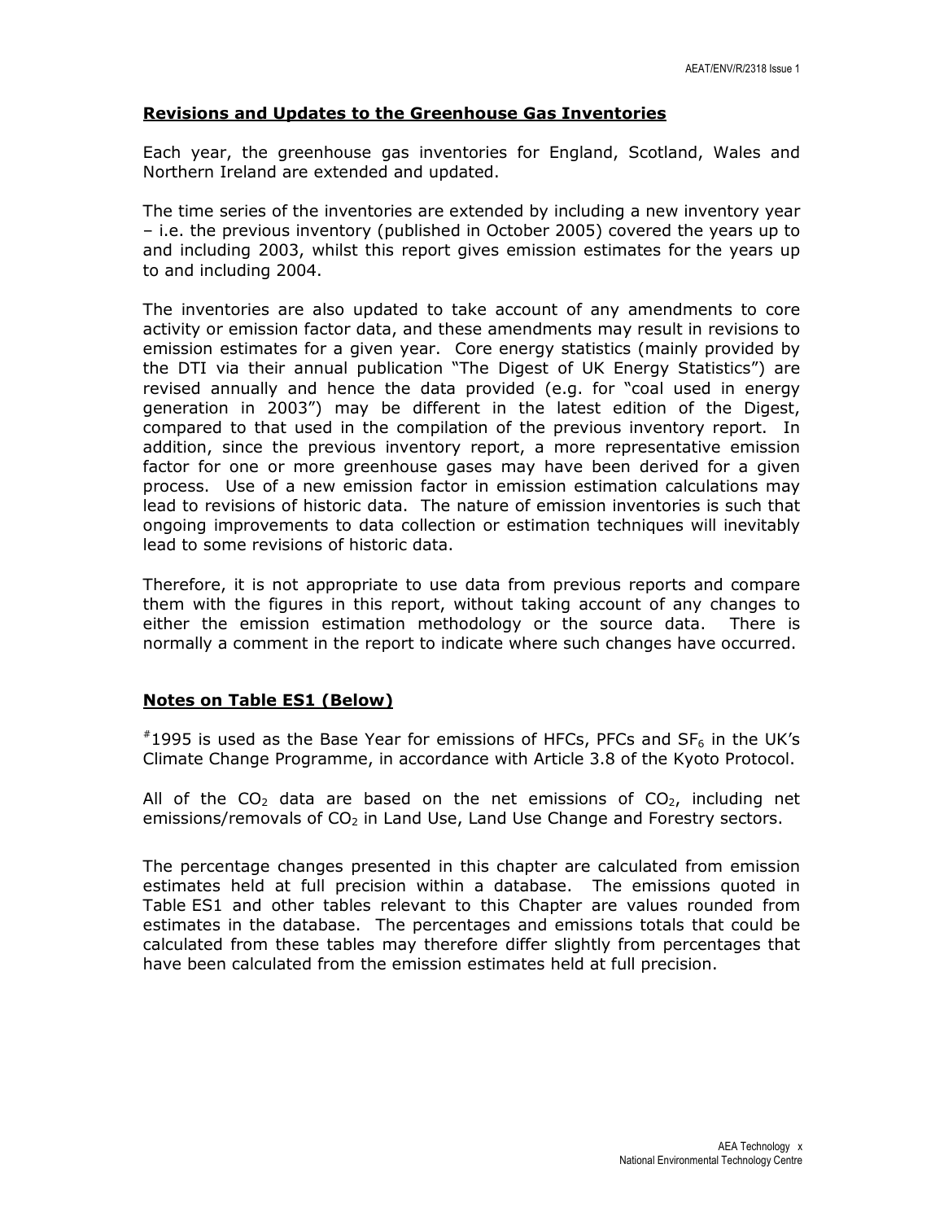## **Revisions and Updates to the Greenhouse Gas Inventories**

Each year, the greenhouse gas inventories for England, Scotland, Wales and Northern Ireland are extended and updated.

The time series of the inventories are extended by including a new inventory year – i.e. the previous inventory (published in October 2005) covered the years up to and including 2003, whilst this report gives emission estimates for the years up to and including 2004.

The inventories are also updated to take account of any amendments to core activity or emission factor data, and these amendments may result in revisions to emission estimates for a given year. Core energy statistics (mainly provided by the DTI via their annual publication "The Digest of UK Energy Statistics") are revised annually and hence the data provided (e.g. for "coal used in energy generation in 2003") may be different in the latest edition of the Digest, compared to that used in the compilation of the previous inventory report. In addition, since the previous inventory report, a more representative emission factor for one or more greenhouse gases may have been derived for a given process. Use of a new emission factor in emission estimation calculations may lead to revisions of historic data. The nature of emission inventories is such that ongoing improvements to data collection or estimation techniques will inevitably lead to some revisions of historic data.

Therefore, it is not appropriate to use data from previous reports and compare them with the figures in this report, without taking account of any changes to either the emission estimation methodology or the source data. There is normally a comment in the report to indicate where such changes have occurred.

## **Notes on Table ES1 (Below)**

[#]1995 is used as the Base Year for emissions of HFCs, PFCs and $SF_6$ in the UK's Climate Change Programme, in accordance with Article 3.8 of the Kyoto Protocol.

All of the $CO_2$ data are based on the net emissions of $CO_2$, including net emissions/removals of $CO_2$ in Land Use, Land Use Change and Forestry sectors.

The percentage changes presented in this chapter are calculated from emission estimates held at full precision within a database. The emissions quoted in Table ES1 and other tables relevant to this Chapter are values rounded from estimates in the database. The percentages and emissions totals that could be calculated from these tables may therefore differ slightly from percentages that have been calculated from the emission estimates held at full precision.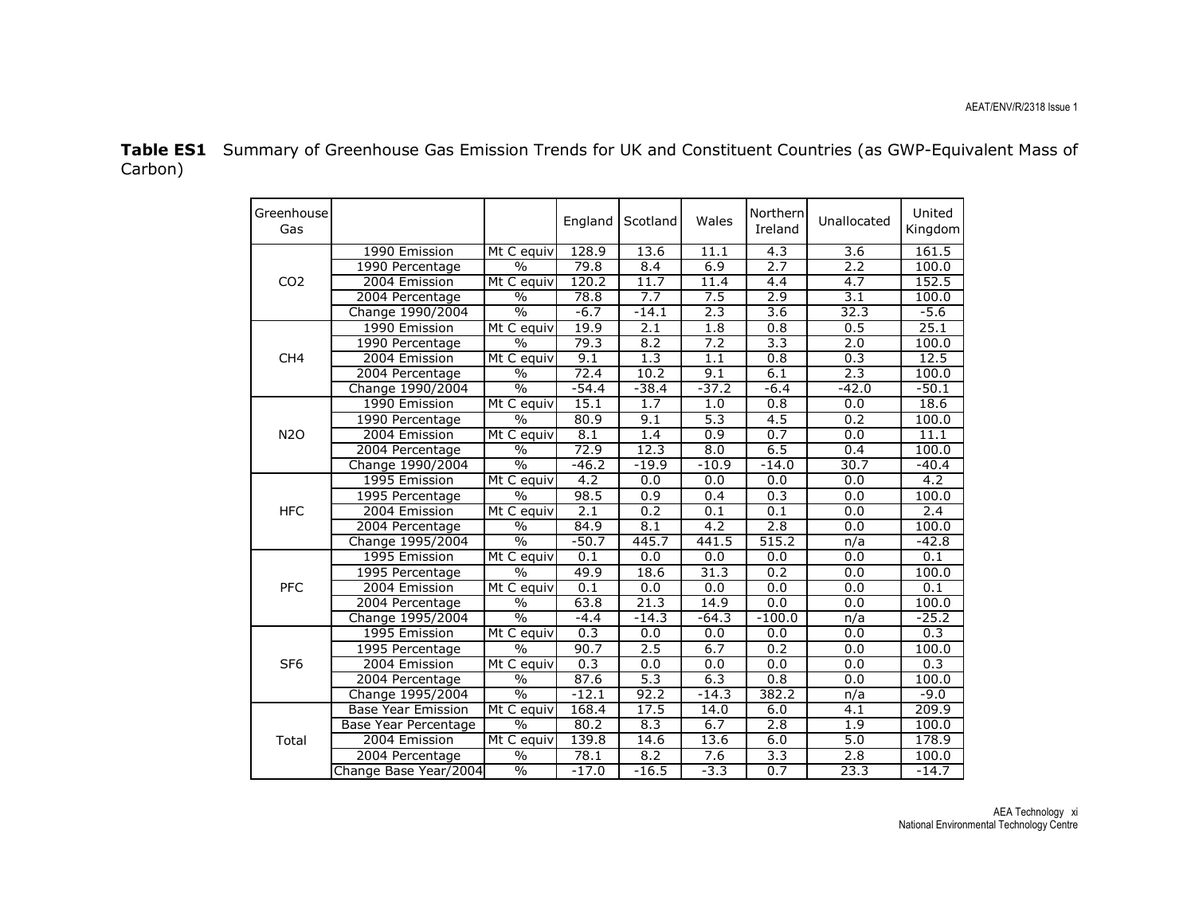**Table ES1** Summary of Greenhouse Gas Emission Trends for UK and Constituent Countries (as GWP-Equivalent Mass of Carbon)

| Greenhouse Gas | | | England | Scotland | Wales | Northern Ireland | Unallocated | United Kingdom |
|---|---|---|---|---|---|---|---|---|
| CO2 | 1990 Emission | Mt C equiv | 128.9 | 13.6 | 11.1 | 4.3 | 3.6 | 161.5 |
| | 1990 Percentage | % | 79.8 | 8.4 | 6.9 | 2.7 | 2.2 | 100.0 |
| | 2004 Emission | Mt C equiv | 120.2 | 11.7 | 11.4 | 4.4 | 4.7 | 152.5 |
| | 2004 Percentage | % | 78.8 | 7.7 | 7.5 | 2.9 | 3.1 | 100.0 |
| | Change 1990/2004 | % | -6.7 | -14.1 | 2.3 | 3.6 | 32.3 | -5.6 |
| CH4 | 1990 Emission | Mt C equiv | 19.9 | 2.1 | 1.8 | 0.8 | 0.5 | 25.1 |
| | 1990 Percentage | % | 79.3 | 8.2 | 7.2 | 3.3 | 2.0 | 100.0 |
| | 2004 Emission | Mt C equiv | 9.1 | 1.3 | 1.1 | 0.8 | 0.3 | 12.5 |
| | 2004 Percentage | % | 72.4 | 10.2 | 9.1 | 6.1 | 2.3 | 100.0 |
| | Change 1990/2004 | % | -54.4 | -38.4 | -37.2 | -6.4 | -42.0 | -50.1 |
| N2O | 1990 Emission | Mt C equiv | 15.1 | 1.7 | 1.0 | 0.8 | 0.0 | 18.6 |
| | 1990 Percentage | % | 80.9 | 9.1 | 5.3 | 4.5 | 0.2 | 100.0 |
| | 2004 Emission | Mt C equiv | 8.1 | 1.4 | 0.9 | 0.7 | 0.0 | 11.1 |
| | 2004 Percentage | % | 72.9 | 12.3 | 8.0 | 6.5 | 0.4 | 100.0 |
| | Change 1990/2004 | % | -46.2 | -19.9 | -10.9 | -14.0 | 30.7 | -40.4 |
| HFC | 1995 Emission | Mt C equiv | 4.2 | 0.0 | 0.0 | 0.0 | 0.0 | 4.2 |
| | 1995 Percentage | % | 98.5 | 0.9 | 0.4 | 0.3 | 0.0 | 100.0 |
| | 2004 Emission | Mt C equiv | 2.1 | 0.2 | 0.1 | 0.1 | 0.0 | 2.4 |
| | 2004 Percentage | % | 84.9 | 8.1 | 4.2 | 2.8 | 0.0 | 100.0 |
| | Change 1995/2004 | % | -50.7 | 445.7 | 441.5 | 515.2 | n/a | -42.8 |
| PFC | 1995 Emission | Mt C equiv | 0.1 | 0.0 | 0.0 | 0.0 | 0.0 | 0.1 |
| | 1995 Percentage | % | 49.9 | 18.6 | 31.3 | 0.2 | 0.0 | 100.0 |
| | 2004 Emission | Mt C equiv | 0.1 | 0.0 | 0.0 | 0.0 | 0.0 | 0.1 |
| | 2004 Percentage | % | 63.8 | 21.3 | 14.9 | 0.0 | 0.0 | 100.0 |
| | Change 1995/2004 | % | -4.4 | -14.3 | -64.3 | -100.0 | n/a | -25.2 |
| SF6 | 1995 Emission | Mt C equiv | 0.3 | 0.0 | 0.0 | 0.0 | 0.0 | 0.3 |
| | 1995 Percentage | % | 90.7 | 2.5 | 6.7 | 0.2 | 0.0 | 100.0 |
| | 2004 Emission | Mt C equiv | 0.3 | 0.0 | 0.0 | 0.0 | 0.0 | 0.3 |
| | 2004 Percentage | % | 87.6 | 5.3 | 6.3 | 0.8 | 0.0 | 100.0 |
| | Change 1995/2004 | % | -12.1 | 92.2 | -14.3 | 382.2 | n/a | -9.0 |
| Total | Base Year Emission | Mt C equiv | 168.4 | 17.5 | 14.0 | 6.0 | 4.1 | 209.9 |
| | Base Year Percentage | % | 80.2 | 8.3 | 6.7 | 2.8 | 1.9 | 100.0 |
| | 2004 Emission | Mt C equiv | 139.8 | 14.6 | 13.6 | 6.0 | 5.0 | 178.9 |
| | 2004 Percentage | % | 78.1 | 8.2 | 7.6 | 3.3 | 2.8 | 100.0 |
| | Change Base Year/2004 | % | -17.0 | -16.5 | -3.3 | 0.7 | 23.3 | -14.7 |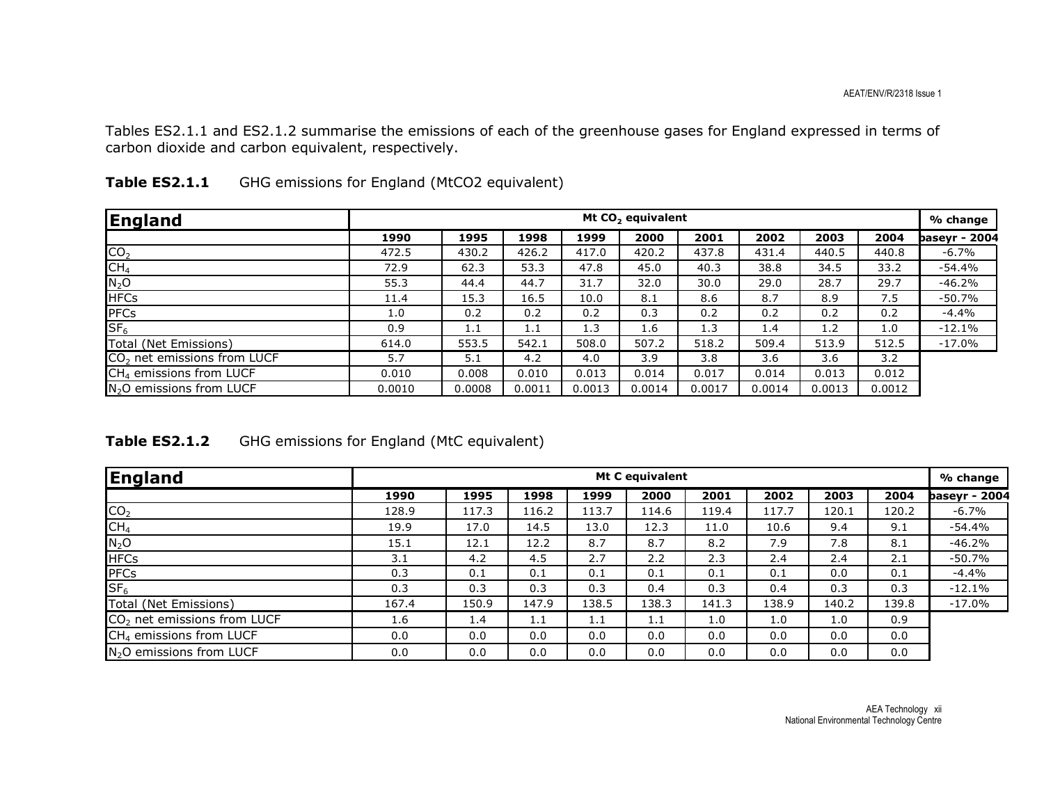Tables ES2.1.1 and ES2.1.2 summarise the emissions of each of the greenhouse gases for England expressed in terms of carbon dioxide and carbon equivalent, respectively.

**Table ES2.1.1** GHG emissions for England (MtCO2 equivalent)

| England | Mt $CO_2$ equivalent | | | | | | | | | % change |
|---|---|---|---|---|---|---|---|---|---|---|
| | 1990 | 1995 | 1998 | 1999 | 2000 | 2001 | 2002 | 2003 | 2004 | baseyr - 2004 |
| $CO_2$ | 472.5 | 430.2 | 426.2 | 417.0 | 420.2 | 437.8 | 431.4 | 440.5 | 440.8 | -6.7% |
| $CH_4$ | 72.9 | 62.3 | 53.3 | 47.8 | 45.0 | 40.3 | 38.8 | 34.5 | 33.2 | -54.4% |
| $N_2O$ | 55.3 | 44.4 | 44.7 | 31.7 | 32.0 | 30.0 | 29.0 | 28.7 | 29.7 | -46.2% |
| HFCs | 11.4 | 15.3 | 16.5 | 10.0 | 8.1 | 8.6 | 8.7 | 8.9 | 7.5 | -50.7% |
| PFCs | 1.0 | 0.2 | 0.2 | 0.2 | 0.3 | 0.2 | 0.2 | 0.2 | 0.2 | -4.4% |
| $SF_6$ | 0.9 | 1.1 | 1.1 | 1.3 | 1.6 | 1.3 | 1.4 | 1.2 | 1.0 | -12.1% |
| Total (Net Emissions) | 614.0 | 553.5 | 542.1 | 508.0 | 507.2 | 518.2 | 509.4 | 513.9 | 512.5 | -17.0% |
| $CO_2$ net emissions from LUCF | 5.7 | 5.1 | 4.2 | 4.0 | 3.9 | 3.8 | 3.6 | 3.6 | 3.2 | |
| $CH_4$ emissions from LUCF | 0.010 | 0.008 | 0.010 | 0.013 | 0.014 | 0.017 | 0.014 | 0.013 | 0.012 | |
| $N_2O$ emissions from LUCF | 0.0010 | 0.0008 | 0.0011 | 0.0013 | 0.0014 | 0.0017 | 0.0014 | 0.0013 | 0.0012 | |

**Table ES2.1.2** GHG emissions for England (MtC equivalent)

| England | Mt C equivalent | | | | | | | | | % change |
|---|---|---|---|---|---|---|---|---|---|---|
| | 1990 | 1995 | 1998 | 1999 | 2000 | 2001 | 2002 | 2003 | 2004 | baseyr - 2004 |
| $CO_2$ | 128.9 | 117.3 | 116.2 | 113.7 | 114.6 | 119.4 | 117.7 | 120.1 | 120.2 | -6.7% |
| $CH_4$ | 19.9 | 17.0 | 14.5 | 13.0 | 12.3 | 11.0 | 10.6 | 9.4 | 9.1 | -54.4% |
| $N_2O$ | 15.1 | 12.1 | 12.2 | 8.7 | 8.7 | 8.2 | 7.9 | 7.8 | 8.1 | -46.2% |
| HFCs | 3.1 | 4.2 | 4.5 | 2.7 | 2.2 | 2.3 | 2.4 | 2.4 | 2.1 | -50.7% |
| PFCs | 0.3 | 0.1 | 0.1 | 0.1 | 0.1 | 0.1 | 0.1 | 0.0 | 0.1 | -4.4% |
| $SF_6$ | 0.3 | 0.3 | 0.3 | 0.3 | 0.4 | 0.3 | 0.4 | 0.3 | 0.3 | -12.1% |
| Total (Net Emissions) | 167.4 | 150.9 | 147.9 | 138.5 | 138.3 | 141.3 | 138.9 | 140.2 | 139.8 | -17.0% |
| $CO_2$ net emissions from LUCF | 1.6 | 1.4 | 1.1 | 1.1 | 1.1 | 1.0 | 1.0 | 1.0 | 0.9 | |
| $CH_4$ emissions from LUCF | 0.0 | 0.0 | 0.0 | 0.0 | 0.0 | 0.0 | 0.0 | 0.0 | 0.0 | |
| $N_2O$ emissions from LUCF | 0.0 | 0.0 | 0.0 | 0.0 | 0.0 | 0.0 | 0.0 | 0.0 | 0.0 | |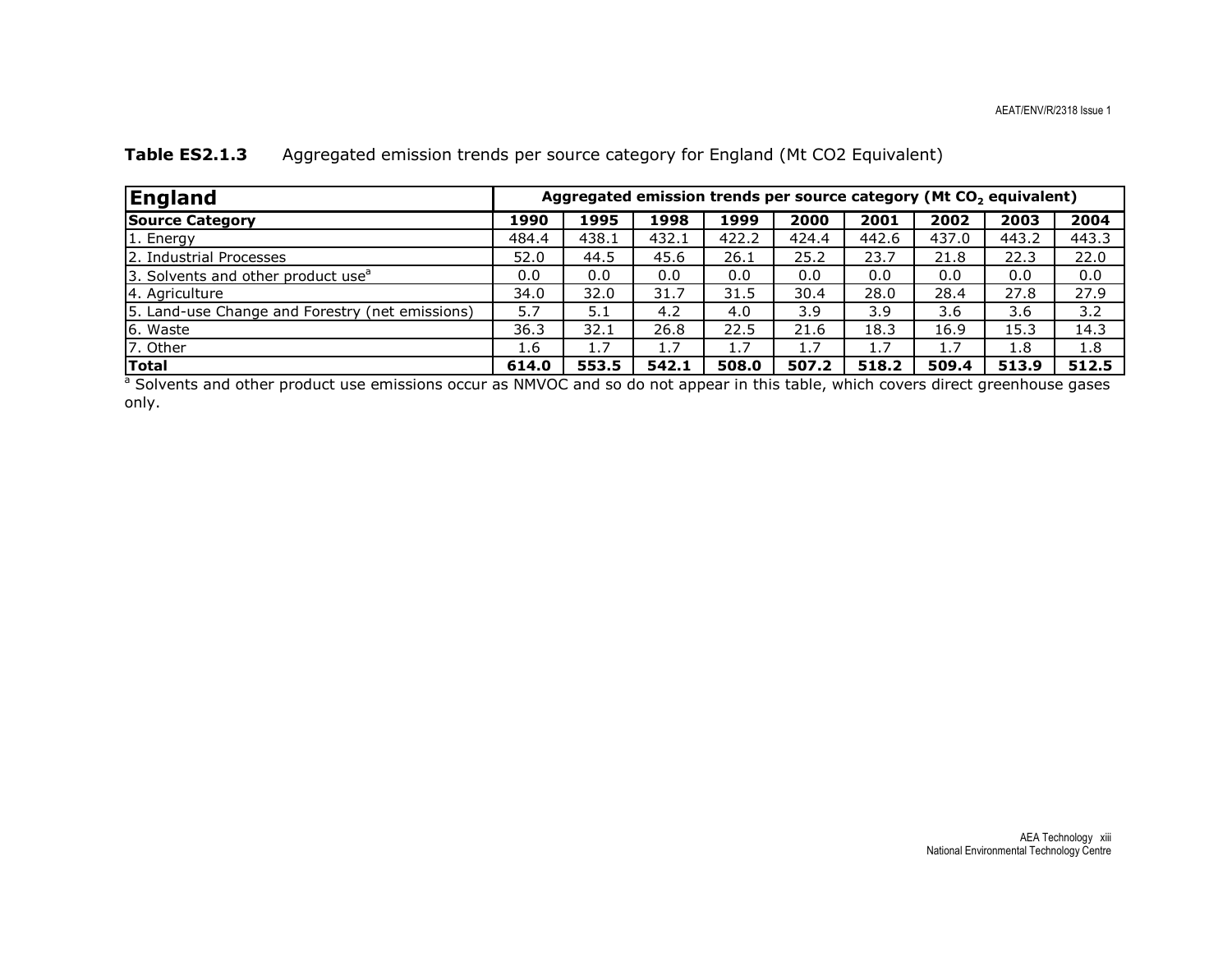**Table ES2.1.3** Aggregated emission trends per source category for England (Mt CO2 Equivalent)

| England | Aggregated emission trends per source category (Mt $CO_2$ equivalent) | | | | | | | | |
|---|---|---|---|---|---|---|---|---|---|
| **Source Category** | **1990** | **1995** | **1998** | **1999** | **2000** | **2001** | **2002** | **2003** | **2004** |
| 1. Energy | 484.4 | 438.1 | 432.1 | 422.2 | 424.4 | 442.6 | 437.0 | 443.2 | 443.3 |
| 2. Industrial Processes | 52.0 | 44.5 | 45.6 | 26.1 | 25.2 | 23.7 | 21.8 | 22.3 | 22.0 |
| 3. Solvents and other product use[a] | 0.0 | 0.0 | 0.0 | 0.0 | 0.0 | 0.0 | 0.0 | 0.0 | 0.0 |
| 4. Agriculture | 34.0 | 32.0 | 31.7 | 31.5 | 30.4 | 28.0 | 28.4 | 27.8 | 27.9 |
| 5. Land-use Change and Forestry (net emissions) | 5.7 | 5.1 | 4.2 | 4.0 | 3.9 | 3.9 | 3.6 | 3.6 | 3.2 |
| 6. Waste | 36.3 | 32.1 | 26.8 | 22.5 | 21.6 | 18.3 | 16.9 | 15.3 | 14.3 |
| 7. Other | 1.6 | 1.7 | 1.7 | 1.7 | 1.7 | 1.7 | 1.7 | 1.8 | 1.8 |
| **Total** | **614.0** | **553.5** | **542.1** | **508.0** | **507.2** | **518.2** | **509.4** | **513.9** | **512.5** |

[a] Solvents and other product use emissions occur as NMVOC and so do not appear in this table, which covers direct greenhouse gases only.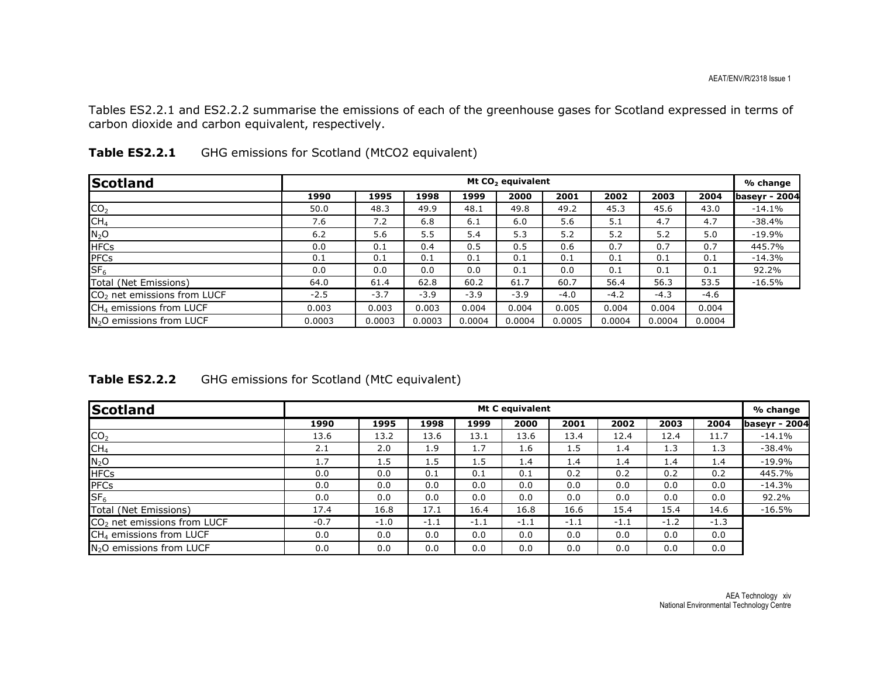Tables ES2.2.1 and ES2.2.2 summarise the emissions of each of the greenhouse gases for Scotland expressed in terms of carbon dioxide and carbon equivalent, respectively.

**Table ES2.2.1** GHG emissions for Scotland (MtCO2 equivalent)

| Scotland | Mt $CO_2$ equivalent | | | | | | | | | % change |
|---|---|---|---|---|---|---|---|---|---|---|
| | 1990 | 1995 | 1998 | 1999 | 2000 | 2001 | 2002 | 2003 | 2004 | baseyr - 2004 |
| $CO_2$ | 50.0 | 48.3 | 49.9 | 48.1 | 49.8 | 49.2 | 45.3 | 45.6 | 43.0 | -14.1% |
| $CH_4$ | 7.6 | 7.2 | 6.8 | 6.1 | 6.0 | 5.6 | 5.1 | 4.7 | 4.7 | -38.4% |
| $N_2O$ | 6.2 | 5.6 | 5.5 | 5.4 | 5.3 | 5.2 | 5.2 | 5.2 | 5.0 | -19.9% |
| HFCs | 0.0 | 0.1 | 0.4 | 0.5 | 0.5 | 0.6 | 0.7 | 0.7 | 0.7 | 445.7% |
| PFCs | 0.1 | 0.1 | 0.1 | 0.1 | 0.1 | 0.1 | 0.1 | 0.1 | 0.1 | -14.3% |
| $SF_6$ | 0.0 | 0.0 | 0.0 | 0.0 | 0.1 | 0.0 | 0.1 | 0.1 | 0.1 | 92.2% |
| Total (Net Emissions) | 64.0 | 61.4 | 62.8 | 60.2 | 61.7 | 60.7 | 56.4 | 56.3 | 53.5 | -16.5% |
| $CO_2$ net emissions from LUCF | -2.5 | -3.7 | -3.9 | -3.9 | -3.9 | -4.0 | -4.2 | -4.3 | -4.6 | |
| $CH_4$ emissions from LUCF | 0.003 | 0.003 | 0.003 | 0.004 | 0.004 | 0.005 | 0.004 | 0.004 | 0.004 | |
| $N_2O$ emissions from LUCF | 0.0003 | 0.0003 | 0.0003 | 0.0004 | 0.0004 | 0.0005 | 0.0004 | 0.0004 | 0.0004 | |

**Table ES2.2.2** GHG emissions for Scotland (MtC equivalent)

| Scotland | Mt C equivalent | | | | | | | | | % change |
|---|---|---|---|---|---|---|---|---|---|---|
| | 1990 | 1995 | 1998 | 1999 | 2000 | 2001 | 2002 | 2003 | 2004 | baseyr - 2004 |
| $CO_2$ | 13.6 | 13.2 | 13.6 | 13.1 | 13.6 | 13.4 | 12.4 | 12.4 | 11.7 | -14.1% |
| $CH_4$ | 2.1 | 2.0 | 1.9 | 1.7 | 1.6 | 1.5 | 1.4 | 1.3 | 1.3 | -38.4% |
| $N_2O$ | 1.7 | 1.5 | 1.5 | 1.5 | 1.4 | 1.4 | 1.4 | 1.4 | 1.4 | -19.9% |
| HFCs | 0.0 | 0.0 | 0.1 | 0.1 | 0.1 | 0.2 | 0.2 | 0.2 | 0.2 | 445.7% |
| PFCs | 0.0 | 0.0 | 0.0 | 0.0 | 0.0 | 0.0 | 0.0 | 0.0 | 0.0 | -14.3% |
| $SF_6$ | 0.0 | 0.0 | 0.0 | 0.0 | 0.0 | 0.0 | 0.0 | 0.0 | 0.0 | 92.2% |
| Total (Net Emissions) | 17.4 | 16.8 | 17.1 | 16.4 | 16.8 | 16.6 | 15.4 | 15.4 | 14.6 | -16.5% |
| $CO_2$ net emissions from LUCF | -0.7 | -1.0 | -1.1 | -1.1 | -1.1 | -1.1 | -1.1 | -1.2 | -1.3 | |
| $CH_4$ emissions from LUCF | 0.0 | 0.0 | 0.0 | 0.0 | 0.0 | 0.0 | 0.0 | 0.0 | 0.0 | |
| $N_2O$ emissions from LUCF | 0.0 | 0.0 | 0.0 | 0.0 | 0.0 | 0.0 | 0.0 | 0.0 | 0.0 | |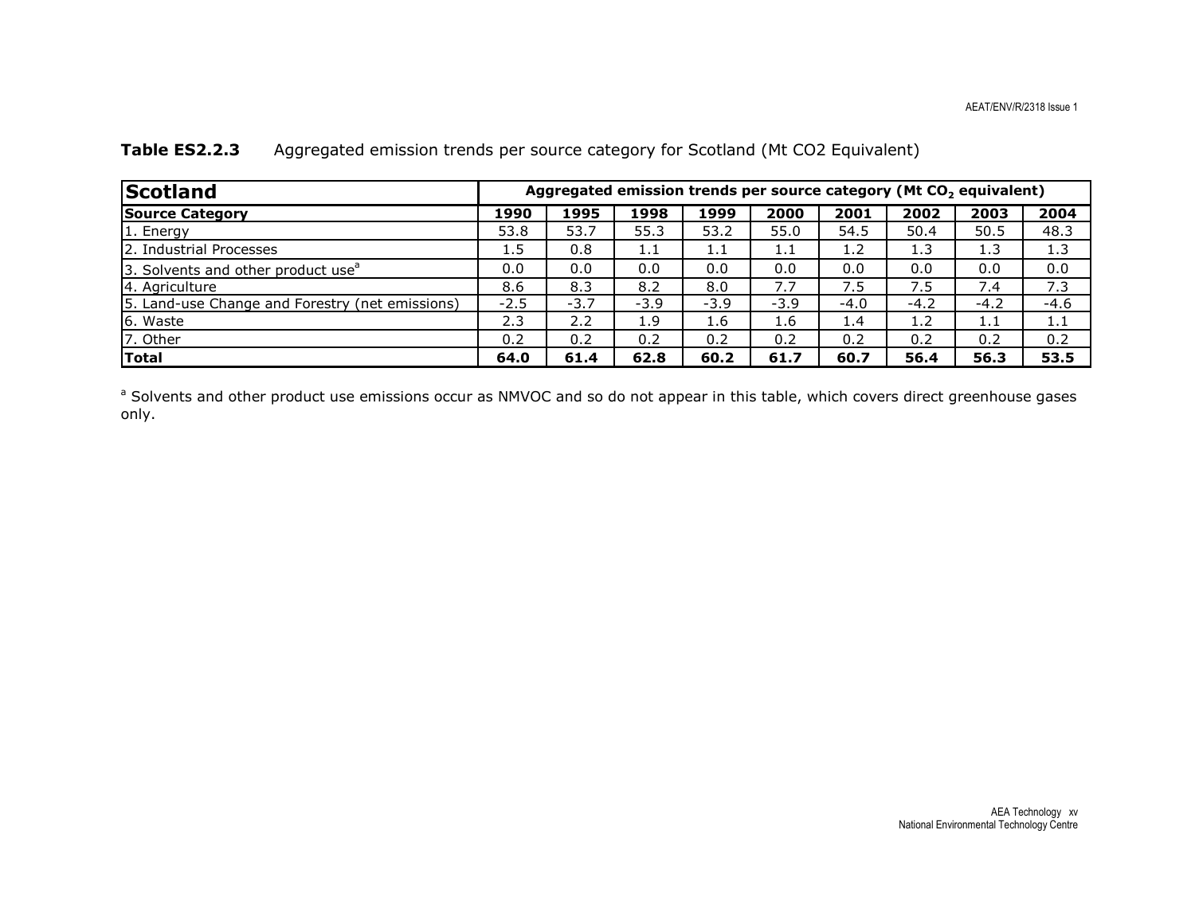**Table ES2.2.3** Aggregated emission trends per source category for Scotland (Mt CO2 Equivalent)

| **Scotland** | Aggregated emission trends per source category (Mt $CO_2$ equivalent) | | | | | | | | |
|---|---|---|---|---|---|---|---|---|---|
| **Source Category** | **1990** | **1995** | **1998** | **1999** | **2000** | **2001** | **2002** | **2003** | **2004** |
| 1. Energy | 53.8 | 53.7 | 55.3 | 53.2 | 55.0 | 54.5 | 50.4 | 50.5 | 48.3 |
| 2. Industrial Processes | 1.5 | 0.8 | 1.1 | 1.1 | 1.1 | 1.2 | 1.3 | 1.3 | 1.3 |
| 3. Solvents and other product use[a] | 0.0 | 0.0 | 0.0 | 0.0 | 0.0 | 0.0 | 0.0 | 0.0 | 0.0 |
| 4. Agriculture | 8.6 | 8.3 | 8.2 | 8.0 | 7.7 | 7.5 | 7.5 | 7.4 | 7.3 |
| 5. Land-use Change and Forestry (net emissions) | -2.5 | -3.7 | -3.9 | -3.9 | -3.9 | -4.0 | -4.2 | -4.2 | -4.6 |
| 6. Waste | 2.3 | 2.2 | 1.9 | 1.6 | 1.6 | 1.4 | 1.2 | 1.1 | 1.1 |
| 7. Other | 0.2 | 0.2 | 0.2 | 0.2 | 0.2 | 0.2 | 0.2 | 0.2 | 0.2 |
| **Total** | **64.0** | **61.4** | **62.8** | **60.2** | **61.7** | **60.7** | **56.4** | **56.3** | **53.5** |

[a] Solvents and other product use emissions occur as NMVOC and so do not appear in this table, which covers direct greenhouse gases only.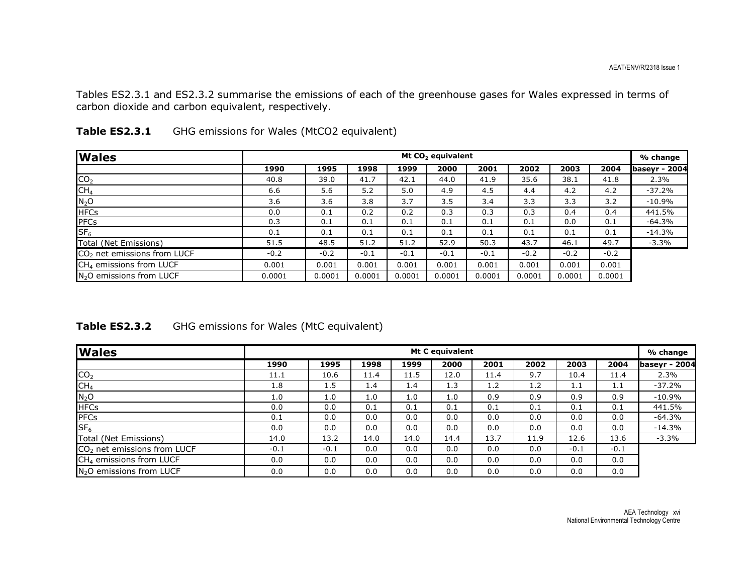Tables ES2.3.1 and ES2.3.2 summarise the emissions of each of the greenhouse gases for Wales expressed in terms of carbon dioxide and carbon equivalent, respectively.

**Table ES2.3.1** GHG emissions for Wales (MtCO2 equivalent)

| **Wales** | Mt $CO_2$ equivalent | | | | | | | | | % change |
|---|---|---|---|---|---|---|---|---|---|---|
| | **1990** | **1995** | **1998** | **1999** | **2000** | **2001** | **2002** | **2003** | **2004** | **baseyr - 2004** |
| $CO_2$ | 40.8 | 39.0 | 41.7 | 42.1 | 44.0 | 41.9 | 35.6 | 38.1 | 41.8 | 2.3% |
| $CH_4$ | 6.6 | 5.6 | 5.2 | 5.0 | 4.9 | 4.5 | 4.4 | 4.2 | 4.2 | -37.2% |
| $N_2O$ | 3.6 | 3.6 | 3.8 | 3.7 | 3.5 | 3.4 | 3.3 | 3.3 | 3.2 | -10.9% |
| HFCs | 0.0 | 0.1 | 0.2 | 0.2 | 0.3 | 0.3 | 0.3 | 0.4 | 0.4 | 441.5% |
| PFCs | 0.3 | 0.1 | 0.1 | 0.1 | 0.1 | 0.1 | 0.1 | 0.0 | 0.1 | -64.3% |
| $SF_6$ | 0.1 | 0.1 | 0.1 | 0.1 | 0.1 | 0.1 | 0.1 | 0.1 | 0.1 | -14.3% |
| Total (Net Emissions) | 51.5 | 48.5 | 51.2 | 51.2 | 52.9 | 50.3 | 43.7 | 46.1 | 49.7 | -3.3% |
| $CO_2$ net emissions from LUCF | -0.2 | -0.2 | -0.1 | -0.1 | -0.1 | -0.1 | -0.2 | -0.2 | -0.2 | |
| $CH_4$ emissions from LUCF | 0.001 | 0.001 | 0.001 | 0.001 | 0.001 | 0.001 | 0.001 | 0.001 | 0.001 | |
| $N_2O$ emissions from LUCF | 0.0001 | 0.0001 | 0.0001 | 0.0001 | 0.0001 | 0.0001 | 0.0001 | 0.0001 | 0.0001 | |

**Table ES2.3.2** GHG emissions for Wales (MtC equivalent)

| **Wales** | Mt C equivalent | | | | | | | | | % change |
|---|---|---|---|---|---|---|---|---|---|---|
| | **1990** | **1995** | **1998** | **1999** | **2000** | **2001** | **2002** | **2003** | **2004** | **baseyr - 2004** |
| $CO_2$ | 11.1 | 10.6 | 11.4 | 11.5 | 12.0 | 11.4 | 9.7 | 10.4 | 11.4 | 2.3% |
| $CH_4$ | 1.8 | 1.5 | 1.4 | 1.4 | 1.3 | 1.2 | 1.2 | 1.1 | 1.1 | -37.2% |
| $N_2O$ | 1.0 | 1.0 | 1.0 | 1.0 | 1.0 | 0.9 | 0.9 | 0.9 | 0.9 | -10.9% |
| HFCs | 0.0 | 0.0 | 0.1 | 0.1 | 0.1 | 0.1 | 0.1 | 0.1 | 0.1 | 441.5% |
| PFCs | 0.1 | 0.0 | 0.0 | 0.0 | 0.0 | 0.0 | 0.0 | 0.0 | 0.0 | -64.3% |
| $SF_6$ | 0.0 | 0.0 | 0.0 | 0.0 | 0.0 | 0.0 | 0.0 | 0.0 | 0.0 | -14.3% |
| Total (Net Emissions) | 14.0 | 13.2 | 14.0 | 14.0 | 14.4 | 13.7 | 11.9 | 12.6 | 13.6 | -3.3% |
| $CO_2$ net emissions from LUCF | -0.1 | -0.1 | 0.0 | 0.0 | 0.0 | 0.0 | 0.0 | -0.1 | -0.1 | |
| $CH_4$ emissions from LUCF | 0.0 | 0.0 | 0.0 | 0.0 | 0.0 | 0.0 | 0.0 | 0.0 | 0.0 | |
| $N_2O$ emissions from LUCF | 0.0 | 0.0 | 0.0 | 0.0 | 0.0 | 0.0 | 0.0 | 0.0 | 0.0 | |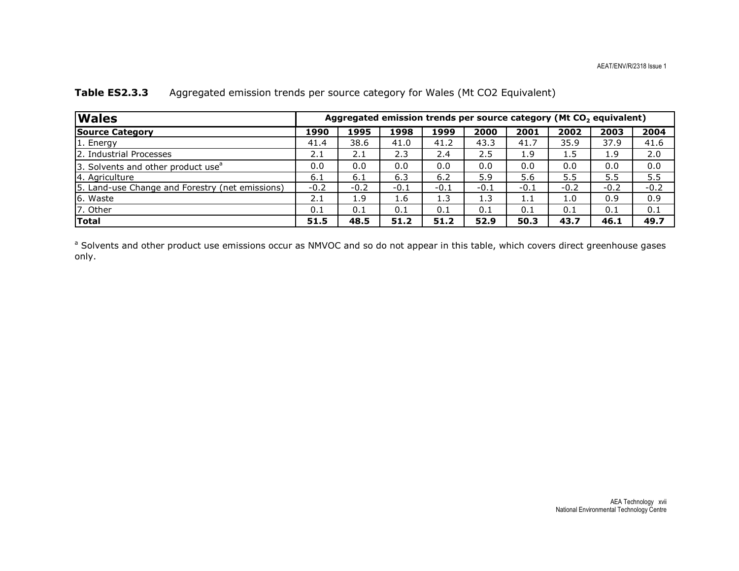**Table ES2.3.3** Aggregated emission trends per source category for Wales (Mt CO2 Equivalent)

| **Wales** | **Aggregated emission trends per source category (Mt $CO_2$ equivalent)** | | | | | | | | |
|---|---|---|---|---|---|---|---|---|---|
| **Source Category** | **1990** | **1995** | **1998** | **1999** | **2000** | **2001** | **2002** | **2003** | **2004** |
| 1. Energy | 41.4 | 38.6 | 41.0 | 41.2 | 43.3 | 41.7 | 35.9 | 37.9 | 41.6 |
| 2. Industrial Processes | 2.1 | 2.1 | 2.3 | 2.4 | 2.5 | 1.9 | 1.5 | 1.9 | 2.0 |
| 3. Solvents and other product use[a] | 0.0 | 0.0 | 0.0 | 0.0 | 0.0 | 0.0 | 0.0 | 0.0 | 0.0 |
| 4. Agriculture | 6.1 | 6.1 | 6.3 | 6.2 | 5.9 | 5.6 | 5.5 | 5.5 | 5.5 |
| 5. Land-use Change and Forestry (net emissions) | -0.2 | -0.2 | -0.1 | -0.1 | -0.1 | -0.1 | -0.2 | -0.2 | -0.2 |
| 6. Waste | 2.1 | 1.9 | 1.6 | 1.3 | 1.3 | 1.1 | 1.0 | 0.9 | 0.9 |
| 7. Other | 0.1 | 0.1 | 0.1 | 0.1 | 0.1 | 0.1 | 0.1 | 0.1 | 0.1 |
| **Total** | **51.5** | **48.5** | **51.2** | **51.2** | **52.9** | **50.3** | **43.7** | **46.1** | **49.7** |

[a] Solvents and other product use emissions occur as NMVOC and so do not appear in this table, which covers direct greenhouse gases only.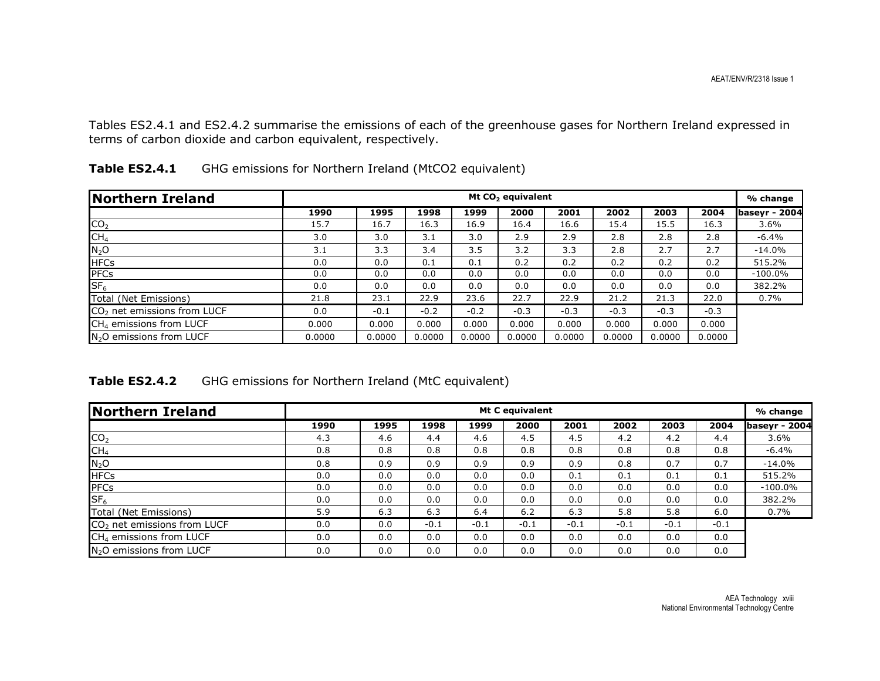Tables ES2.4.1 and ES2.4.2 summarise the emissions of each of the greenhouse gases for Northern Ireland expressed in terms of carbon dioxide and carbon equivalent, respectively.

**Table ES2.4.1** GHG emissions for Northern Ireland (MtCO2 equivalent)

| Northern Ireland | Mt $CO_2$ equivalent | | | | | | | | | % change |
|---|---|---|---|---|---|---|---|---|---|---|
| | 1990 | 1995 | 1998 | 1999 | 2000 | 2001 | 2002 | 2003 | 2004 | baseyr - 2004 |
| $CO_2$ | 15.7 | 16.7 | 16.3 | 16.9 | 16.4 | 16.6 | 15.4 | 15.5 | 16.3 | 3.6% |
| $CH_4$ | 3.0 | 3.0 | 3.1 | 3.0 | 2.9 | 2.9 | 2.8 | 2.8 | 2.8 | -6.4% |
| $N_2O$ | 3.1 | 3.3 | 3.4 | 3.5 | 3.2 | 3.3 | 2.8 | 2.7 | 2.7 | -14.0% |
| HFCs | 0.0 | 0.0 | 0.1 | 0.1 | 0.2 | 0.2 | 0.2 | 0.2 | 0.2 | 515.2% |
| PFCs | 0.0 | 0.0 | 0.0 | 0.0 | 0.0 | 0.0 | 0.0 | 0.0 | 0.0 | -100.0% |
| $SF_6$ | 0.0 | 0.0 | 0.0 | 0.0 | 0.0 | 0.0 | 0.0 | 0.0 | 0.0 | 382.2% |
| Total (Net Emissions) | 21.8 | 23.1 | 22.9 | 23.6 | 22.7 | 22.9 | 21.2 | 21.3 | 22.0 | 0.7% |
| $CO_2$ net emissions from LUCF | 0.0 | -0.1 | -0.2 | -0.2 | -0.3 | -0.3 | -0.3 | -0.3 | -0.3 | |
| $CH_4$ emissions from LUCF | 0.000 | 0.000 | 0.000 | 0.000 | 0.000 | 0.000 | 0.000 | 0.000 | 0.000 | |
| $N_2O$ emissions from LUCF | 0.0000 | 0.0000 | 0.0000 | 0.0000 | 0.0000 | 0.0000 | 0.0000 | 0.0000 | 0.0000 | |

**Table ES2.4.2** GHG emissions for Northern Ireland (MtC equivalent)

| Northern Ireland | Mt C equivalent | | | | | | | | | % change |
|---|---|---|---|---|---|---|---|---|---|---|
| | 1990 | 1995 | 1998 | 1999 | 2000 | 2001 | 2002 | 2003 | 2004 | baseyr - 2004 |
| $CO_2$ | 4.3 | 4.6 | 4.4 | 4.6 | 4.5 | 4.5 | 4.2 | 4.2 | 4.4 | 3.6% |
| $CH_4$ | 0.8 | 0.8 | 0.8 | 0.8 | 0.8 | 0.8 | 0.8 | 0.8 | 0.8 | -6.4% |
| $N_2O$ | 0.8 | 0.9 | 0.9 | 0.9 | 0.9 | 0.9 | 0.8 | 0.7 | 0.7 | -14.0% |
| HFCs | 0.0 | 0.0 | 0.0 | 0.0 | 0.0 | 0.1 | 0.1 | 0.1 | 0.1 | 515.2% |
| PFCs | 0.0 | 0.0 | 0.0 | 0.0 | 0.0 | 0.0 | 0.0 | 0.0 | 0.0 | -100.0% |
| $SF_6$ | 0.0 | 0.0 | 0.0 | 0.0 | 0.0 | 0.0 | 0.0 | 0.0 | 0.0 | 382.2% |
| Total (Net Emissions) | 5.9 | 6.3 | 6.3 | 6.4 | 6.2 | 6.3 | 5.8 | 5.8 | 6.0 | 0.7% |
| $CO_2$ net emissions from LUCF | 0.0 | 0.0 | -0.1 | -0.1 | -0.1 | -0.1 | -0.1 | -0.1 | -0.1 | |
| $CH_4$ emissions from LUCF | 0.0 | 0.0 | 0.0 | 0.0 | 0.0 | 0.0 | 0.0 | 0.0 | 0.0 | |
| $N_2O$ emissions from LUCF | 0.0 | 0.0 | 0.0 | 0.0 | 0.0 | 0.0 | 0.0 | 0.0 | 0.0 | |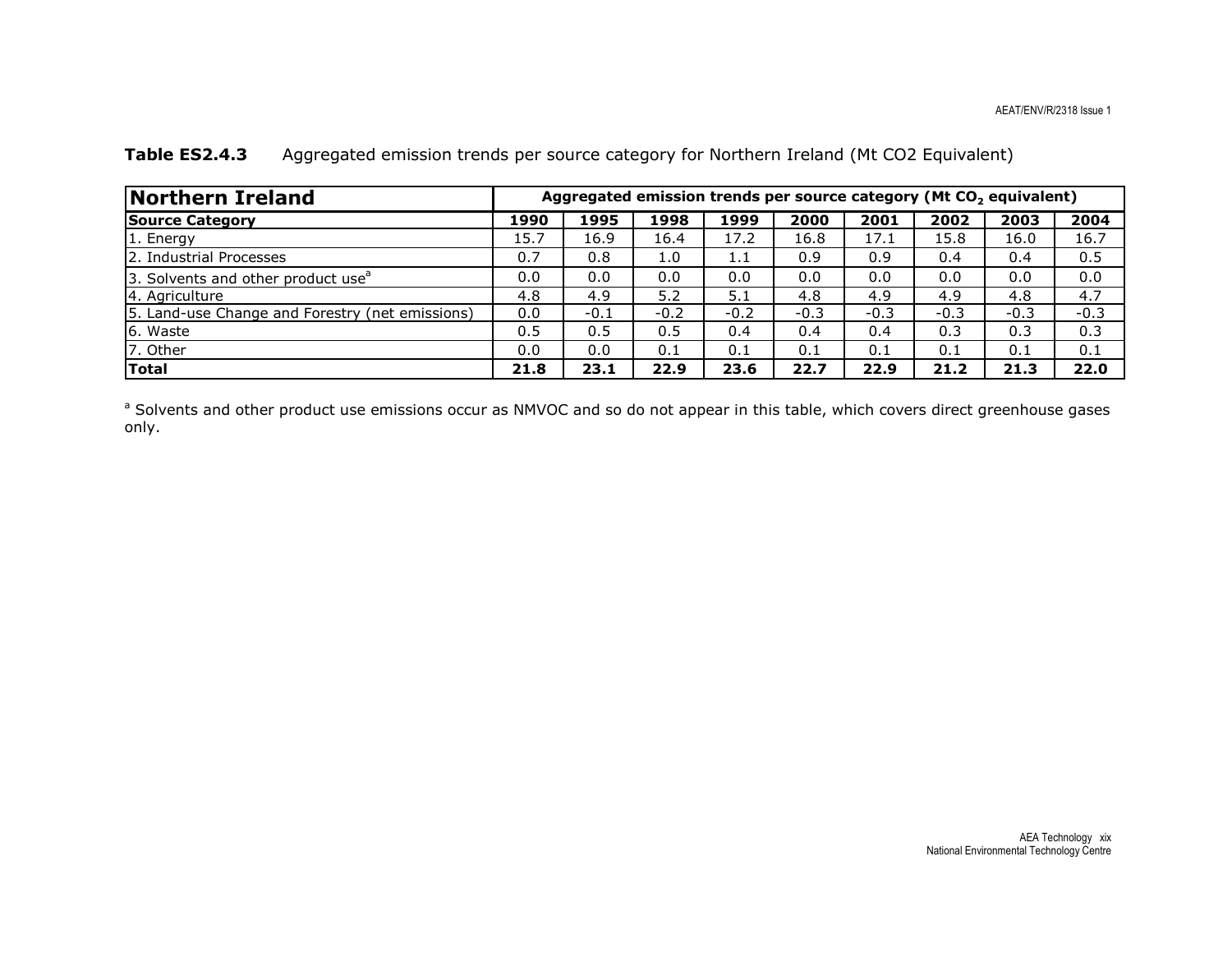**Table ES2.4.3** Aggregated emission trends per source category for Northern Ireland (Mt CO2 Equivalent)

| **Northern Ireland** | **Aggregated emission trends per source category (Mt $CO_2$ equivalent)** | | | | | | | | |
|---|---|---|---|---|---|---|---|---|---|
| **Source Category** | **1990** | **1995** | **1998** | **1999** | **2000** | **2001** | **2002** | **2003** | **2004** |
| 1. Energy | 15.7 | 16.9 | 16.4 | 17.2 | 16.8 | 17.1 | 15.8 | 16.0 | 16.7 |
| 2. Industrial Processes | 0.7 | 0.8 | 1.0 | 1.1 | 0.9 | 0.9 | 0.4 | 0.4 | 0.5 |
| 3. Solvents and other product use[a] | 0.0 | 0.0 | 0.0 | 0.0 | 0.0 | 0.0 | 0.0 | 0.0 | 0.0 |
| 4. Agriculture | 4.8 | 4.9 | 5.2 | 5.1 | 4.8 | 4.9 | 4.9 | 4.8 | 4.7 |
| 5. Land-use Change and Forestry (net emissions) | 0.0 | -0.1 | -0.2 | -0.2 | -0.3 | -0.3 | -0.3 | -0.3 | -0.3 |
| 6. Waste | 0.5 | 0.5 | 0.5 | 0.4 | 0.4 | 0.4 | 0.3 | 0.3 | 0.3 |
| 7. Other | 0.0 | 0.0 | 0.1 | 0.1 | 0.1 | 0.1 | 0.1 | 0.1 | 0.1 |
| **Total** | **21.8** | **23.1** | **22.9** | **23.6** | **22.7** | **22.9** | **21.2** | **21.3** | **22.0** |

[a] Solvents and other product use emissions occur as NMVOC and so do not appear in this table, which covers direct greenhouse gases only.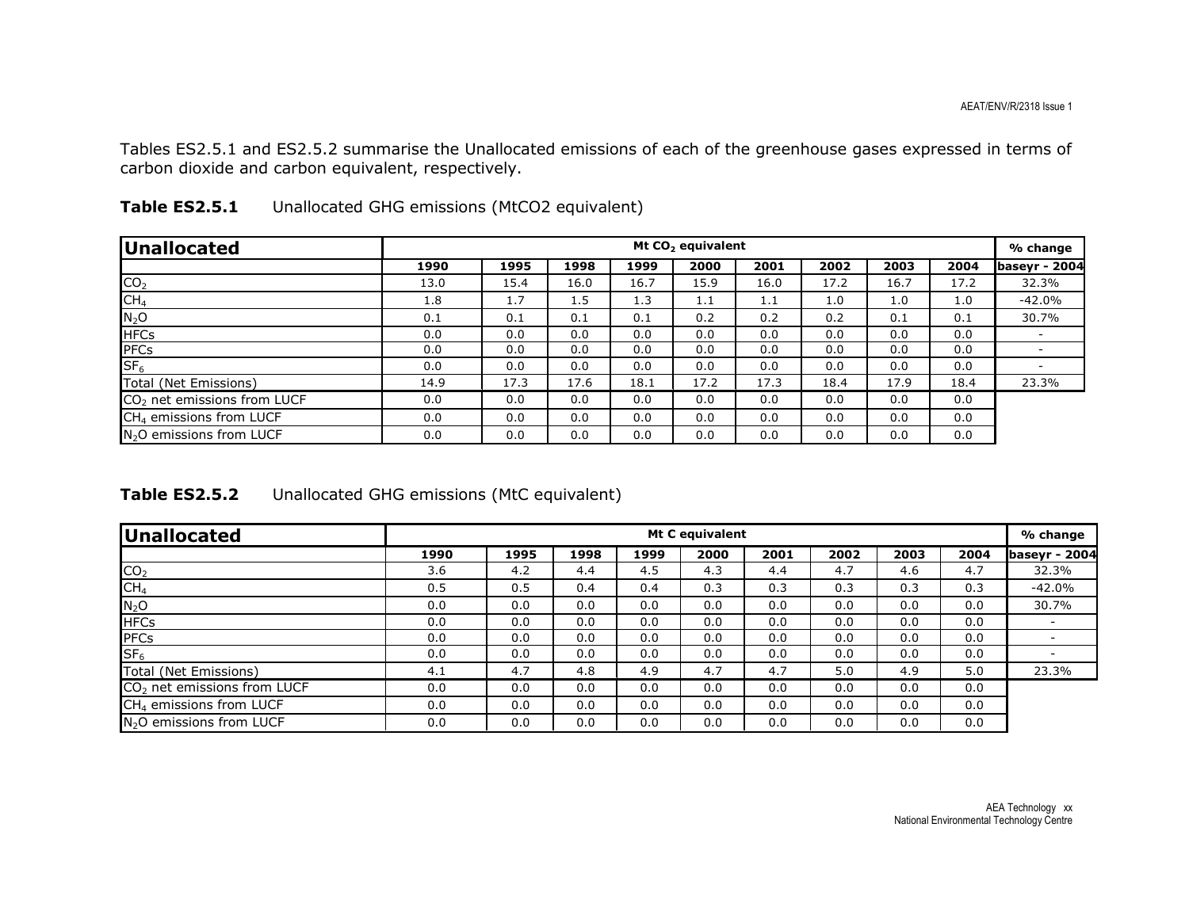Tables ES2.5.1 and ES2.5.2 summarise the Unallocated emissions of each of the greenhouse gases expressed in terms of carbon dioxide and carbon equivalent, respectively.

**Table ES2.5.1** Unallocated GHG emissions (MtCO2 equivalent)

| **Unallocated** | Mt $CO_2$ equivalent | | | | | | | | | % change |
|---|---|---|---|---|---|---|---|---|---|---|
| | **1990** | **1995** | **1998** | **1999** | **2000** | **2001** | **2002** | **2003** | **2004** | **baseyr - 2004** |
| $CO_2$ | 13.0 | 15.4 | 16.0 | 16.7 | 15.9 | 16.0 | 17.2 | 16.7 | 17.2 | 32.3% |
| $CH_4$ | 1.8 | 1.7 | 1.5 | 1.3 | 1.1 | 1.1 | 1.0 | 1.0 | 1.0 | -42.0% |
| $N_2O$ | 0.1 | 0.1 | 0.1 | 0.1 | 0.2 | 0.2 | 0.2 | 0.1 | 0.1 | 30.7% |
| HFCs | 0.0 | 0.0 | 0.0 | 0.0 | 0.0 | 0.0 | 0.0 | 0.0 | 0.0 | - |
| PFCs | 0.0 | 0.0 | 0.0 | 0.0 | 0.0 | 0.0 | 0.0 | 0.0 | 0.0 | - |
| $SF_6$ | 0.0 | 0.0 | 0.0 | 0.0 | 0.0 | 0.0 | 0.0 | 0.0 | 0.0 | - |
| Total (Net Emissions) | 14.9 | 17.3 | 17.6 | 18.1 | 17.2 | 17.3 | 18.4 | 17.9 | 18.4 | 23.3% |
| $CO_2$ net emissions from LUCF | 0.0 | 0.0 | 0.0 | 0.0 | 0.0 | 0.0 | 0.0 | 0.0 | 0.0 | |
| $CH_4$ emissions from LUCF | 0.0 | 0.0 | 0.0 | 0.0 | 0.0 | 0.0 | 0.0 | 0.0 | 0.0 | |
| $N_2O$ emissions from LUCF | 0.0 | 0.0 | 0.0 | 0.0 | 0.0 | 0.0 | 0.0 | 0.0 | 0.0 | |

**Table ES2.5.2** Unallocated GHG emissions (MtC equivalent)

| **Unallocated** | Mt C equivalent | | | | | | | | | % change |
|---|---|---|---|---|---|---|---|---|---|---|
| | **1990** | **1995** | **1998** | **1999** | **2000** | **2001** | **2002** | **2003** | **2004** | **baseyr - 2004** |
| $CO_2$ | 3.6 | 4.2 | 4.4 | 4.5 | 4.3 | 4.4 | 4.7 | 4.6 | 4.7 | 32.3% |
| $CH_4$ | 0.5 | 0.5 | 0.4 | 0.4 | 0.3 | 0.3 | 0.3 | 0.3 | 0.3 | -42.0% |
| $N_2O$ | 0.0 | 0.0 | 0.0 | 0.0 | 0.0 | 0.0 | 0.0 | 0.0 | 0.0 | 30.7% |
| HFCs | 0.0 | 0.0 | 0.0 | 0.0 | 0.0 | 0.0 | 0.0 | 0.0 | 0.0 | - |
| PFCs | 0.0 | 0.0 | 0.0 | 0.0 | 0.0 | 0.0 | 0.0 | 0.0 | 0.0 | - |
| $SF_6$ | 0.0 | 0.0 | 0.0 | 0.0 | 0.0 | 0.0 | 0.0 | 0.0 | 0.0 | - |
| Total (Net Emissions) | 4.1 | 4.7 | 4.8 | 4.9 | 4.7 | 4.7 | 5.0 | 4.9 | 5.0 | 23.3% |
| $CO_2$ net emissions from LUCF | 0.0 | 0.0 | 0.0 | 0.0 | 0.0 | 0.0 | 0.0 | 0.0 | 0.0 | |
| $CH_4$ emissions from LUCF | 0.0 | 0.0 | 0.0 | 0.0 | 0.0 | 0.0 | 0.0 | 0.0 | 0.0 | |
| $N_2O$ emissions from LUCF | 0.0 | 0.0 | 0.0 | 0.0 | 0.0 | 0.0 | 0.0 | 0.0 | 0.0 | |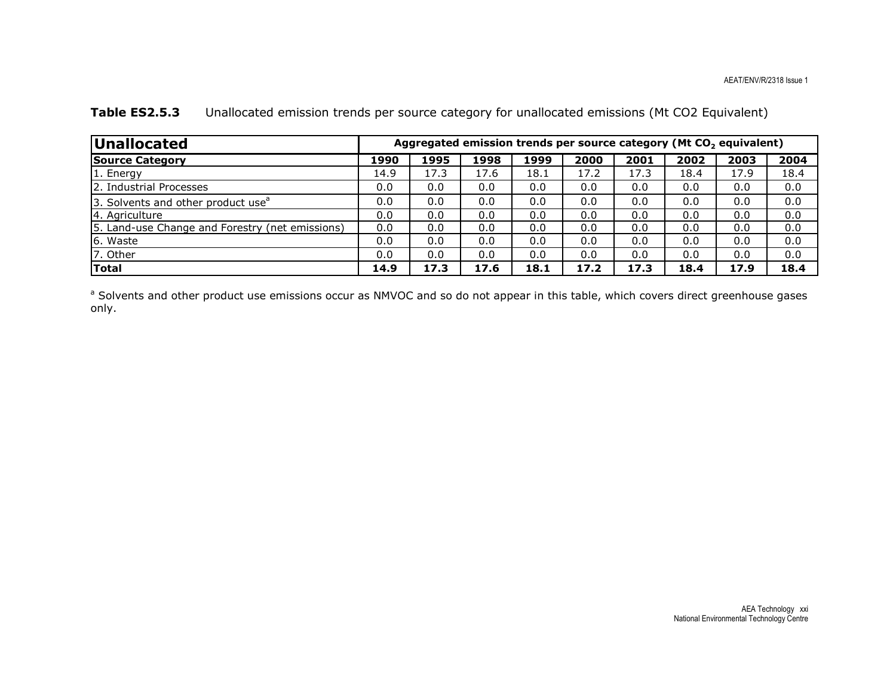**Table ES2.5.3** Unallocated emission trends per source category for unallocated emissions (Mt CO2 Equivalent)

| **Unallocated** | **Aggregated emission trends per source category (Mt $CO_2$ equivalent)** | | | | | | | | |
|---|---|---|---|---|---|---|---|---|---|
| **Source Category** | **1990** | **1995** | **1998** | **1999** | **2000** | **2001** | **2002** | **2003** | **2004** |
| 1. Energy | 14.9 | 17.3 | 17.6 | 18.1 | 17.2 | 17.3 | 18.4 | 17.9 | 18.4 |
| 2. Industrial Processes | 0.0 | 0.0 | 0.0 | 0.0 | 0.0 | 0.0 | 0.0 | 0.0 | 0.0 |
| 3. Solvents and other product use[a] | 0.0 | 0.0 | 0.0 | 0.0 | 0.0 | 0.0 | 0.0 | 0.0 | 0.0 |
| 4. Agriculture | 0.0 | 0.0 | 0.0 | 0.0 | 0.0 | 0.0 | 0.0 | 0.0 | 0.0 |
| 5. Land-use Change and Forestry (net emissions) | 0.0 | 0.0 | 0.0 | 0.0 | 0.0 | 0.0 | 0.0 | 0.0 | 0.0 |
| 6. Waste | 0.0 | 0.0 | 0.0 | 0.0 | 0.0 | 0.0 | 0.0 | 0.0 | 0.0 |
| 7. Other | 0.0 | 0.0 | 0.0 | 0.0 | 0.0 | 0.0 | 0.0 | 0.0 | 0.0 |
| **Total** | **14.9** | **17.3** | **17.6** | **18.1** | **17.2** | **17.3** | **18.4** | **17.9** | **18.4** |

[a] Solvents and other product use emissions occur as NMVOC and so do not appear in this table, which covers direct greenhouse gases only.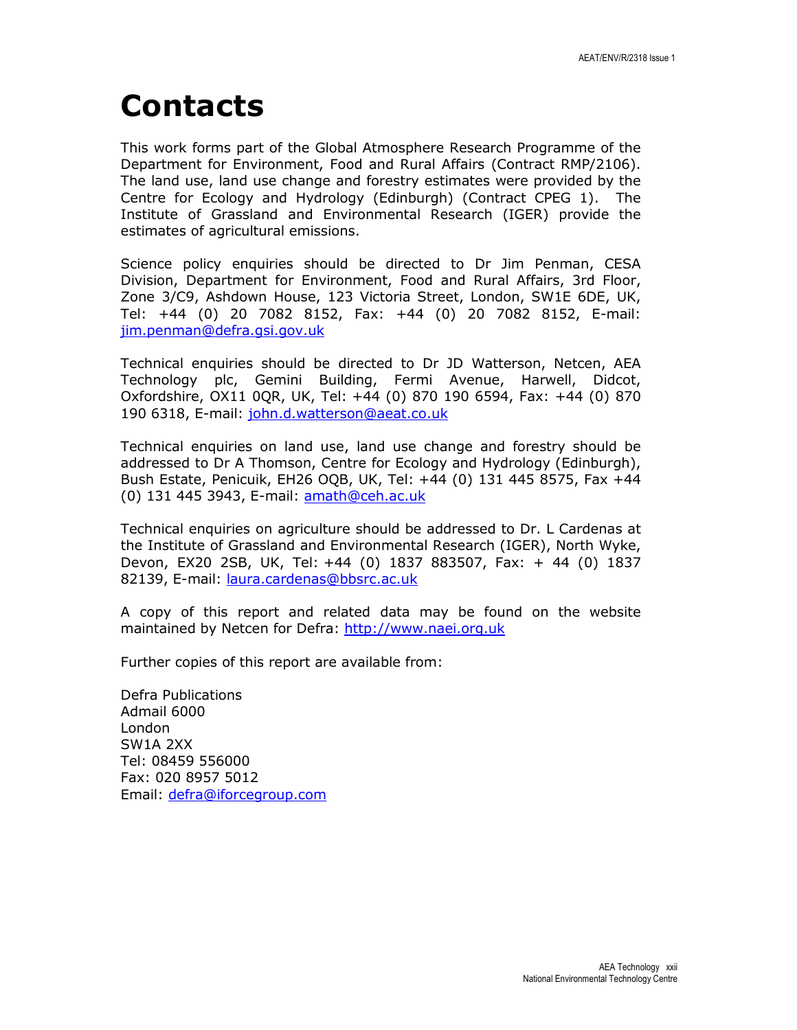# Contacts

This work forms part of the Global Atmosphere Research Programme of the Department for Environment, Food and Rural Affairs (Contract RMP/2106). The land use, land use change and forestry estimates were provided by the Centre for Ecology and Hydrology (Edinburgh) (Contract CPEG 1). The Institute of Grassland and Environmental Research (IGER) provide the estimates of agricultural emissions.

Science policy enquiries should be directed to Dr Jim Penman, CESA Division, Department for Environment, Food and Rural Affairs, 3rd Floor, Zone 3/C9, Ashdown House, 123 Victoria Street, London, SW1E 6DE, UK, Tel: +44 (0) 20 7082 8152, Fax: +44 (0) 20 7082 8152, E-mail: jim.penman@defra.gsi.gov.uk

Technical enquiries should be directed to Dr JD Watterson, Netcen, AEA Technology plc, Gemini Building, Fermi Avenue, Harwell, Didcot, Oxfordshire, OX11 0QR, UK, Tel: +44 (0) 870 190 6594, Fax: +44 (0) 870 190 6318, E-mail: john.d.watterson@aeat.co.uk

Technical enquiries on land use, land use change and forestry should be addressed to Dr A Thomson, Centre for Ecology and Hydrology (Edinburgh), Bush Estate, Penicuik, EH26 OQB, UK, Tel: +44 (0) 131 445 8575, Fax +44 (0) 131 445 3943, E-mail: amath@ceh.ac.uk

Technical enquiries on agriculture should be addressed to Dr. L Cardenas at the Institute of Grassland and Environmental Research (IGER), North Wyke, Devon, EX20 2SB, UK, Tel: +44 (0) 1837 883507, Fax: + 44 (0) 1837 82139, E-mail: laura.cardenas@bbsrc.ac.uk

A copy of this report and related data may be found on the website maintained by Netcen for Defra: http://www.naei.org.uk

Further copies of this report are available from:

Defra Publications
Admail 6000
London
SW1A 2XX
Tel: 08459 556000
Fax: 020 8957 5012
Email: defra@iforcegroup.com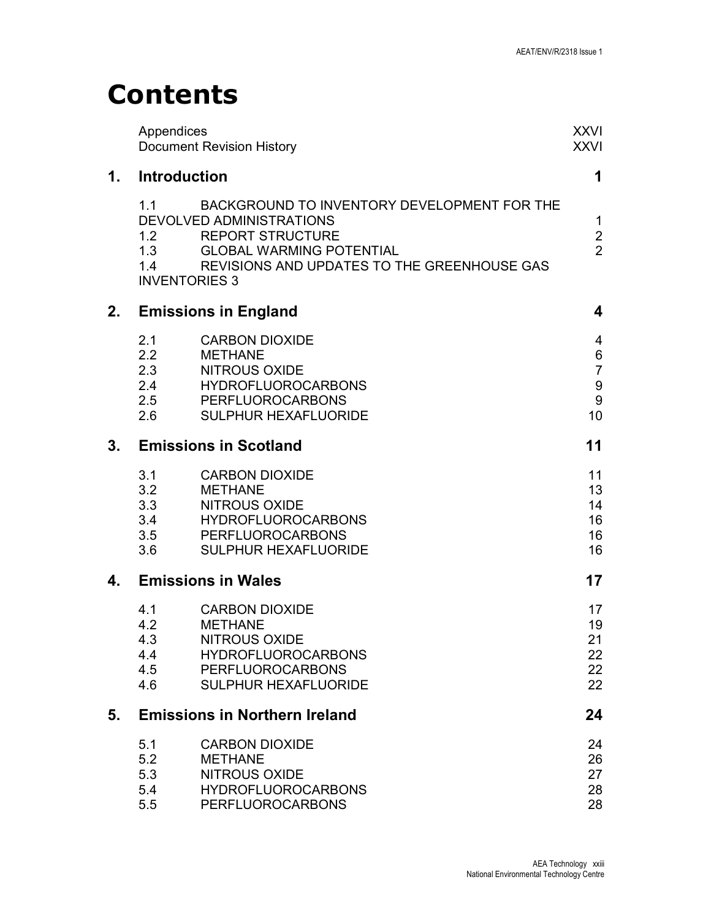# Contents

| | | |
|---|---|---|
| Appendices | | XXVI |
| Document Revision History | | XXVI |

## 1. Introduction 1

| | | |
|---|---|---|
| 1.1 | BACKGROUND TO INVENTORY DEVELOPMENT FOR THE DEVOLVED ADMINISTRATIONS | 1 |
| 1.2 | REPORT STRUCTURE | 2 |
| 1.3 | GLOBAL WARMING POTENTIAL | 2 |
| 1.4 | REVISIONS AND UPDATES TO THE GREENHOUSE GAS INVENTORIES | 3 |

## 2. Emissions in England 4

| | | |
|---|---|---|
| 2.1 | CARBON DIOXIDE | 4 |
| 2.2 | METHANE | 6 |
| 2.3 | NITROUS OXIDE | 7 |
| 2.4 | HYDROFLUOROCARBONS | 9 |
| 2.5 | PERFLUOROCARBONS | 9 |
| 2.6 | SULPHUR HEXAFLUORIDE | 10 |

## 3. Emissions in Scotland 11

| | | |
|---|---|---|
| 3.1 | CARBON DIOXIDE | 11 |
| 3.2 | METHANE | 13 |
| 3.3 | NITROUS OXIDE | 14 |
| 3.4 | HYDROFLUOROCARBONS | 16 |
| 3.5 | PERFLUOROCARBONS | 16 |
| 3.6 | SULPHUR HEXAFLUORIDE | 16 |

## 4. Emissions in Wales 17

| | | |
|---|---|---|
| 4.1 | CARBON DIOXIDE | 17 |
| 4.2 | METHANE | 19 |
| 4.3 | NITROUS OXIDE | 21 |
| 4.4 | HYDROFLUOROCARBONS | 22 |
| 4.5 | PERFLUOROCARBONS | 22 |
| 4.6 | SULPHUR HEXAFLUORIDE | 22 |

## 5. Emissions in Northern Ireland 24

| | | |
|---|---|---|
| 5.1 | CARBON DIOXIDE | 24 |
| 5.2 | METHANE | 26 |
| 5.3 | NITROUS OXIDE | 27 |
| 5.4 | HYDROFLUOROCARBONS | 28 |
| 5.5 | PERFLUOROCARBONS | 28 |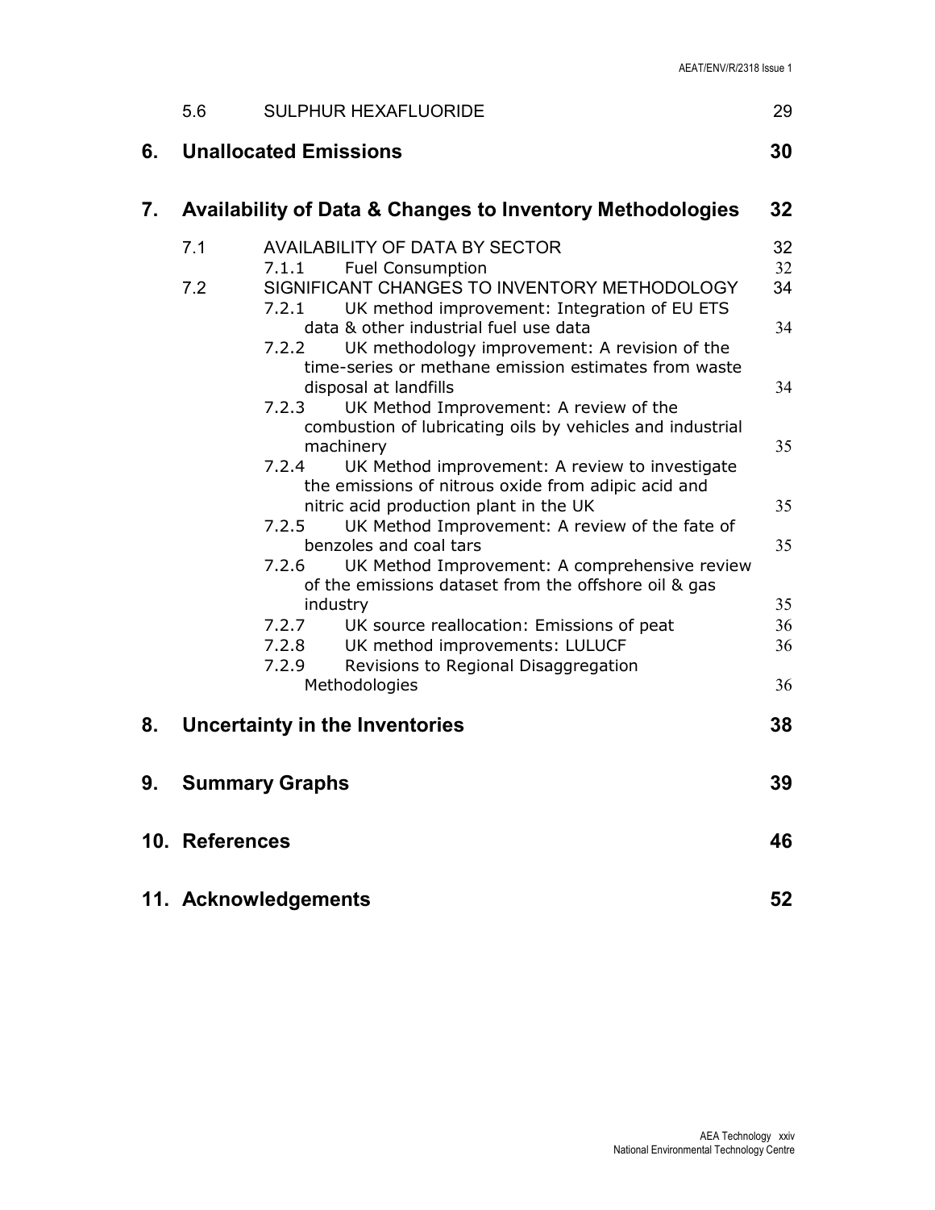| | | |
|---|---|---|
| 5.6 | SULPHUR HEXAFLUORIDE | 29 |
| **6.** | **Unallocated Emissions** | **30** |
| **7.** | **Availability of Data & Changes to Inventory Methodologies** | **32** |
| 7.1 | AVAILABILITY OF DATA BY SECTOR | 32 |
| | 7.1.1 Fuel Consumption | 32 |
| 7.2 | SIGNIFICANT CHANGES TO INVENTORY METHODOLOGY | 34 |
| | 7.2.1 UK method improvement: Integration of EU ETS data & other industrial fuel use data | 34 |
| | 7.2.2 UK methodology improvement: A revision of the time-series or methane emission estimates from waste disposal at landfills | 34 |
| | 7.2.3 UK Method Improvement: A review of the combustion of lubricating oils by vehicles and industrial machinery | 35 |
| | 7.2.4 UK Method improvement: A review to investigate the emissions of nitrous oxide from adipic acid and nitric acid production plant in the UK | 35 |
| | 7.2.5 UK Method Improvement: A review of the fate of benzoles and coal tars | 35 |
| | 7.2.6 UK Method Improvement: A comprehensive review of the emissions dataset from the offshore oil & gas industry | 35 |
| | 7.2.7 UK source reallocation: Emissions of peat | 36 |
| | 7.2.8 UK method improvements: LULUCF | 36 |
| | 7.2.9 Revisions to Regional Disaggregation Methodologies | 36 |
| **8.** | **Uncertainty in the Inventories** | **38** |
| **9.** | **Summary Graphs** | **39** |
| **10.** | **References** | **46** |
| **11.** | **Acknowledgements** | **52** |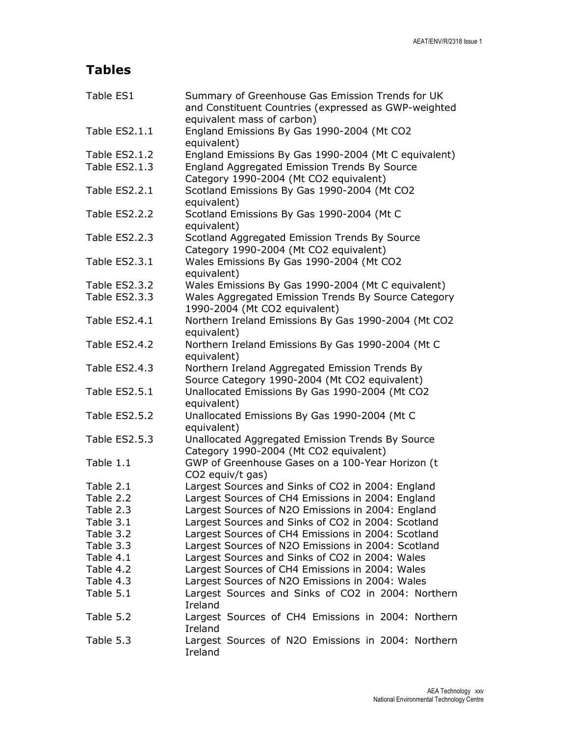## Tables

| | |
|---|---|
| Table ES1 | Summary of Greenhouse Gas Emission Trends for UK and Constituent Countries (expressed as GWP-weighted equivalent mass of carbon) |
| Table ES2.1.1 | England Emissions By Gas 1990-2004 (Mt $CO_2$ equivalent) |
| Table ES2.1.2 | England Emissions By Gas 1990-2004 (Mt C equivalent) |
| Table ES2.1.3 | England Aggregated Emission Trends By Source Category 1990-2004 (Mt $CO_2$ equivalent) |
| Table ES2.2.1 | Scotland Emissions By Gas 1990-2004 (Mt $CO_2$ equivalent) |
| Table ES2.2.2 | Scotland Emissions By Gas 1990-2004 (Mt C equivalent) |
| Table ES2.2.3 | Scotland Aggregated Emission Trends By Source Category 1990-2004 (Mt $CO_2$ equivalent) |
| Table ES2.3.1 | Wales Emissions By Gas 1990-2004 (Mt $CO_2$ equivalent) |
| Table ES2.3.2 | Wales Emissions By Gas 1990-2004 (Mt C equivalent) |
| Table ES2.3.3 | Wales Aggregated Emission Trends By Source Category 1990-2004 (Mt $CO_2$ equivalent) |
| Table ES2.4.1 | Northern Ireland Emissions By Gas 1990-2004 (Mt $CO_2$ equivalent) |
| Table ES2.4.2 | Northern Ireland Emissions By Gas 1990-2004 (Mt C equivalent) |
| Table ES2.4.3 | Northern Ireland Aggregated Emission Trends By Source Category 1990-2004 (Mt $CO_2$ equivalent) |
| Table ES2.5.1 | Unallocated Emissions By Gas 1990-2004 (Mt $CO_2$ equivalent) |
| Table ES2.5.2 | Unallocated Emissions By Gas 1990-2004 (Mt C equivalent) |
| Table ES2.5.3 | Unallocated Aggregated Emission Trends By Source Category 1990-2004 (Mt $CO_2$ equivalent) |
| Table 1.1 | GWP of Greenhouse Gases on a 100-Year Horizon (t $CO_2$ equiv/t gas) |
| Table 2.1 | Largest Sources and Sinks of $CO_2$ in 2004: England |
| Table 2.2 | Largest Sources of $CH_4$ Emissions in 2004: England |
| Table 2.3 | Largest Sources of $N_2O$ Emissions in 2004: England |
| Table 3.1 | Largest Sources and Sinks of $CO_2$ in 2004: Scotland |
| Table 3.2 | Largest Sources of $CH_4$ Emissions in 2004: Scotland |
| Table 3.3 | Largest Sources of $N_2O$ Emissions in 2004: Scotland |
| Table 4.1 | Largest Sources and Sinks of $CO_2$ in 2004: Wales |
| Table 4.2 | Largest Sources of $CH_4$ Emissions in 2004: Wales |
| Table 4.3 | Largest Sources of $N_2O$ Emissions in 2004: Wales |
| Table 5.1 | Largest Sources and Sinks of $CO_2$ in 2004: Northern Ireland |
| Table 5.2 | Largest Sources of $CH_4$ Emissions in 2004: Northern Ireland |
| Table 5.3 | Largest Sources of $N_2O$ Emissions in 2004: Northern Ireland |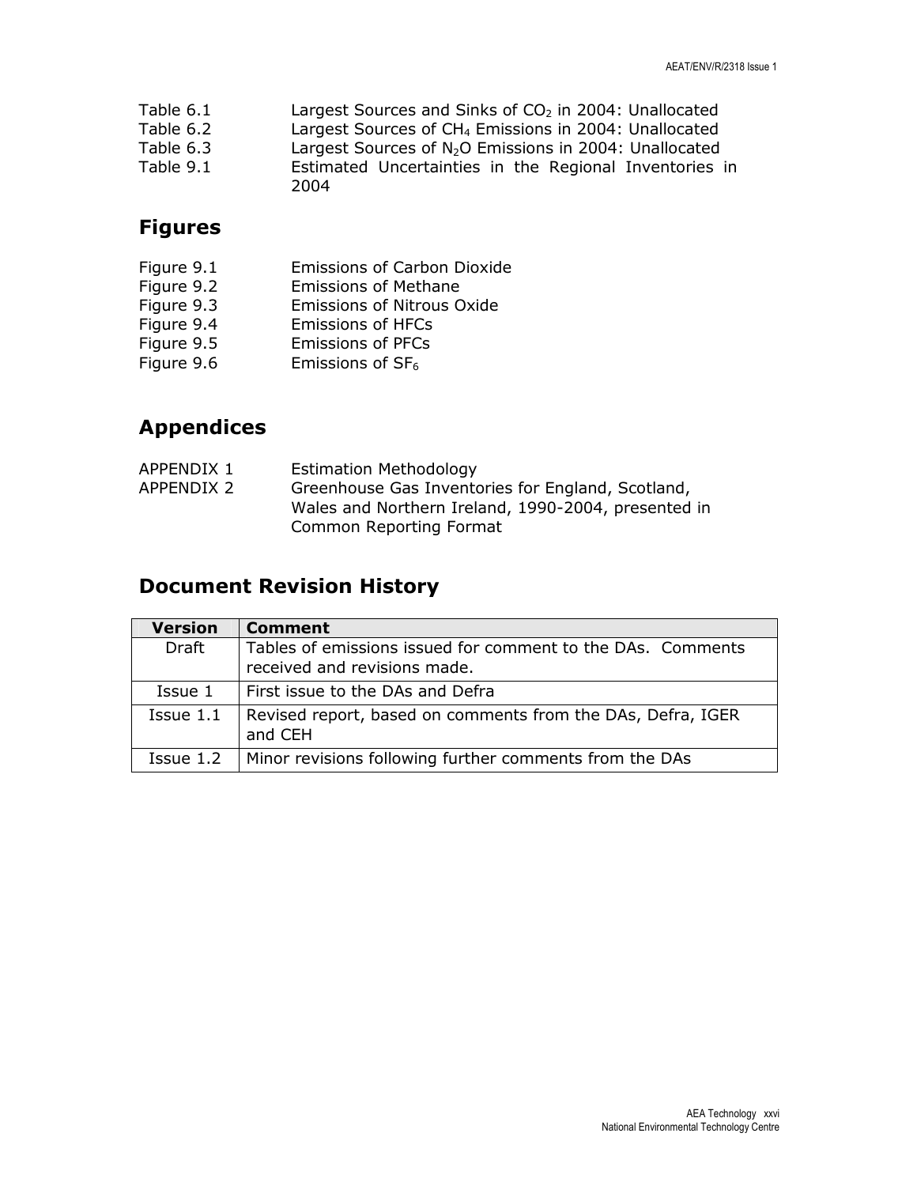Table 6.1 Largest Sources and Sinks of $CO_2$ in 2004: Unallocated
Table 6.2 Largest Sources of $CH_4$ Emissions in 2004: Unallocated
Table 6.3 Largest Sources of $N_2O$ Emissions in 2004: Unallocated
Table 9.1 Estimated Uncertainties in the Regional Inventories in 2004

## Figures

Figure 9.1 Emissions of Carbon Dioxide
Figure 9.2 Emissions of Methane
Figure 9.3 Emissions of Nitrous Oxide
Figure 9.4 Emissions of HFCs
Figure 9.5 Emissions of PFCs
Figure 9.6 Emissions of $SF_6$

## Appendices

APPENDIX 1 Estimation Methodology
APPENDIX 2 Greenhouse Gas Inventories for England, Scotland, Wales and Northern Ireland, 1990-2004, presented in Common Reporting Format

## Document Revision History

| Version | Comment |
|---|---|
| Draft | Tables of emissions issued for comment to the DAs. Comments received and revisions made. |
| Issue 1 | First issue to the DAs and Defra |
| Issue 1.1 | Revised report, based on comments from the DAs, Defra, IGER and CEH |
| Issue 1.2 | Minor revisions following further comments from the DAs |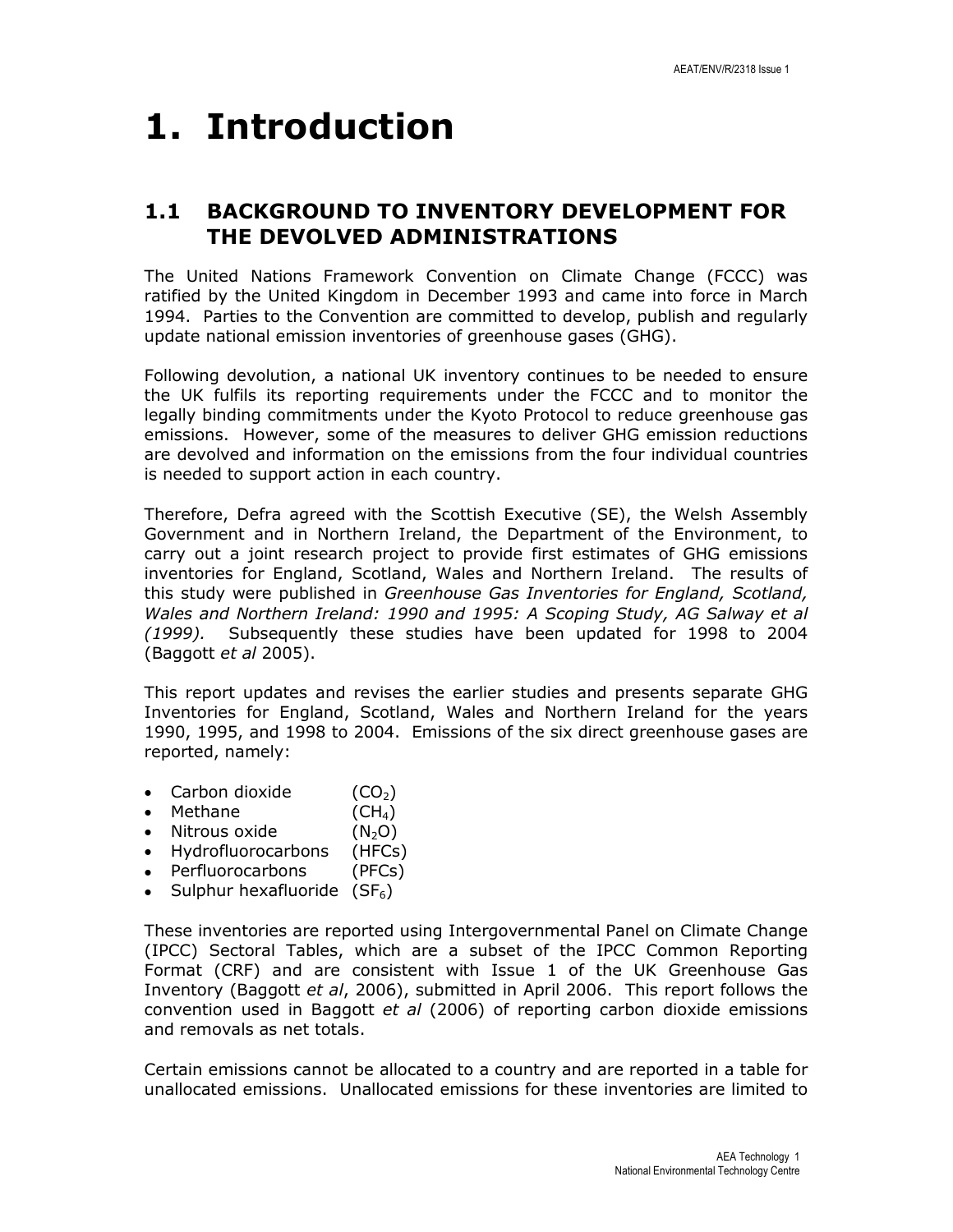# 1. Introduction

## 1.1 BACKGROUND TO INVENTORY DEVELOPMENT FOR THE DEVOLVED ADMINISTRATIONS

The United Nations Framework Convention on Climate Change (FCCC) was ratified by the United Kingdom in December 1993 and came into force in March 1994. Parties to the Convention are committed to develop, publish and regularly update national emission inventories of greenhouse gases (GHG).

Following devolution, a national UK inventory continues to be needed to ensure the UK fulfils its reporting requirements under the FCCC and to monitor the legally binding commitments under the Kyoto Protocol to reduce greenhouse gas emissions. However, some of the measures to deliver GHG emission reductions are devolved and information on the emissions from the four individual countries is needed to support action in each country.

Therefore, Defra agreed with the Scottish Executive (SE), the Welsh Assembly Government and in Northern Ireland, the Department of the Environment, to carry out a joint research project to provide first estimates of GHG emissions inventories for England, Scotland, Wales and Northern Ireland. The results of this study were published in *Greenhouse Gas Inventories for England, Scotland, Wales and Northern Ireland: 1990 and 1995: A Scoping Study, AG Salway et al (1999).* Subsequently these studies have been updated for 1998 to 2004 (Baggott *et al* 2005).

This report updates and revises the earlier studies and presents separate GHG Inventories for England, Scotland, Wales and Northern Ireland for the years 1990, 1995, and 1998 to 2004. Emissions of the six direct greenhouse gases are reported, namely:

- Carbon dioxide ($CO_2$)
- Methane ($CH_4$)
- Nitrous oxide ($N_2O$)
- Hydrofluorocarbons (HFCs)
- Perfluorocarbons (PFCs)
- Sulphur hexafluoride ($SF_6$)

These inventories are reported using Intergovernmental Panel on Climate Change (IPCC) Sectoral Tables, which are a subset of the IPCC Common Reporting Format (CRF) and are consistent with Issue 1 of the UK Greenhouse Gas Inventory (Baggott *et al*, 2006), submitted in April 2006. This report follows the convention used in Baggott *et al* (2006) of reporting carbon dioxide emissions and removals as net totals.

Certain emissions cannot be allocated to a country and are reported in a table for unallocated emissions. Unallocated emissions for these inventories are limited to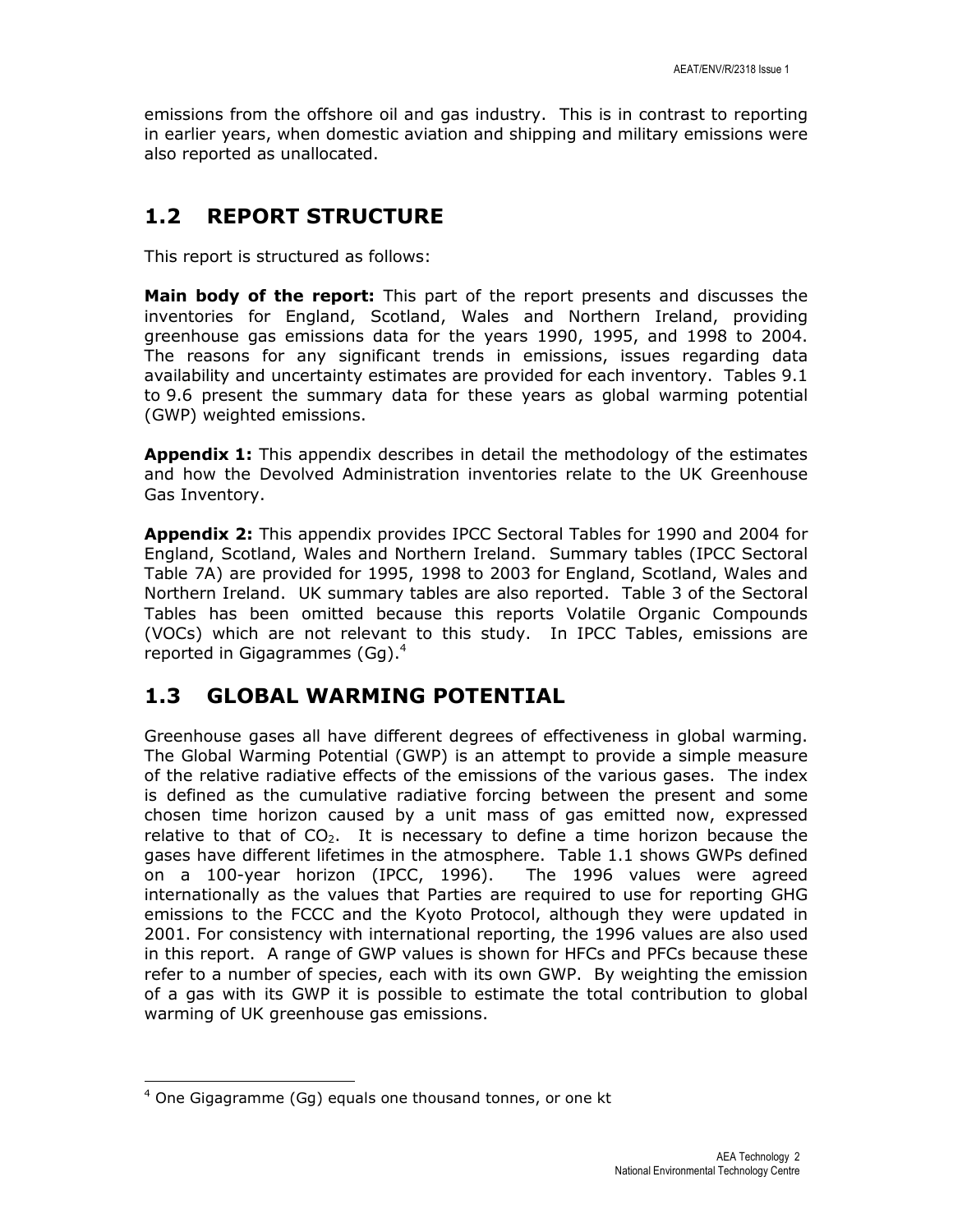emissions from the offshore oil and gas industry. This is in contrast to reporting in earlier years, when domestic aviation and shipping and military emissions were also reported as unallocated.

## 1.2 REPORT STRUCTURE

This report is structured as follows:

**Main body of the report:** This part of the report presents and discusses the inventories for England, Scotland, Wales and Northern Ireland, providing greenhouse gas emissions data for the years 1990, 1995, and 1998 to 2004. The reasons for any significant trends in emissions, issues regarding data availability and uncertainty estimates are provided for each inventory. Tables 9.1 to 9.6 present the summary data for these years as global warming potential (GWP) weighted emissions.

**Appendix 1:** This appendix describes in detail the methodology of the estimates and how the Devolved Administration inventories relate to the UK Greenhouse Gas Inventory.

**Appendix 2:** This appendix provides IPCC Sectoral Tables for 1990 and 2004 for England, Scotland, Wales and Northern Ireland. Summary tables (IPCC Sectoral Table 7A) are provided for 1995, 1998 to 2003 for England, Scotland, Wales and Northern Ireland. UK summary tables are also reported. Table 3 of the Sectoral Tables has been omitted because this reports Volatile Organic Compounds (VOCs) which are not relevant to this study. In IPCC Tables, emissions are reported in Gigagrammes (Gg).[4]

## 1.3 GLOBAL WARMING POTENTIAL

Greenhouse gases all have different degrees of effectiveness in global warming. The Global Warming Potential (GWP) is an attempt to provide a simple measure of the relative radiative effects of the emissions of the various gases. The index is defined as the cumulative radiative forcing between the present and some chosen time horizon caused by a unit mass of gas emitted now, expressed relative to that of $CO_2$. It is necessary to define a time horizon because the gases have different lifetimes in the atmosphere. Table 1.1 shows GWPs defined on a 100-year horizon (IPCC, 1996). The 1996 values were agreed internationally as the values that Parties are required to use for reporting GHG emissions to the FCCC and the Kyoto Protocol, although they were updated in 2001. For consistency with international reporting, the 1996 values are also used in this report. A range of GWP values is shown for HFCs and PFCs because these refer to a number of species, each with its own GWP. By weighting the emission of a gas with its GWP it is possible to estimate the total contribution to global warming of UK greenhouse gas emissions.

---

[4] One Gigagramme (Gg) equals one thousand tonnes, or one kt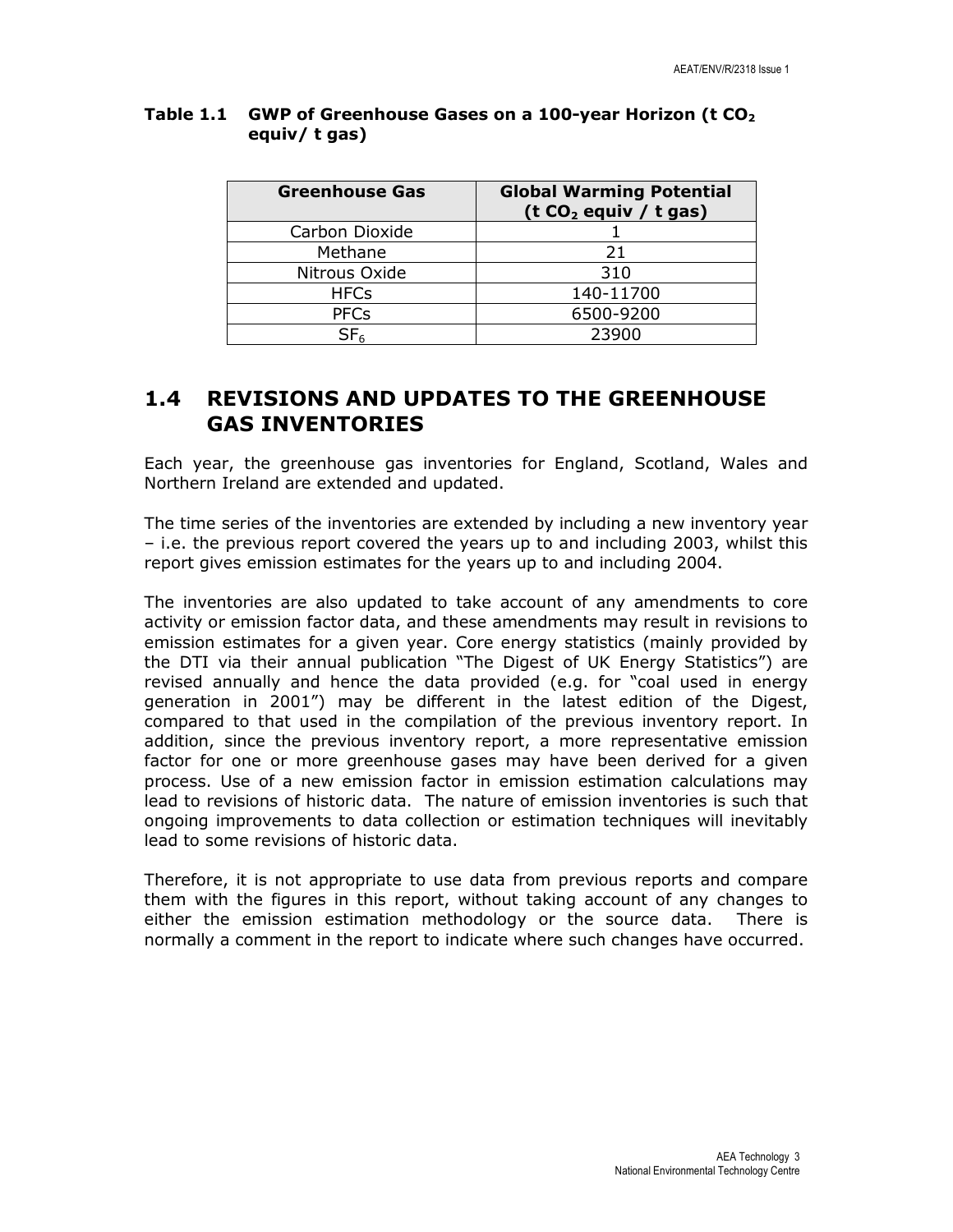**Table 1.1 GWP of Greenhouse Gases on a 100-year Horizon (t $CO_2$ equiv/ t gas)**

| Greenhouse Gas | Global Warming Potential ($t\ CO_2$ equiv / t gas) |
|---|---|
| Carbon Dioxide | 1 |
| Methane | 21 |
| Nitrous Oxide | 310 |
| HFCs | 140-11700 |
| PFCs | 6500-9200 |
| $SF_6$ | 23900 |

## 1.4 REVISIONS AND UPDATES TO THE GREENHOUSE GAS INVENTORIES

Each year, the greenhouse gas inventories for England, Scotland, Wales and Northern Ireland are extended and updated.

The time series of the inventories are extended by including a new inventory year – i.e. the previous report covered the years up to and including 2003, whilst this report gives emission estimates for the years up to and including 2004.

The inventories are also updated to take account of any amendments to core activity or emission factor data, and these amendments may result in revisions to emission estimates for a given year. Core energy statistics (mainly provided by the DTI via their annual publication "The Digest of UK Energy Statistics") are revised annually and hence the data provided (e.g. for "coal used in energy generation in 2001") may be different in the latest edition of the Digest, compared to that used in the compilation of the previous inventory report. In addition, since the previous inventory report, a more representative emission factor for one or more greenhouse gases may have been derived for a given process. Use of a new emission factor in emission estimation calculations may lead to revisions of historic data. The nature of emission inventories is such that ongoing improvements to data collection or estimation techniques will inevitably lead to some revisions of historic data.

Therefore, it is not appropriate to use data from previous reports and compare them with the figures in this report, without taking account of any changes to either the emission estimation methodology or the source data. There is normally a comment in the report to indicate where such changes have occurred.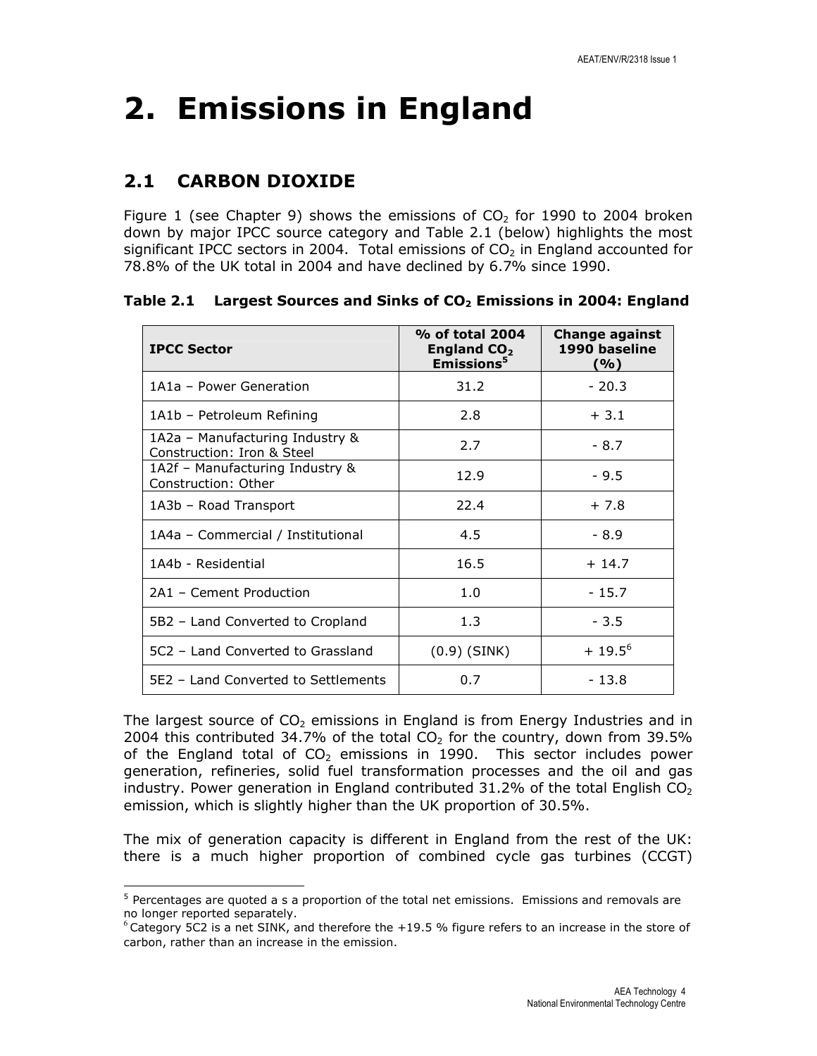# 2. Emissions in England

## 2.1 CARBON DIOXIDE

Figure 1 (see Chapter 9) shows the emissions of $CO_2$ for 1990 to 2004 broken down by major IPCC source category and Table 2.1 (below) highlights the most significant IPCC sectors in 2004. Total emissions of $CO_2$ in England accounted for 78.8% of the UK total in 2004 and have declined by 6.7% since 1990.

**Table 2.1 Largest Sources and Sinks of $CO_2$ Emissions in 2004: England**

| IPCC Sector | % of total 2004 England $CO_2$ Emissions[5] | Change against 1990 baseline (%) |
|---|---|---|
| 1A1a – Power Generation | 31.2 | - 20.3 |
| 1A1b – Petroleum Refining | 2.8 | + 3.1 |
| 1A2a – Manufacturing Industry & Construction: Iron & Steel | 2.7 | - 8.7 |
| 1A2f – Manufacturing Industry & Construction: Other | 12.9 | - 9.5 |
| 1A3b – Road Transport | 22.4 | + 7.8 |
| 1A4a – Commercial / Institutional | 4.5 | - 8.9 |
| 1A4b - Residential | 16.5 | + 14.7 |
| 2A1 – Cement Production | 1.0 | - 15.7 |
| 5B2 – Land Converted to Cropland | 1.3 | - 3.5 |
| 5C2 – Land Converted to Grassland | (0.9) (SINK) | + 19.5[6] |
| 5E2 – Land Converted to Settlements | 0.7 | - 13.8 |

The largest source of $CO_2$ emissions in England is from Energy Industries and in 2004 this contributed 34.7% of the total $CO_2$ for the country, down from 39.5% of the England total of $CO_2$ emissions in 1990. This sector includes power generation, refineries, solid fuel transformation processes and the oil and gas industry. Power generation in England contributed 31.2% of the total English $CO_2$ emission, which is slightly higher than the UK proportion of 30.5%.

The mix of generation capacity is different in England from the rest of the UK: there is a much higher proportion of combined cycle gas turbines (CCGT)

---

[5] Percentages are quoted a s a proportion of the total net emissions. Emissions and removals are no longer reported separately.

[6] Category 5C2 is a net SINK, and therefore the +19.5 % figure refers to an increase in the store of carbon, rather than an increase in the emission.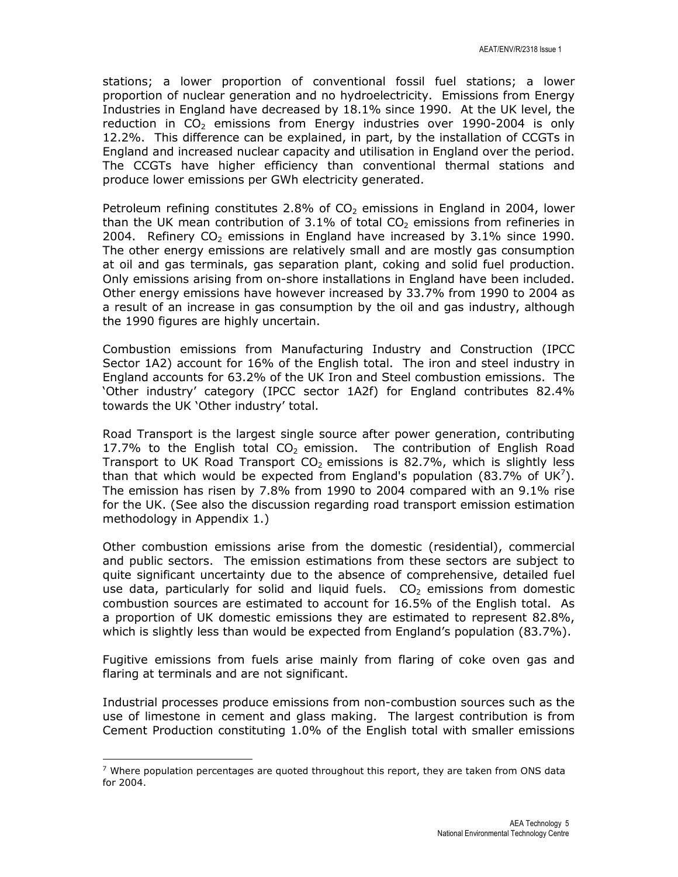stations; a lower proportion of conventional fossil fuel stations; a lower proportion of nuclear generation and no hydroelectricity. Emissions from Energy Industries in England have decreased by 18.1% since 1990. At the UK level, the reduction in $CO_2$ emissions from Energy industries over 1990-2004 is only 12.2%. This difference can be explained, in part, by the installation of CCGTs in England and increased nuclear capacity and utilisation in England over the period. The CCGTs have higher efficiency than conventional thermal stations and produce lower emissions per GWh electricity generated.

Petroleum refining constitutes 2.8% of $CO_2$ emissions in England in 2004, lower than the UK mean contribution of 3.1% of total $CO_2$ emissions from refineries in 2004. Refinery $CO_2$ emissions in England have increased by 3.1% since 1990. The other energy emissions are relatively small and are mostly gas consumption at oil and gas terminals, gas separation plant, coking and solid fuel production. Only emissions arising from on-shore installations in England have been included. Other energy emissions have however increased by 33.7% from 1990 to 2004 as a result of an increase in gas consumption by the oil and gas industry, although the 1990 figures are highly uncertain.

Combustion emissions from Manufacturing Industry and Construction (IPCC Sector 1A2) account for 16% of the English total. The iron and steel industry in England accounts for 63.2% of the UK Iron and Steel combustion emissions. The 'Other industry' category (IPCC sector 1A2f) for England contributes 82.4% towards the UK 'Other industry' total.

Road Transport is the largest single source after power generation, contributing 17.7% to the English total $CO_2$ emission. The contribution of English Road Transport to UK Road Transport $CO_2$ emissions is 82.7%, which is slightly less than that which would be expected from England's population (83.7% of UK[7]). The emission has risen by 7.8% from 1990 to 2004 compared with an 9.1% rise for the UK. (See also the discussion regarding road transport emission estimation methodology in Appendix 1.)

Other combustion emissions arise from the domestic (residential), commercial and public sectors. The emission estimations from these sectors are subject to quite significant uncertainty due to the absence of comprehensive, detailed fuel use data, particularly for solid and liquid fuels. $CO_2$ emissions from domestic combustion sources are estimated to account for 16.5% of the English total. As a proportion of UK domestic emissions they are estimated to represent 82.8%, which is slightly less than would be expected from England's population (83.7%).

Fugitive emissions from fuels arise mainly from flaring of coke oven gas and flaring at terminals and are not significant.

Industrial processes produce emissions from non-combustion sources such as the use of limestone in cement and glass making. The largest contribution is from Cement Production constituting 1.0% of the English total with smaller emissions

[7] Where population percentages are quoted throughout this report, they are taken from ONS data for 2004.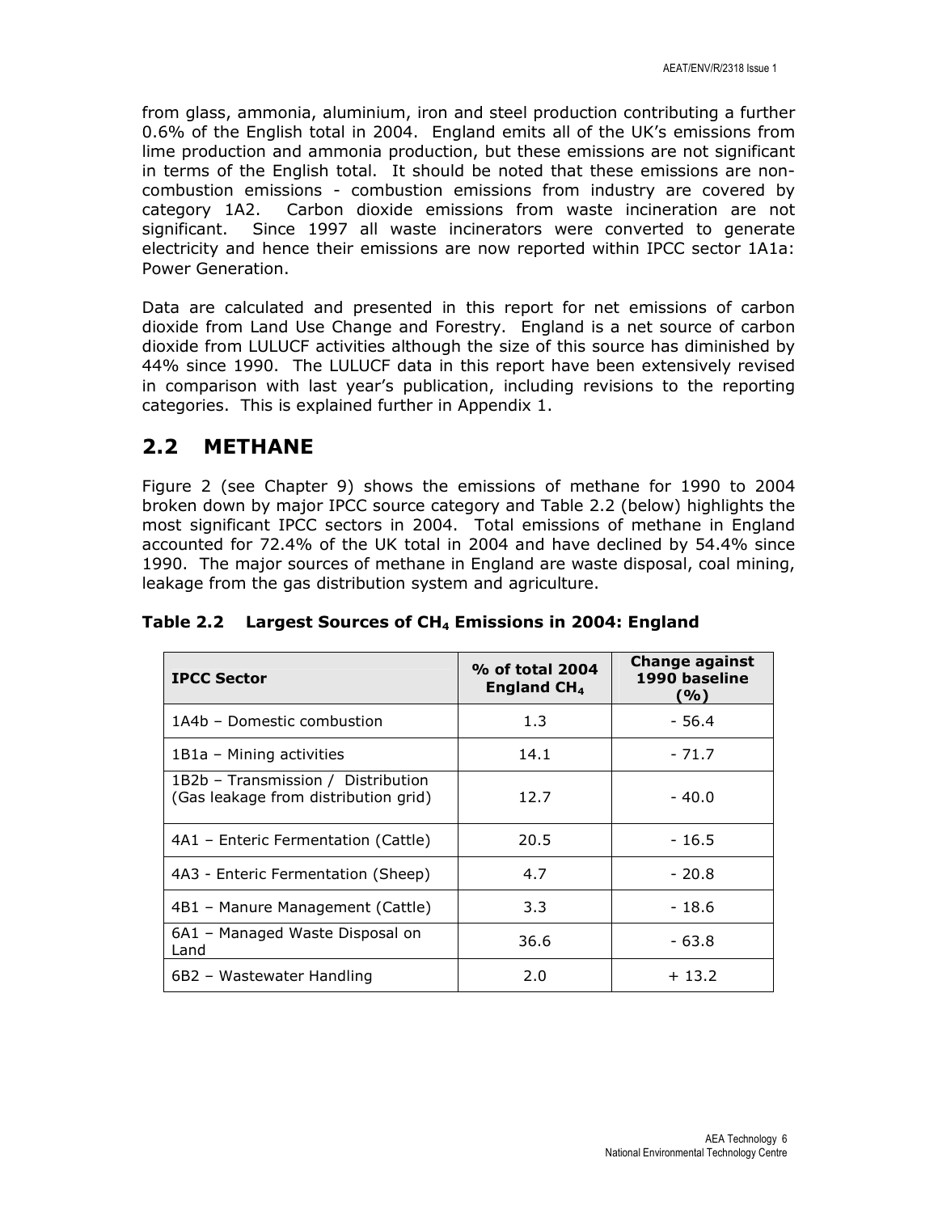from glass, ammonia, aluminium, iron and steel production contributing a further 0.6% of the English total in 2004. England emits all of the UK's emissions from lime production and ammonia production, but these emissions are not significant in terms of the English total. It should be noted that these emissions are non-combustion emissions - combustion emissions from industry are covered by category 1A2. Carbon dioxide emissions from waste incineration are not significant. Since 1997 all waste incinerators were converted to generate electricity and hence their emissions are now reported within IPCC sector 1A1a: Power Generation.

Data are calculated and presented in this report for net emissions of carbon dioxide from Land Use Change and Forestry. England is a net source of carbon dioxide from LULUCF activities although the size of this source has diminished by 44% since 1990. The LULUCF data in this report have been extensively revised in comparison with last year's publication, including revisions to the reporting categories. This is explained further in Appendix 1.

## 2.2 METHANE

Figure 2 (see Chapter 9) shows the emissions of methane for 1990 to 2004 broken down by major IPCC source category and Table 2.2 (below) highlights the most significant IPCC sectors in 2004. Total emissions of methane in England accounted for 72.4% of the UK total in 2004 and have declined by 54.4% since 1990. The major sources of methane in England are waste disposal, coal mining, leakage from the gas distribution system and agriculture.

**Table 2.2 Largest Sources of $CH_4$ Emissions in 2004: England**

| IPCC Sector | % of total 2004 England $CH_4$ | Change against 1990 baseline (%) |
|---|---|---|
| 1A4b – Domestic combustion | 1.3 | - 56.4 |
| 1B1a – Mining activities | 14.1 | - 71.7 |
| 1B2b – Transmission / Distribution (Gas leakage from distribution grid) | 12.7 | - 40.0 |
| 4A1 – Enteric Fermentation (Cattle) | 20.5 | - 16.5 |
| 4A3 - Enteric Fermentation (Sheep) | 4.7 | - 20.8 |
| 4B1 – Manure Management (Cattle) | 3.3 | - 18.6 |
| 6A1 – Managed Waste Disposal on Land | 36.6 | - 63.8 |
| 6B2 – Wastewater Handling | 2.0 | + 13.2 |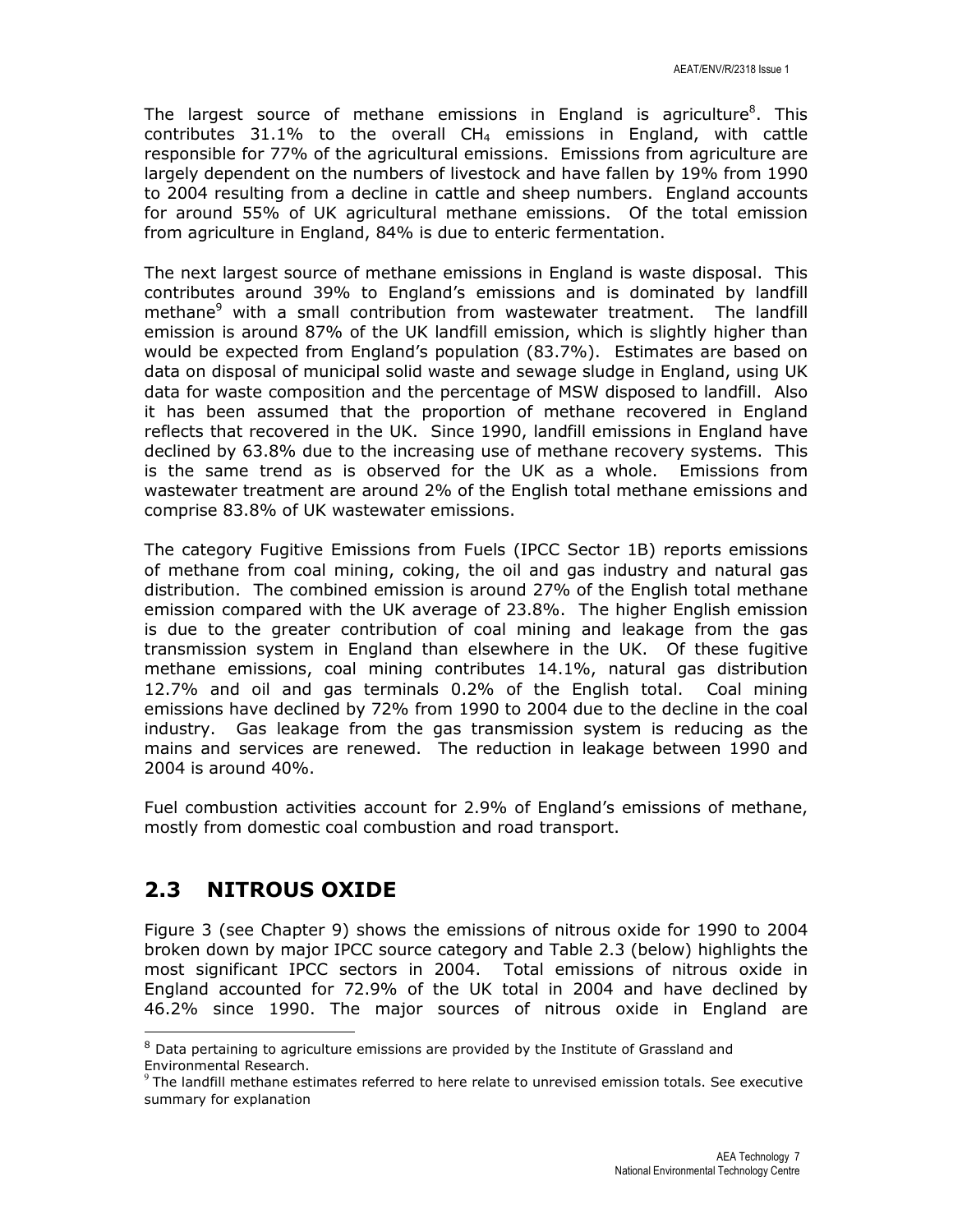The largest source of methane emissions in England is agriculture[8]. This contributes 31.1% to the overall $CH_4$ emissions in England, with cattle responsible for 77% of the agricultural emissions. Emissions from agriculture are largely dependent on the numbers of livestock and have fallen by 19% from 1990 to 2004 resulting from a decline in cattle and sheep numbers. England accounts for around 55% of UK agricultural methane emissions. Of the total emission from agriculture in England, 84% is due to enteric fermentation.

The next largest source of methane emissions in England is waste disposal. This contributes around 39% to England's emissions and is dominated by landfill methane[9] with a small contribution from wastewater treatment. The landfill emission is around 87% of the UK landfill emission, which is slightly higher than would be expected from England's population (83.7%). Estimates are based on data on disposal of municipal solid waste and sewage sludge in England, using UK data for waste composition and the percentage of MSW disposed to landfill. Also it has been assumed that the proportion of methane recovered in England reflects that recovered in the UK. Since 1990, landfill emissions in England have declined by 63.8% due to the increasing use of methane recovery systems. This is the same trend as is observed for the UK as a whole. Emissions from wastewater treatment are around 2% of the English total methane emissions and comprise 83.8% of UK wastewater emissions.

The category Fugitive Emissions from Fuels (IPCC Sector 1B) reports emissions of methane from coal mining, coking, the oil and gas industry and natural gas distribution. The combined emission is around 27% of the English total methane emission compared with the UK average of 23.8%. The higher English emission is due to the greater contribution of coal mining and leakage from the gas transmission system in England than elsewhere in the UK. Of these fugitive methane emissions, coal mining contributes 14.1%, natural gas distribution 12.7% and oil and gas terminals 0.2% of the English total. Coal mining emissions have declined by 72% from 1990 to 2004 due to the decline in the coal industry. Gas leakage from the gas transmission system is reducing as the mains and services are renewed. The reduction in leakage between 1990 and 2004 is around 40%.

Fuel combustion activities account for 2.9% of England's emissions of methane, mostly from domestic coal combustion and road transport.

## 2.3 NITROUS OXIDE

Figure 3 (see Chapter 9) shows the emissions of nitrous oxide for 1990 to 2004 broken down by major IPCC source category and Table 2.3 (below) highlights the most significant IPCC sectors in 2004. Total emissions of nitrous oxide in England accounted for 72.9% of the UK total in 2004 and have declined by 46.2% since 1990. The major sources of nitrous oxide in England are

---

[8] Data pertaining to agriculture emissions are provided by the Institute of Grassland and Environmental Research.

[9] The landfill methane estimates referred to here relate to unrevised emission totals. See executive summary for explanation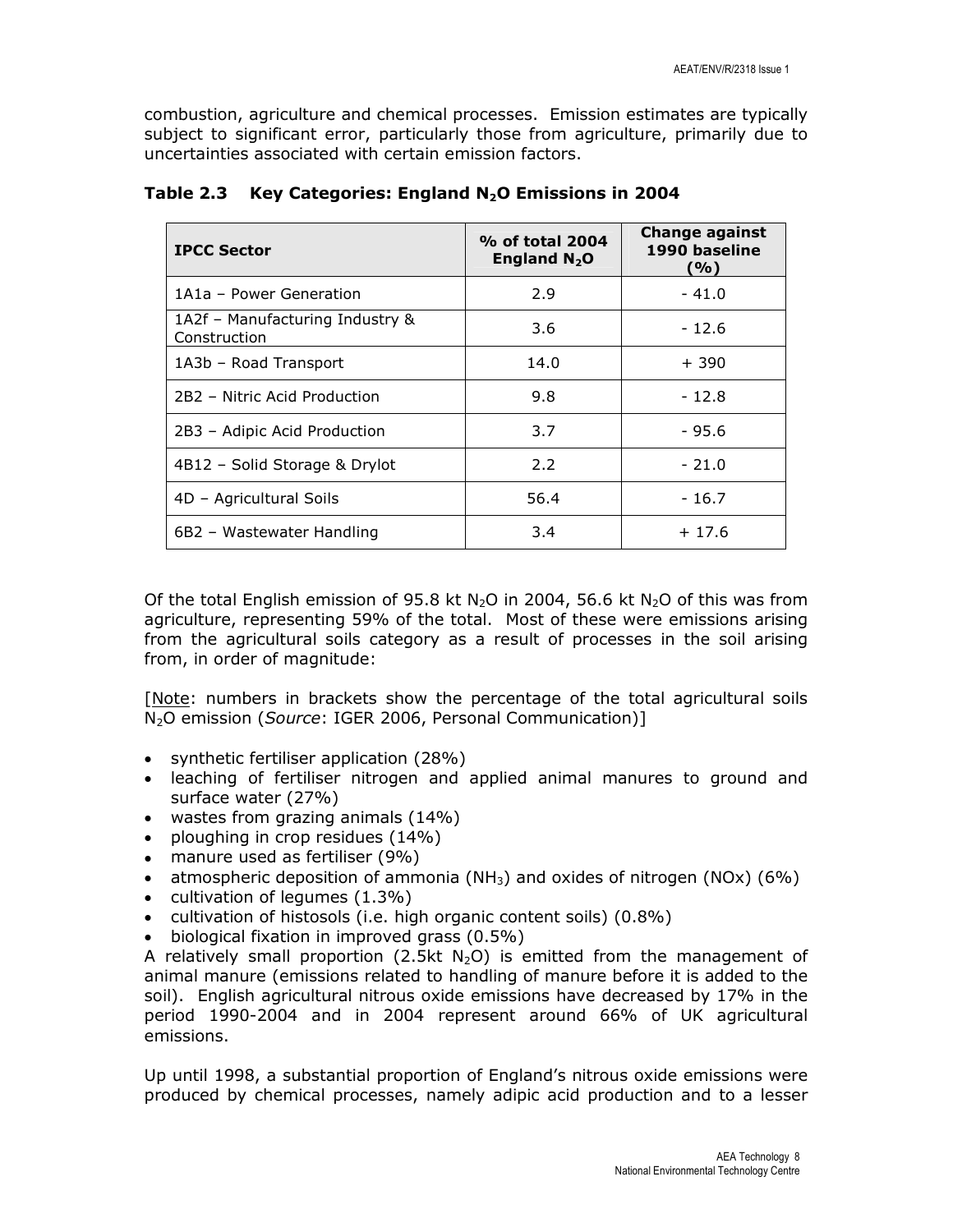combustion, agriculture and chemical processes. Emission estimates are typically subject to significant error, particularly those from agriculture, primarily due to uncertainties associated with certain emission factors.

**Table 2.3 Key Categories: England $N_2O$ Emissions in 2004**

| IPCC Sector | % of total 2004 England $N_2O$ | Change against 1990 baseline (%) |
|---|---|---|
| 1A1a – Power Generation | 2.9 | - 41.0 |
| 1A2f – Manufacturing Industry & Construction | 3.6 | - 12.6 |
| 1A3b – Road Transport | 14.0 | + 390 |
| 2B2 – Nitric Acid Production | 9.8 | - 12.8 |
| 2B3 – Adipic Acid Production | 3.7 | - 95.6 |
| 4B12 – Solid Storage & Drylot | 2.2 | - 21.0 |
| 4D – Agricultural Soils | 56.4 | - 16.7 |
| 6B2 – Wastewater Handling | 3.4 | + 17.6 |

Of the total English emission of 95.8 kt $N_2O$ in 2004, 56.6 kt $N_2O$ of this was from agriculture, representing 59% of the total. Most of these were emissions arising from the agricultural soils category as a result of processes in the soil arising from, in order of magnitude:

[Note: numbers in brackets show the percentage of the total agricultural soils $N_2O$ emission (*Source*: IGER 2006, Personal Communication)]

- synthetic fertiliser application (28%)
- leaching of fertiliser nitrogen and applied animal manures to ground and surface water (27%)
- wastes from grazing animals (14%)
- ploughing in crop residues (14%)
- manure used as fertiliser (9%)
- atmospheric deposition of ammonia ($NH_3$) and oxides of nitrogen (NOx) (6%)
- cultivation of legumes (1.3%)
- cultivation of histosols (i.e. high organic content soils) (0.8%)
- biological fixation in improved grass (0.5%)

A relatively small proportion (2.5kt $N_2O$) is emitted from the management of animal manure (emissions related to handling of manure before it is added to the soil). English agricultural nitrous oxide emissions have decreased by 17% in the period 1990-2004 and in 2004 represent around 66% of UK agricultural emissions.

Up until 1998, a substantial proportion of England's nitrous oxide emissions were produced by chemical processes, namely adipic acid production and to a lesser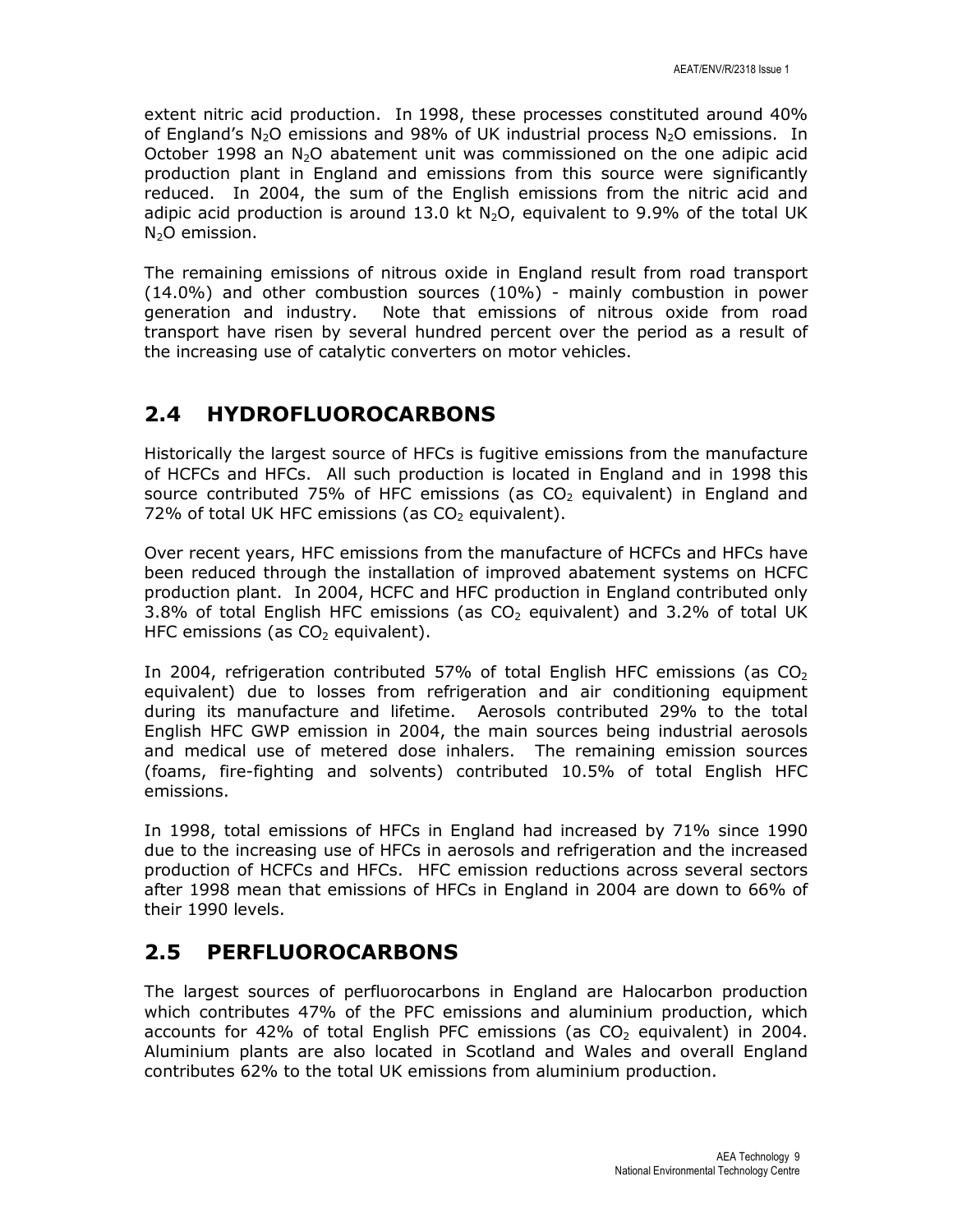extent nitric acid production. In 1998, these processes constituted around 40% of England's $N_2O$ emissions and 98% of UK industrial process $N_2O$ emissions. In October 1998 an $N_2O$ abatement unit was commissioned on the one adipic acid production plant in England and emissions from this source were significantly reduced. In 2004, the sum of the English emissions from the nitric acid and adipic acid production is around 13.0 kt $N_2O$, equivalent to 9.9% of the total UK $N_2O$ emission.

The remaining emissions of nitrous oxide in England result from road transport (14.0%) and other combustion sources (10%) - mainly combustion in power generation and industry. Note that emissions of nitrous oxide from road transport have risen by several hundred percent over the period as a result of the increasing use of catalytic converters on motor vehicles.

## 2.4 HYDROFLUOROCARBONS

Historically the largest source of HFCs is fugitive emissions from the manufacture of HCFCs and HFCs. All such production is located in England and in 1998 this source contributed 75% of HFC emissions (as $CO_2$ equivalent) in England and 72% of total UK HFC emissions (as $CO_2$ equivalent).

Over recent years, HFC emissions from the manufacture of HCFCs and HFCs have been reduced through the installation of improved abatement systems on HCFC production plant. In 2004, HCFC and HFC production in England contributed only 3.8% of total English HFC emissions (as $CO_2$ equivalent) and 3.2% of total UK HFC emissions (as $CO_2$ equivalent).

In 2004, refrigeration contributed 57% of total English HFC emissions (as $CO_2$ equivalent) due to losses from refrigeration and air conditioning equipment during its manufacture and lifetime. Aerosols contributed 29% to the total English HFC GWP emission in 2004, the main sources being industrial aerosols and medical use of metered dose inhalers. The remaining emission sources (foams, fire-fighting and solvents) contributed 10.5% of total English HFC emissions.

In 1998, total emissions of HFCs in England had increased by 71% since 1990 due to the increasing use of HFCs in aerosols and refrigeration and the increased production of HCFCs and HFCs. HFC emission reductions across several sectors after 1998 mean that emissions of HFCs in England in 2004 are down to 66% of their 1990 levels.

## 2.5 PERFLUOROCARBONS

The largest sources of perfluorocarbons in England are Halocarbon production which contributes 47% of the PFC emissions and aluminium production, which accounts for 42% of total English PFC emissions (as $CO_2$ equivalent) in 2004. Aluminium plants are also located in Scotland and Wales and overall England contributes 62% to the total UK emissions from aluminium production.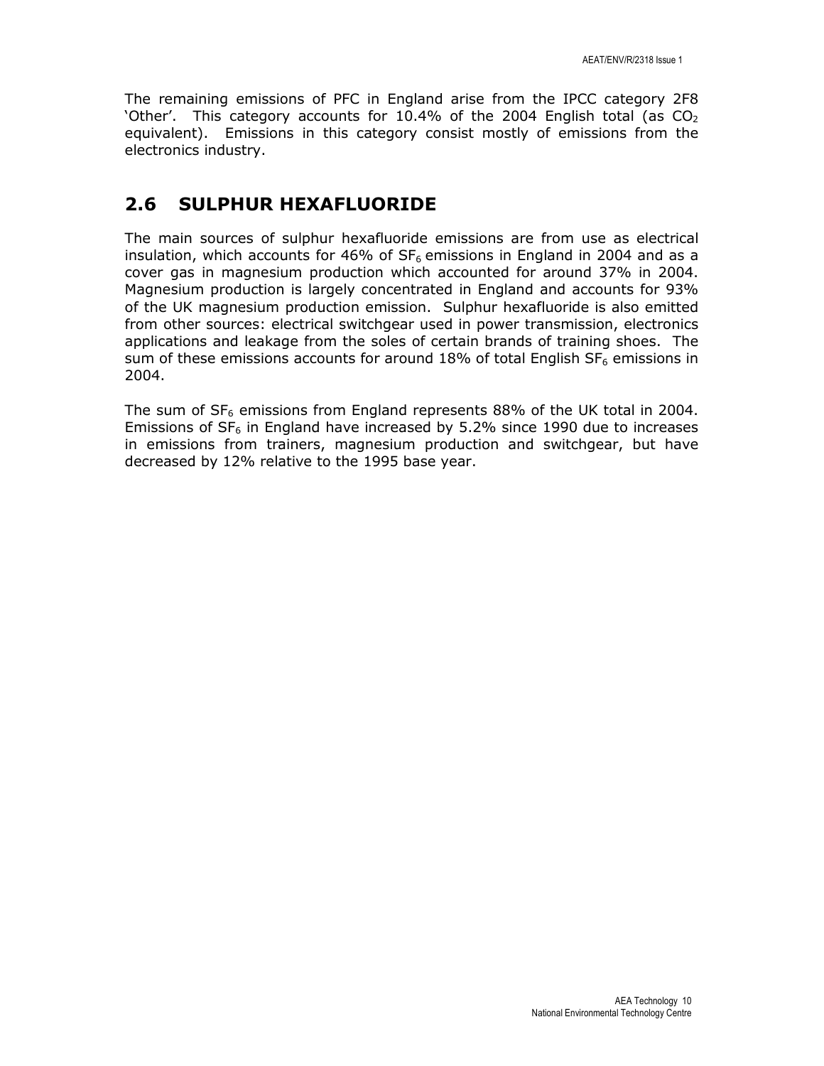The remaining emissions of PFC in England arise from the IPCC category 2F8 'Other'. This category accounts for 10.4% of the 2004 English total (as $CO_2$ equivalent). Emissions in this category consist mostly of emissions from the electronics industry.

## 2.6 SULPHUR HEXAFLUORIDE

The main sources of sulphur hexafluoride emissions are from use as electrical insulation, which accounts for 46% of $SF_6$ emissions in England in 2004 and as a cover gas in magnesium production which accounted for around 37% in 2004. Magnesium production is largely concentrated in England and accounts for 93% of the UK magnesium production emission. Sulphur hexafluoride is also emitted from other sources: electrical switchgear used in power transmission, electronics applications and leakage from the soles of certain brands of training shoes. The sum of these emissions accounts for around 18% of total English $SF_6$ emissions in 2004.

The sum of $SF_6$ emissions from England represents 88% of the UK total in 2004. Emissions of $SF_6$ in England have increased by 5.2% since 1990 due to increases in emissions from trainers, magnesium production and switchgear, but have decreased by 12% relative to the 1995 base year.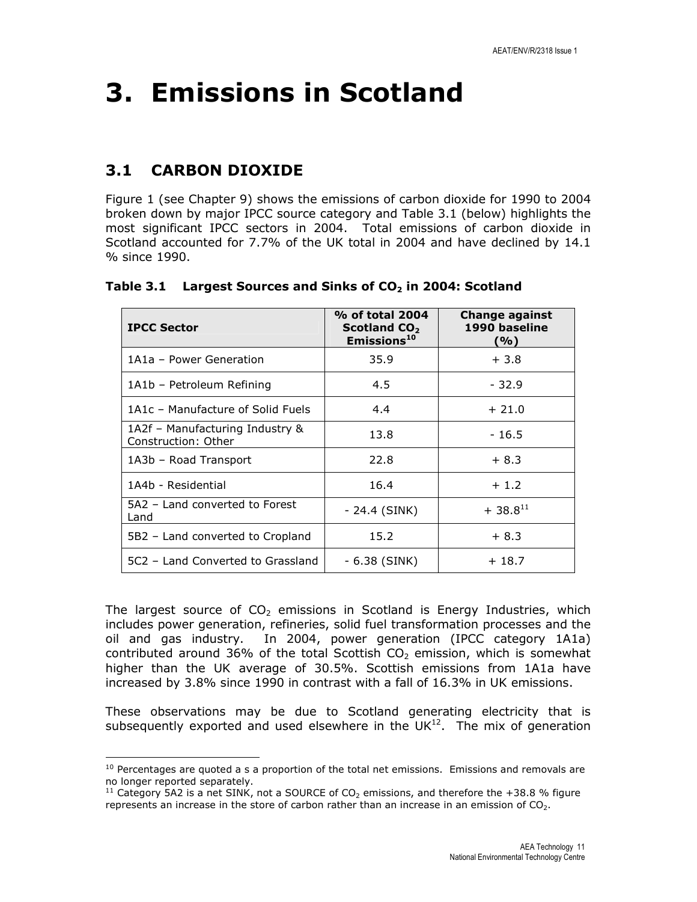# 3. Emissions in Scotland

## 3.1 CARBON DIOXIDE

Figure 1 (see Chapter 9) shows the emissions of carbon dioxide for 1990 to 2004 broken down by major IPCC source category and Table 3.1 (below) highlights the most significant IPCC sectors in 2004. Total emissions of carbon dioxide in Scotland accounted for 7.7% of the UK total in 2004 and have declined by 14.1 % since 1990.

**Table 3.1 Largest Sources and Sinks of $CO_2$ in 2004: Scotland**

| IPCC Sector | % of total 2004 Scotland $CO_2$ Emissions[10] | Change against 1990 baseline (%) |
|---|---|---|
| 1A1a – Power Generation | 35.9 | + 3.8 |
| 1A1b – Petroleum Refining | 4.5 | - 32.9 |
| 1A1c – Manufacture of Solid Fuels | 4.4 | + 21.0 |
| 1A2f – Manufacturing Industry & Construction: Other | 13.8 | - 16.5 |
| 1A3b – Road Transport | 22.8 | + 8.3 |
| 1A4b - Residential | 16.4 | + 1.2 |
| 5A2 – Land converted to Forest Land | - 24.4 (SINK) | + 38.8[11] |
| 5B2 – Land converted to Cropland | 15.2 | + 8.3 |
| 5C2 – Land Converted to Grassland | - 6.38 (SINK) | + 18.7 |

The largest source of $CO_2$ emissions in Scotland is Energy Industries, which includes power generation, refineries, solid fuel transformation processes and the oil and gas industry. In 2004, power generation (IPCC category 1A1a) contributed around 36% of the total Scottish $CO_2$ emission, which is somewhat higher than the UK average of 30.5%. Scottish emissions from 1A1a have increased by 3.8% since 1990 in contrast with a fall of 16.3% in UK emissions.

These observations may be due to Scotland generating electricity that is subsequently exported and used elsewhere in the UK[12]. The mix of generation

[10] Percentages are quoted a s a proportion of the total net emissions. Emissions and removals are no longer reported separately.

[11] Category 5A2 is a net SINK, not a SOURCE of $CO_2$ emissions, and therefore the +38.8 % figure represents an increase in the store of carbon rather than an increase in an emission of $CO_2$.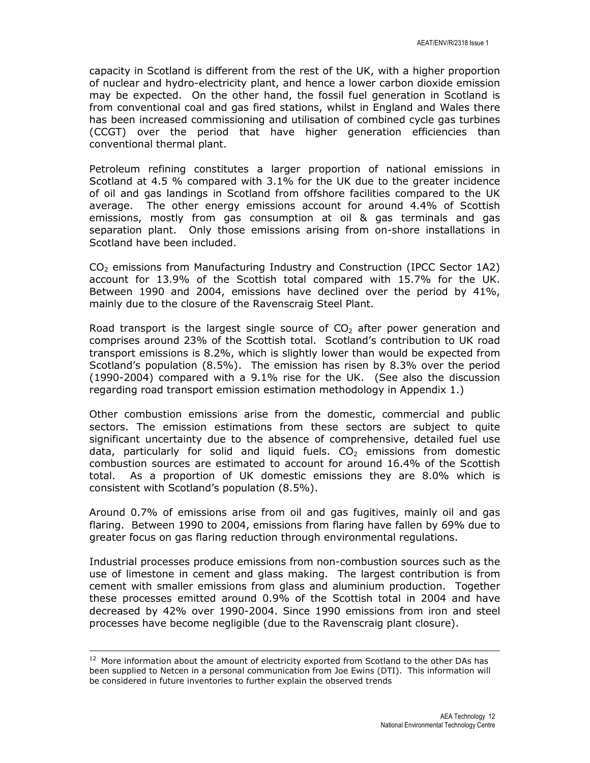capacity in Scotland is different from the rest of the UK, with a higher proportion of nuclear and hydro-electricity plant, and hence a lower carbon dioxide emission may be expected. On the other hand, the fossil fuel generation in Scotland is from conventional coal and gas fired stations, whilst in England and Wales there has been increased commissioning and utilisation of combined cycle gas turbines (CCGT) over the period that have higher generation efficiencies than conventional thermal plant.

Petroleum refining constitutes a larger proportion of national emissions in Scotland at 4.5 % compared with 3.1% for the UK due to the greater incidence of oil and gas landings in Scotland from offshore facilities compared to the UK average. The other energy emissions account for around 4.4% of Scottish emissions, mostly from gas consumption at oil & gas terminals and gas separation plant. Only those emissions arising from on-shore installations in Scotland have been included.

$CO_2$ emissions from Manufacturing Industry and Construction (IPCC Sector 1A2) account for 13.9% of the Scottish total compared with 15.7% for the UK. Between 1990 and 2004, emissions have declined over the period by 41%, mainly due to the closure of the Ravenscraig Steel Plant.

Road transport is the largest single source of $CO_2$ after power generation and comprises around 23% of the Scottish total. Scotland's contribution to UK road transport emissions is 8.2%, which is slightly lower than would be expected from Scotland's population (8.5%). The emission has risen by 8.3% over the period (1990-2004) compared with a 9.1% rise for the UK. (See also the discussion regarding road transport emission estimation methodology in Appendix 1.)

Other combustion emissions arise from the domestic, commercial and public sectors. The emission estimations from these sectors are subject to quite significant uncertainty due to the absence of comprehensive, detailed fuel use data, particularly for solid and liquid fuels. $CO_2$ emissions from domestic combustion sources are estimated to account for around 16.4% of the Scottish total. As a proportion of UK domestic emissions they are 8.0% which is consistent with Scotland's population (8.5%).

Around 0.7% of emissions arise from oil and gas fugitives, mainly oil and gas flaring. Between 1990 to 2004, emissions from flaring have fallen by 69% due to greater focus on gas flaring reduction through environmental regulations.

Industrial processes produce emissions from non-combustion sources such as the use of limestone in cement and glass making. The largest contribution is from cement with smaller emissions from glass and aluminium production. Together these processes emitted around 0.9% of the Scottish total in 2004 and have decreased by 42% over 1990-2004. Since 1990 emissions from iron and steel processes have become negligible (due to the Ravenscraig plant closure).

---

[12] More information about the amount of electricity exported from Scotland to the other DAs has been supplied to Netcen in a personal communication from Joe Ewins (DTI). This information will be considered in future inventories to further explain the observed trends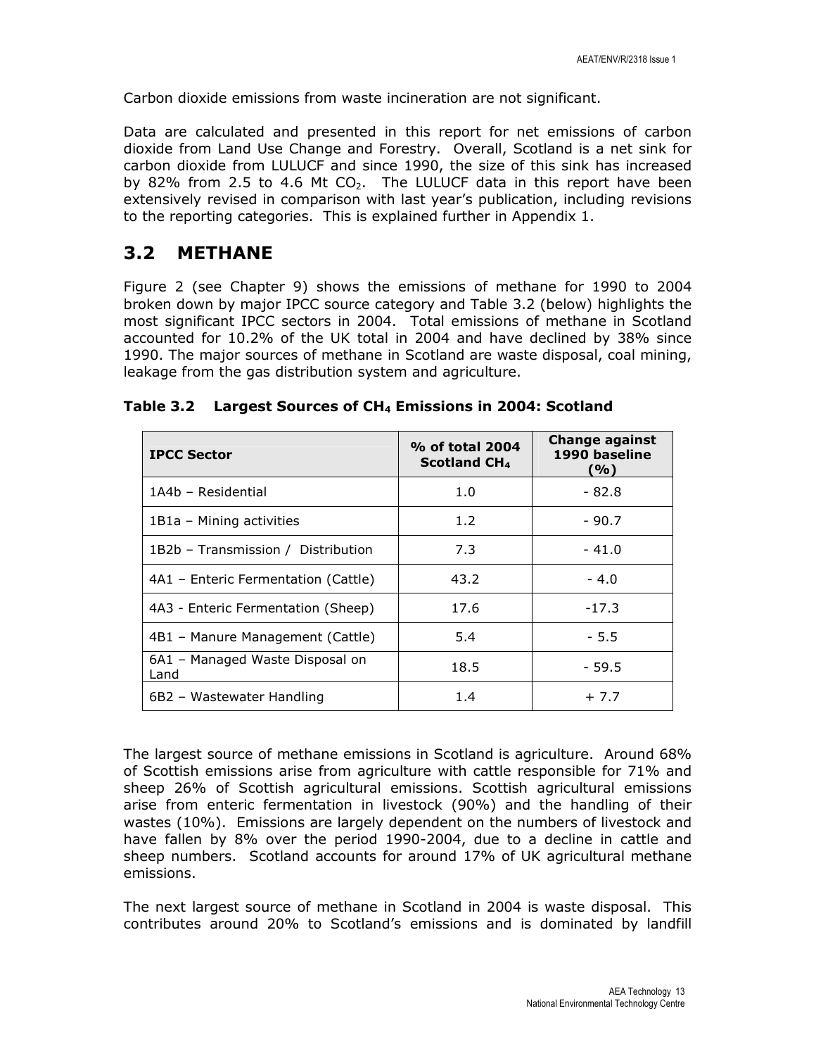Carbon dioxide emissions from waste incineration are not significant.

Data are calculated and presented in this report for net emissions of carbon dioxide from Land Use Change and Forestry. Overall, Scotland is a net sink for carbon dioxide from LULUCF and since 1990, the size of this sink has increased by 82% from 2.5 to 4.6 Mt $CO_2$. The LULUCF data in this report have been extensively revised in comparison with last year's publication, including revisions to the reporting categories. This is explained further in Appendix 1.

## 3.2 METHANE

Figure 2 (see Chapter 9) shows the emissions of methane for 1990 to 2004 broken down by major IPCC source category and Table 3.2 (below) highlights the most significant IPCC sectors in 2004. Total emissions of methane in Scotland accounted for 10.2% of the UK total in 2004 and have declined by 38% since 1990. The major sources of methane in Scotland are waste disposal, coal mining, leakage from the gas distribution system and agriculture.

**Table 3.2 Largest Sources of $CH_4$ Emissions in 2004: Scotland**

| IPCC Sector | % of total 2004 Scotland $CH_4$ | Change against 1990 baseline (%) |
|---|---|---|
| 1A4b – Residential | 1.0 | - 82.8 |
| 1B1a – Mining activities | 1.2 | - 90.7 |
| 1B2b – Transmission / Distribution | 7.3 | - 41.0 |
| 4A1 – Enteric Fermentation (Cattle) | 43.2 | - 4.0 |
| 4A3 - Enteric Fermentation (Sheep) | 17.6 | -17.3 |
| 4B1 – Manure Management (Cattle) | 5.4 | - 5.5 |
| 6A1 – Managed Waste Disposal on Land | 18.5 | - 59.5 |
| 6B2 – Wastewater Handling | 1.4 | + 7.7 |

The largest source of methane emissions in Scotland is agriculture. Around 68% of Scottish emissions arise from agriculture with cattle responsible for 71% and sheep 26% of Scottish agricultural emissions. Scottish agricultural emissions arise from enteric fermentation in livestock (90%) and the handling of their wastes (10%). Emissions are largely dependent on the numbers of livestock and have fallen by 8% over the period 1990-2004, due to a decline in cattle and sheep numbers. Scotland accounts for around 17% of UK agricultural methane emissions.

The next largest source of methane in Scotland in 2004 is waste disposal. This contributes around 20% to Scotland's emissions and is dominated by landfill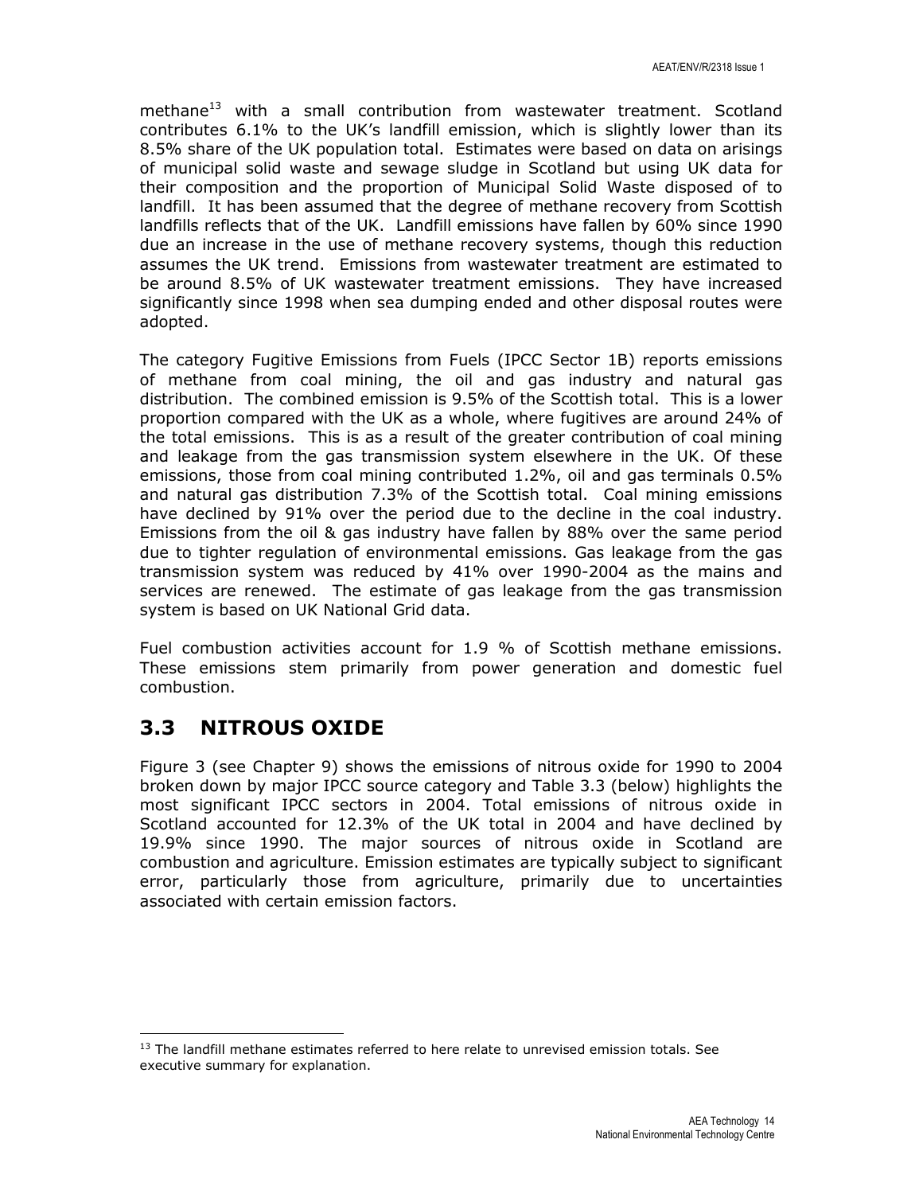methane[13] with a small contribution from wastewater treatment. Scotland contributes 6.1% to the UK's landfill emission, which is slightly lower than its 8.5% share of the UK population total. Estimates were based on data on arisings of municipal solid waste and sewage sludge in Scotland but using UK data for their composition and the proportion of Municipal Solid Waste disposed of to landfill. It has been assumed that the degree of methane recovery from Scottish landfills reflects that of the UK. Landfill emissions have fallen by 60% since 1990 due an increase in the use of methane recovery systems, though this reduction assumes the UK trend. Emissions from wastewater treatment are estimated to be around 8.5% of UK wastewater treatment emissions. They have increased significantly since 1998 when sea dumping ended and other disposal routes were adopted.

The category Fugitive Emissions from Fuels (IPCC Sector 1B) reports emissions of methane from coal mining, the oil and gas industry and natural gas distribution. The combined emission is 9.5% of the Scottish total. This is a lower proportion compared with the UK as a whole, where fugitives are around 24% of the total emissions. This is as a result of the greater contribution of coal mining and leakage from the gas transmission system elsewhere in the UK. Of these emissions, those from coal mining contributed 1.2%, oil and gas terminals 0.5% and natural gas distribution 7.3% of the Scottish total. Coal mining emissions have declined by 91% over the period due to the decline in the coal industry. Emissions from the oil & gas industry have fallen by 88% over the same period due to tighter regulation of environmental emissions. Gas leakage from the gas transmission system was reduced by 41% over 1990-2004 as the mains and services are renewed. The estimate of gas leakage from the gas transmission system is based on UK National Grid data.

Fuel combustion activities account for 1.9 % of Scottish methane emissions. These emissions stem primarily from power generation and domestic fuel combustion.

## 3.3 NITROUS OXIDE

Figure 3 (see Chapter 9) shows the emissions of nitrous oxide for 1990 to 2004 broken down by major IPCC source category and Table 3.3 (below) highlights the most significant IPCC sectors in 2004. Total emissions of nitrous oxide in Scotland accounted for 12.3% of the UK total in 2004 and have declined by 19.9% since 1990. The major sources of nitrous oxide in Scotland are combustion and agriculture. Emission estimates are typically subject to significant error, particularly those from agriculture, primarily due to uncertainties associated with certain emission factors.

[13] The landfill methane estimates referred to here relate to unrevised emission totals. See executive summary for explanation.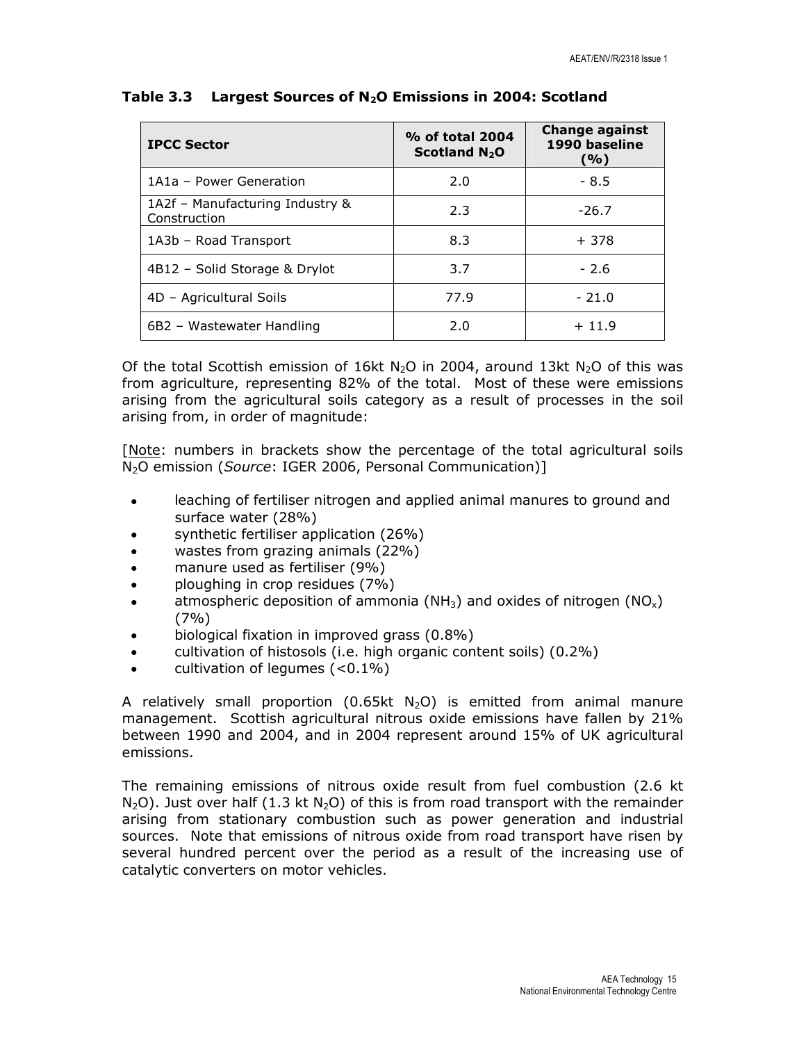**Table 3.3 Largest Sources of $N_2O$ Emissions in 2004: Scotland**

| IPCC Sector | % of total 2004 Scotland $N_2O$ | Change against 1990 baseline (%) |
|---|---|---|
| 1A1a – Power Generation | 2.0 | - 8.5 |
| 1A2f – Manufacturing Industry & Construction | 2.3 | -26.7 |
| 1A3b – Road Transport | 8.3 | + 378 |
| 4B12 – Solid Storage & Drylot | 3.7 | - 2.6 |
| 4D – Agricultural Soils | 77.9 | - 21.0 |
| 6B2 – Wastewater Handling | 2.0 | + 11.9 |

Of the total Scottish emission of 16kt $N_2O$ in 2004, around 13kt $N_2O$ of this was from agriculture, representing 82% of the total. Most of these were emissions arising from the agricultural soils category as a result of processes in the soil arising from, in order of magnitude:

[Note: numbers in brackets show the percentage of the total agricultural soils $N_2O$ emission (*Source*: IGER 2006, Personal Communication)]

- leaching of fertiliser nitrogen and applied animal manures to ground and surface water (28%)
- synthetic fertiliser application (26%)
- wastes from grazing animals (22%)
- manure used as fertiliser (9%)
- ploughing in crop residues (7%)
- atmospheric deposition of ammonia ($NH_3$) and oxides of nitrogen ($NO_x$) (7%)
- biological fixation in improved grass (0.8%)
- cultivation of histosols (i.e. high organic content soils) (0.2%)
- cultivation of legumes (<0.1%)

A relatively small proportion (0.65kt $N_2O$) is emitted from animal manure management. Scottish agricultural nitrous oxide emissions have fallen by 21% between 1990 and 2004, and in 2004 represent around 15% of UK agricultural emissions.

The remaining emissions of nitrous oxide result from fuel combustion (2.6 kt $N_2O$). Just over half (1.3 kt $N_2O$) of this is from road transport with the remainder arising from stationary combustion such as power generation and industrial sources. Note that emissions of nitrous oxide from road transport have risen by several hundred percent over the period as a result of the increasing use of catalytic converters on motor vehicles.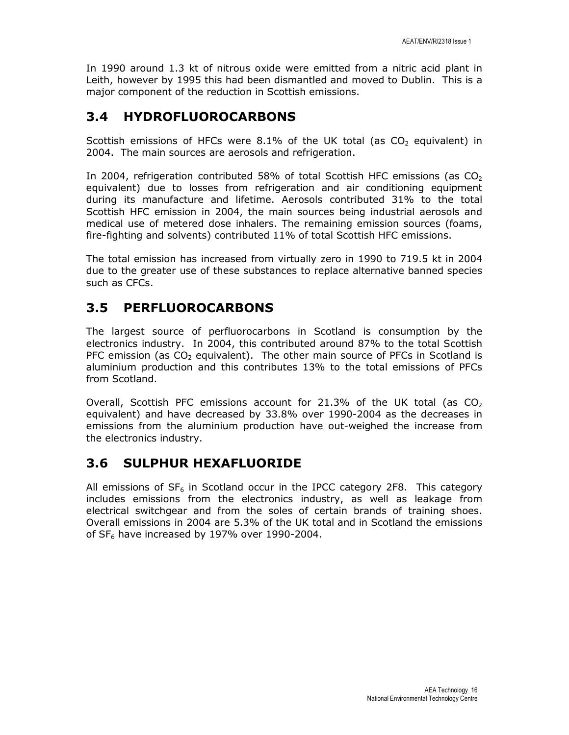In 1990 around 1.3 kt of nitrous oxide were emitted from a nitric acid plant in Leith, however by 1995 this had been dismantled and moved to Dublin. This is a major component of the reduction in Scottish emissions.

## 3.4 HYDROFLUOROCARBONS

Scottish emissions of HFCs were 8.1% of the UK total (as $CO_2$ equivalent) in 2004. The main sources are aerosols and refrigeration.

In 2004, refrigeration contributed 58% of total Scottish HFC emissions (as $CO_2$ equivalent) due to losses from refrigeration and air conditioning equipment during its manufacture and lifetime. Aerosols contributed 31% to the total Scottish HFC emission in 2004, the main sources being industrial aerosols and medical use of metered dose inhalers. The remaining emission sources (foams, fire-fighting and solvents) contributed 11% of total Scottish HFC emissions.

The total emission has increased from virtually zero in 1990 to 719.5 kt in 2004 due to the greater use of these substances to replace alternative banned species such as CFCs.

## 3.5 PERFLUOROCARBONS

The largest source of perfluorocarbons in Scotland is consumption by the electronics industry. In 2004, this contributed around 87% to the total Scottish PFC emission (as $CO_2$ equivalent). The other main source of PFCs in Scotland is aluminium production and this contributes 13% to the total emissions of PFCs from Scotland.

Overall, Scottish PFC emissions account for 21.3% of the UK total (as $CO_2$ equivalent) and have decreased by 33.8% over 1990-2004 as the decreases in emissions from the aluminium production have out-weighed the increase from the electronics industry.

## 3.6 SULPHUR HEXAFLUORIDE

All emissions of $SF_6$ in Scotland occur in the IPCC category 2F8. This category includes emissions from the electronics industry, as well as leakage from electrical switchgear and from the soles of certain brands of training shoes. Overall emissions in 2004 are 5.3% of the UK total and in Scotland the emissions of $SF_6$ have increased by 197% over 1990-2004.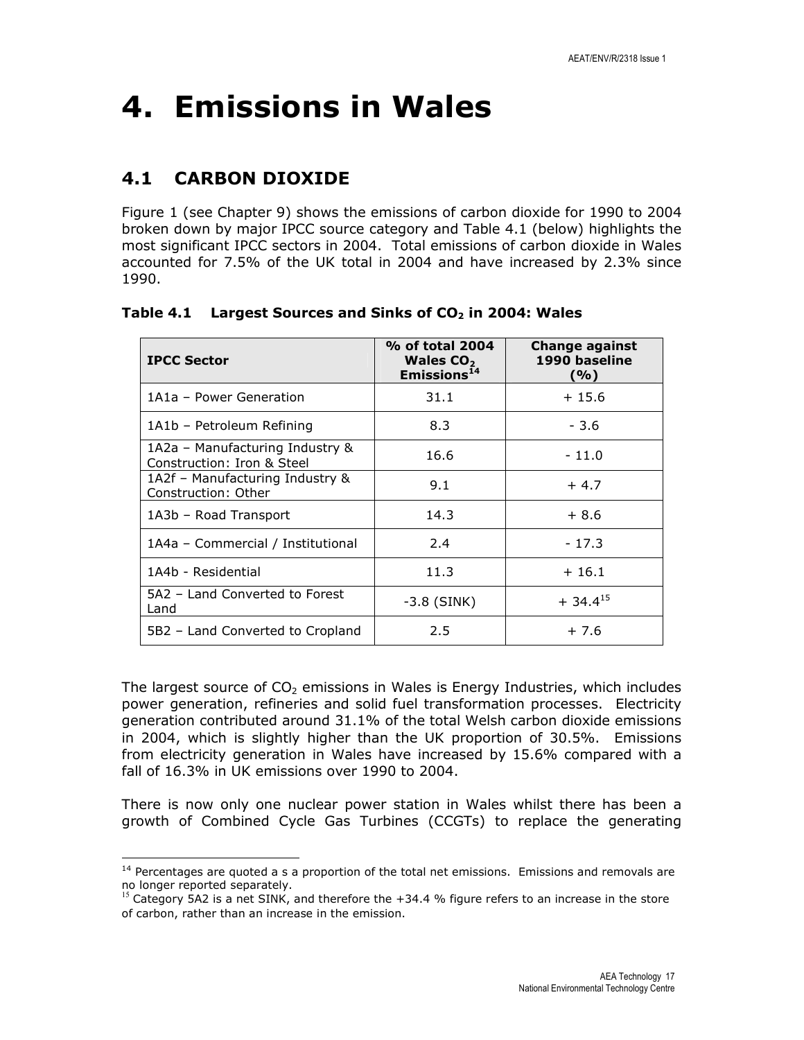# 4. Emissions in Wales

## 4.1 CARBON DIOXIDE

Figure 1 (see Chapter 9) shows the emissions of carbon dioxide for 1990 to 2004 broken down by major IPCC source category and Table 4.1 (below) highlights the most significant IPCC sectors in 2004. Total emissions of carbon dioxide in Wales accounted for 7.5% of the UK total in 2004 and have increased by 2.3% since 1990.

**Table 4.1 Largest Sources and Sinks of $CO_2$ in 2004: Wales**

| IPCC Sector | % of total 2004 Wales $CO_2$ Emissions[14] | Change against 1990 baseline (%) |
|---|---|---|
| 1A1a – Power Generation | 31.1 | + 15.6 |
| 1A1b – Petroleum Refining | 8.3 | - 3.6 |
| 1A2a – Manufacturing Industry & Construction: Iron & Steel | 16.6 | - 11.0 |
| 1A2f – Manufacturing Industry & Construction: Other | 9.1 | + 4.7 |
| 1A3b – Road Transport | 14.3 | + 8.6 |
| 1A4a – Commercial / Institutional | 2.4 | - 17.3 |
| 1A4b - Residential | 11.3 | + 16.1 |
| 5A2 – Land Converted to Forest Land | -3.8 (SINK) | + 34.4[15] |
| 5B2 – Land Converted to Cropland | 2.5 | + 7.6 |

The largest source of $CO_2$ emissions in Wales is Energy Industries, which includes power generation, refineries and solid fuel transformation processes. Electricity generation contributed around 31.1% of the total Welsh carbon dioxide emissions in 2004, which is slightly higher than the UK proportion of 30.5%. Emissions from electricity generation in Wales have increased by 15.6% compared with a fall of 16.3% in UK emissions over 1990 to 2004.

There is now only one nuclear power station in Wales whilst there has been a growth of Combined Cycle Gas Turbines (CCGTs) to replace the generating

---

[14] Percentages are quoted a s a proportion of the total net emissions. Emissions and removals are no longer reported separately.

[15] Category 5A2 is a net SINK, and therefore the +34.4 % figure refers to an increase in the store of carbon, rather than an increase in the emission.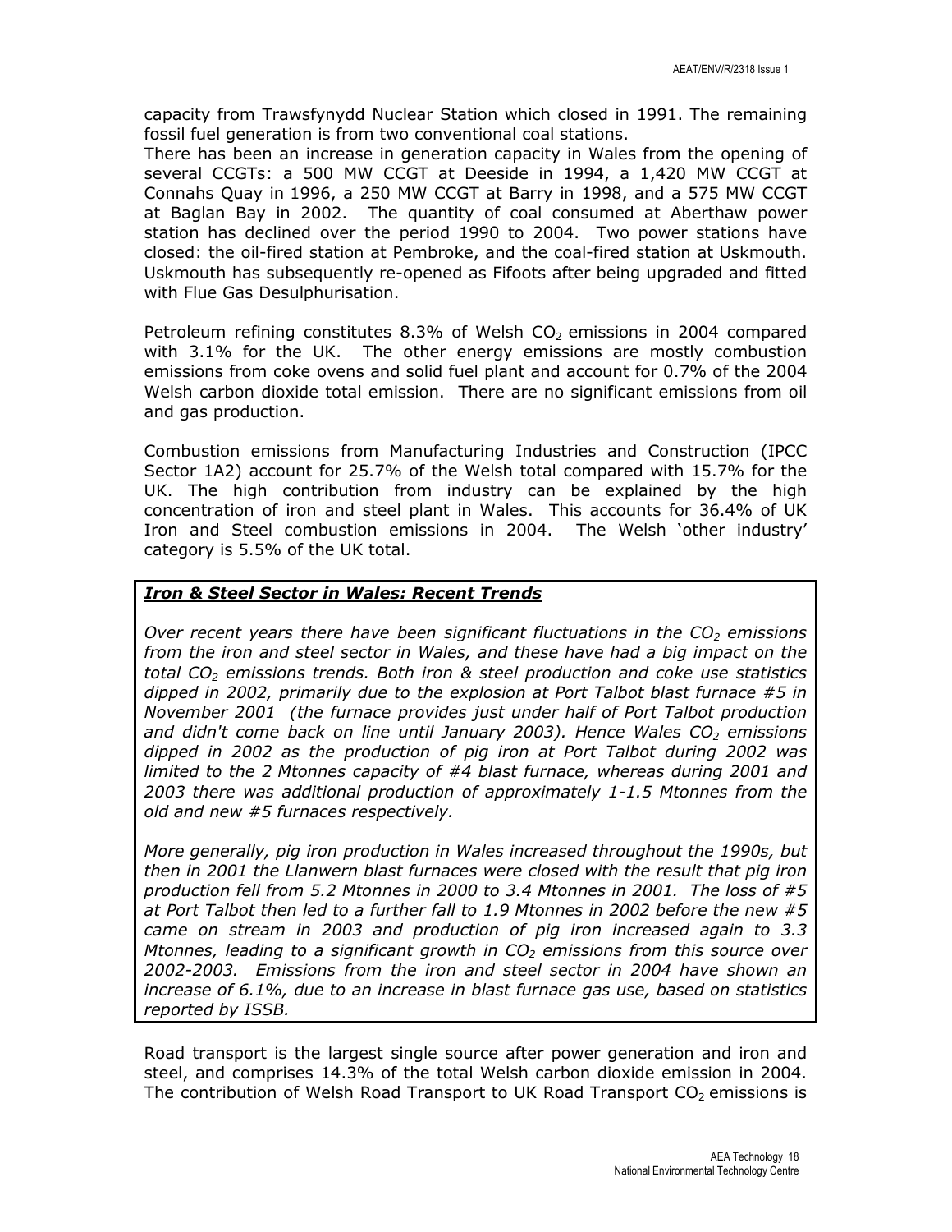capacity from Trawsfynydd Nuclear Station which closed in 1991. The remaining fossil fuel generation is from two conventional coal stations.
There has been an increase in generation capacity in Wales from the opening of several CCGTs: a 500 MW CCGT at Deeside in 1994, a 1,420 MW CCGT at Connahs Quay in 1996, a 250 MW CCGT at Barry in 1998, and a 575 MW CCGT at Baglan Bay in 2002. The quantity of coal consumed at Aberthaw power station has declined over the period 1990 to 2004. Two power stations have closed: the oil-fired station at Pembroke, and the coal-fired station at Uskmouth. Uskmouth has subsequently re-opened as Fifoots after being upgraded and fitted with Flue Gas Desulphurisation.

Petroleum refining constitutes 8.3% of Welsh $CO_2$ emissions in 2004 compared with 3.1% for the UK. The other energy emissions are mostly combustion emissions from coke ovens and solid fuel plant and account for 0.7% of the 2004 Welsh carbon dioxide total emission. There are no significant emissions from oil and gas production.

Combustion emissions from Manufacturing Industries and Construction (IPCC Sector 1A2) account for 25.7% of the Welsh total compared with 15.7% for the UK. The high contribution from industry can be explained by the high concentration of iron and steel plant in Wales. This accounts for 36.4% of UK Iron and Steel combustion emissions in 2004. The Welsh 'other industry' category is 5.5% of the UK total.

***Iron & Steel Sector in Wales: Recent Trends***

*Over recent years there have been significant fluctuations in the $CO_2$ emissions from the iron and steel sector in Wales, and these have had a big impact on the total $CO_2$ emissions trends. Both iron & steel production and coke use statistics dipped in 2002, primarily due to the explosion at Port Talbot blast furnace #5 in November 2001 (the furnace provides just under half of Port Talbot production and didn't come back on line until January 2003). Hence Wales $CO_2$ emissions dipped in 2002 as the production of pig iron at Port Talbot during 2002 was limited to the 2 Mtonnes capacity of #4 blast furnace, whereas during 2001 and 2003 there was additional production of approximately 1-1.5 Mtonnes from the old and new #5 furnaces respectively.*

*More generally, pig iron production in Wales increased throughout the 1990s, but then in 2001 the Llanwern blast furnaces were closed with the result that pig iron production fell from 5.2 Mtonnes in 2000 to 3.4 Mtonnes in 2001. The loss of #5 at Port Talbot then led to a further fall to 1.9 Mtonnes in 2002 before the new #5 came on stream in 2003 and production of pig iron increased again to 3.3 Mtonnes, leading to a significant growth in $CO_2$ emissions from this source over 2002-2003. Emissions from the iron and steel sector in 2004 have shown an increase of 6.1%, due to an increase in blast furnace gas use, based on statistics reported by ISSB.*

Road transport is the largest single source after power generation and iron and steel, and comprises 14.3% of the total Welsh carbon dioxide emission in 2004. The contribution of Welsh Road Transport to UK Road Transport $CO_2$ emissions is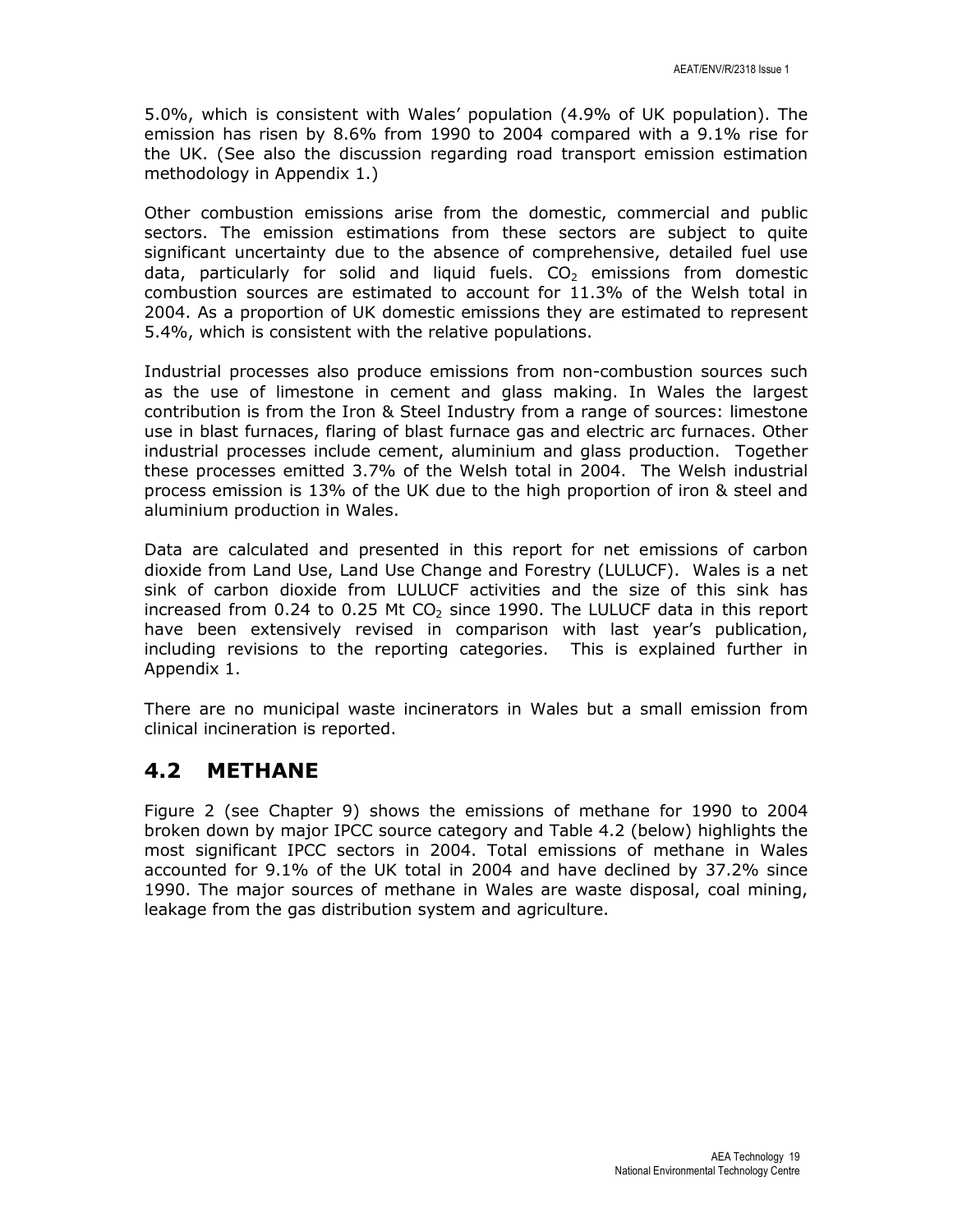5.0%, which is consistent with Wales' population (4.9% of UK population). The emission has risen by 8.6% from 1990 to 2004 compared with a 9.1% rise for the UK. (See also the discussion regarding road transport emission estimation methodology in Appendix 1.)

Other combustion emissions arise from the domestic, commercial and public sectors. The emission estimations from these sectors are subject to quite significant uncertainty due to the absence of comprehensive, detailed fuel use data, particularly for solid and liquid fuels. $CO_2$ emissions from domestic combustion sources are estimated to account for 11.3% of the Welsh total in 2004. As a proportion of UK domestic emissions they are estimated to represent 5.4%, which is consistent with the relative populations.

Industrial processes also produce emissions from non-combustion sources such as the use of limestone in cement and glass making. In Wales the largest contribution is from the Iron & Steel Industry from a range of sources: limestone use in blast furnaces, flaring of blast furnace gas and electric arc furnaces. Other industrial processes include cement, aluminium and glass production. Together these processes emitted 3.7% of the Welsh total in 2004. The Welsh industrial process emission is 13% of the UK due to the high proportion of iron & steel and aluminium production in Wales.

Data are calculated and presented in this report for net emissions of carbon dioxide from Land Use, Land Use Change and Forestry (LULUCF). Wales is a net sink of carbon dioxide from LULUCF activities and the size of this sink has increased from 0.24 to 0.25 Mt $CO_2$ since 1990. The LULUCF data in this report have been extensively revised in comparison with last year's publication, including revisions to the reporting categories. This is explained further in Appendix 1.

There are no municipal waste incinerators in Wales but a small emission from clinical incineration is reported.

## 4.2 METHANE

Figure 2 (see Chapter 9) shows the emissions of methane for 1990 to 2004 broken down by major IPCC source category and Table 4.2 (below) highlights the most significant IPCC sectors in 2004. Total emissions of methane in Wales accounted for 9.1% of the UK total in 2004 and have declined by 37.2% since 1990. The major sources of methane in Wales are waste disposal, coal mining, leakage from the gas distribution system and agriculture.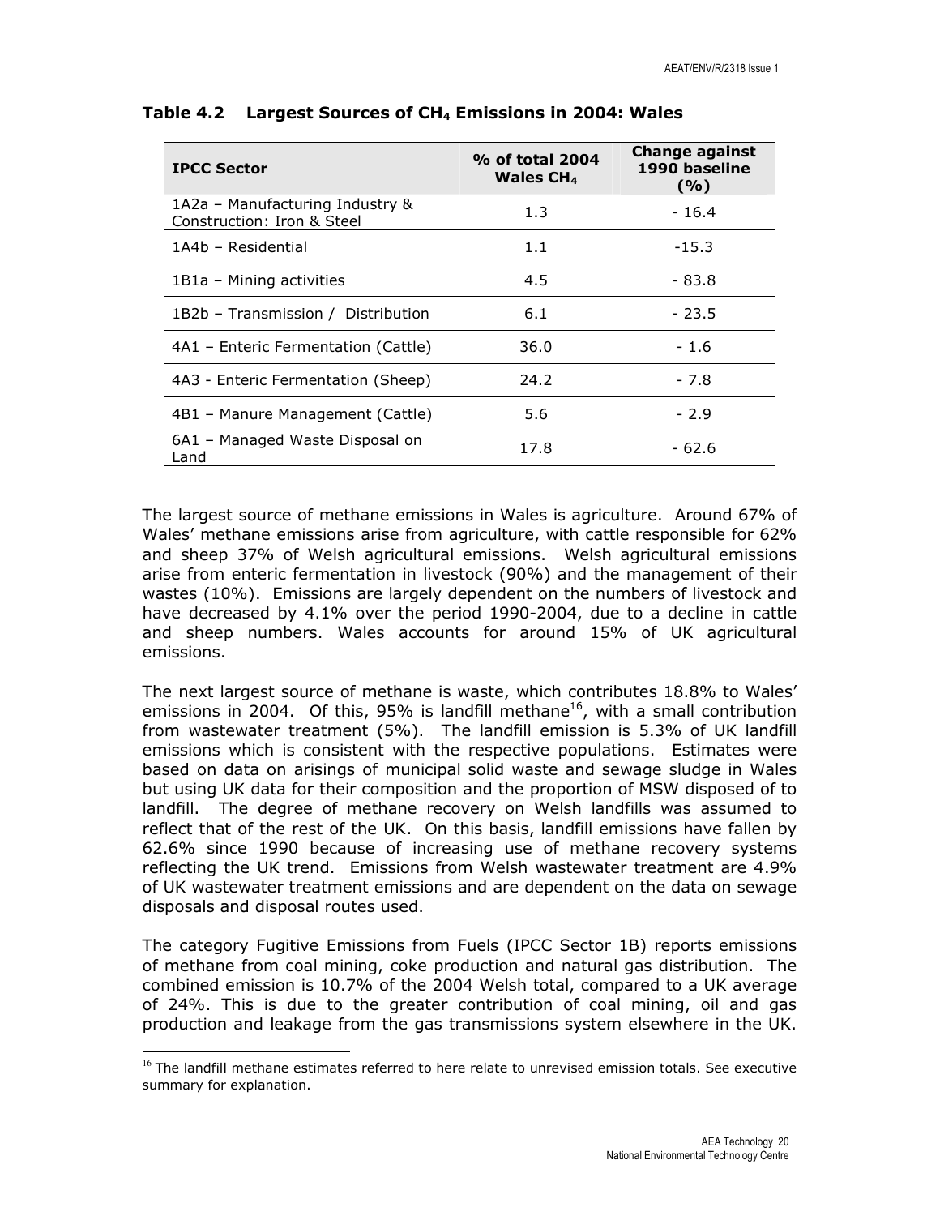**Table 4.2 Largest Sources of $CH_4$ Emissions in 2004: Wales**

| IPCC Sector | % of total 2004 Wales $CH_4$ | Change against 1990 baseline (%) |
|---|---|---|
| 1A2a – Manufacturing Industry & Construction: Iron & Steel | 1.3 | - 16.4 |
| 1A4b – Residential | 1.1 | -15.3 |
| 1B1a – Mining activities | 4.5 | - 83.8 |
| 1B2b – Transmission / Distribution | 6.1 | - 23.5 |
| 4A1 – Enteric Fermentation (Cattle) | 36.0 | - 1.6 |
| 4A3 - Enteric Fermentation (Sheep) | 24.2 | - 7.8 |
| 4B1 – Manure Management (Cattle) | 5.6 | - 2.9 |
| 6A1 – Managed Waste Disposal on Land | 17.8 | - 62.6 |

The largest source of methane emissions in Wales is agriculture. Around 67% of Wales' methane emissions arise from agriculture, with cattle responsible for 62% and sheep 37% of Welsh agricultural emissions. Welsh agricultural emissions arise from enteric fermentation in livestock (90%) and the management of their wastes (10%). Emissions are largely dependent on the numbers of livestock and have decreased by 4.1% over the period 1990-2004, due to a decline in cattle and sheep numbers. Wales accounts for around 15% of UK agricultural emissions.

The next largest source of methane is waste, which contributes 18.8% to Wales' emissions in 2004. Of this, 95% is landfill methane[16], with a small contribution from wastewater treatment (5%). The landfill emission is 5.3% of UK landfill emissions which is consistent with the respective populations. Estimates were based on data on arisings of municipal solid waste and sewage sludge in Wales but using UK data for their composition and the proportion of MSW disposed of to landfill. The degree of methane recovery on Welsh landfills was assumed to reflect that of the rest of the UK. On this basis, landfill emissions have fallen by 62.6% since 1990 because of increasing use of methane recovery systems reflecting the UK trend. Emissions from Welsh wastewater treatment are 4.9% of UK wastewater treatment emissions and are dependent on the data on sewage disposals and disposal routes used.

The category Fugitive Emissions from Fuels (IPCC Sector 1B) reports emissions of methane from coal mining, coke production and natural gas distribution. The combined emission is 10.7% of the 2004 Welsh total, compared to a UK average of 24%. This is due to the greater contribution of coal mining, oil and gas production and leakage from the gas transmissions system elsewhere in the UK.

[16] The landfill methane estimates referred to here relate to unrevised emission totals. See executive summary for explanation.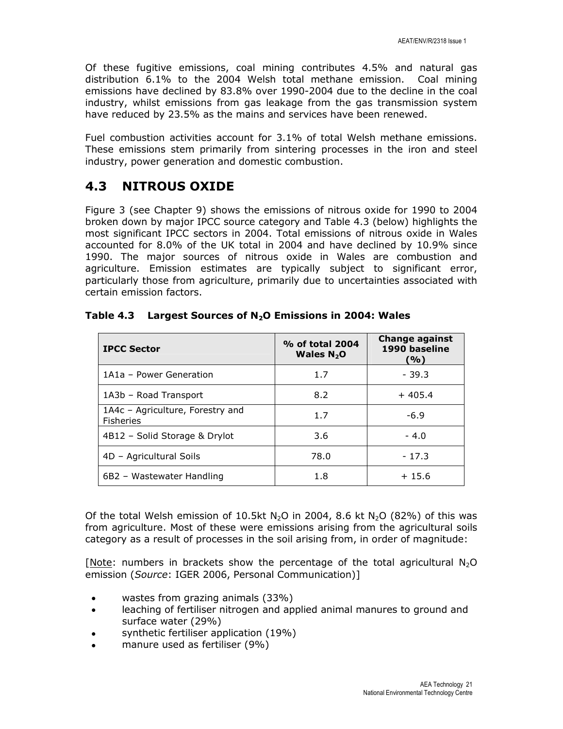Of these fugitive emissions, coal mining contributes 4.5% and natural gas distribution 6.1% to the 2004 Welsh total methane emission. Coal mining emissions have declined by 83.8% over 1990-2004 due to the decline in the coal industry, whilst emissions from gas leakage from the gas transmission system have reduced by 23.5% as the mains and services have been renewed.

Fuel combustion activities account for 3.1% of total Welsh methane emissions. These emissions stem primarily from sintering processes in the iron and steel industry, power generation and domestic combustion.

## 4.3 NITROUS OXIDE

Figure 3 (see Chapter 9) shows the emissions of nitrous oxide for 1990 to 2004 broken down by major IPCC source category and Table 4.3 (below) highlights the most significant IPCC sectors in 2004. Total emissions of nitrous oxide in Wales accounted for 8.0% of the UK total in 2004 and have declined by 10.9% since 1990. The major sources of nitrous oxide in Wales are combustion and agriculture. Emission estimates are typically subject to significant error, particularly those from agriculture, primarily due to uncertainties associated with certain emission factors.

**Table 4.3 Largest Sources of $N_2O$ Emissions in 2004: Wales**

| IPCC Sector | % of total 2004 Wales $N_2O$ | Change against 1990 baseline (%) |
|---|---|---|
| 1A1a – Power Generation | 1.7 | - 39.3 |
| 1A3b – Road Transport | 8.2 | + 405.4 |
| 1A4c – Agriculture, Forestry and Fisheries | 1.7 | -6.9 |
| 4B12 – Solid Storage & Drylot | 3.6 | - 4.0 |
| 4D – Agricultural Soils | 78.0 | - 17.3 |
| 6B2 – Wastewater Handling | 1.8 | + 15.6 |

Of the total Welsh emission of 10.5kt $N_2O$ in 2004, 8.6 kt $N_2O$ (82%) of this was from agriculture. Most of these were emissions arising from the agricultural soils category as a result of processes in the soil arising from, in order of magnitude:

[Note: numbers in brackets show the percentage of the total agricultural $N_2O$ emission (*Source*: IGER 2006, Personal Communication)]

- wastes from grazing animals (33%)
- leaching of fertiliser nitrogen and applied animal manures to ground and surface water (29%)
- synthetic fertiliser application (19%)
- manure used as fertiliser (9%)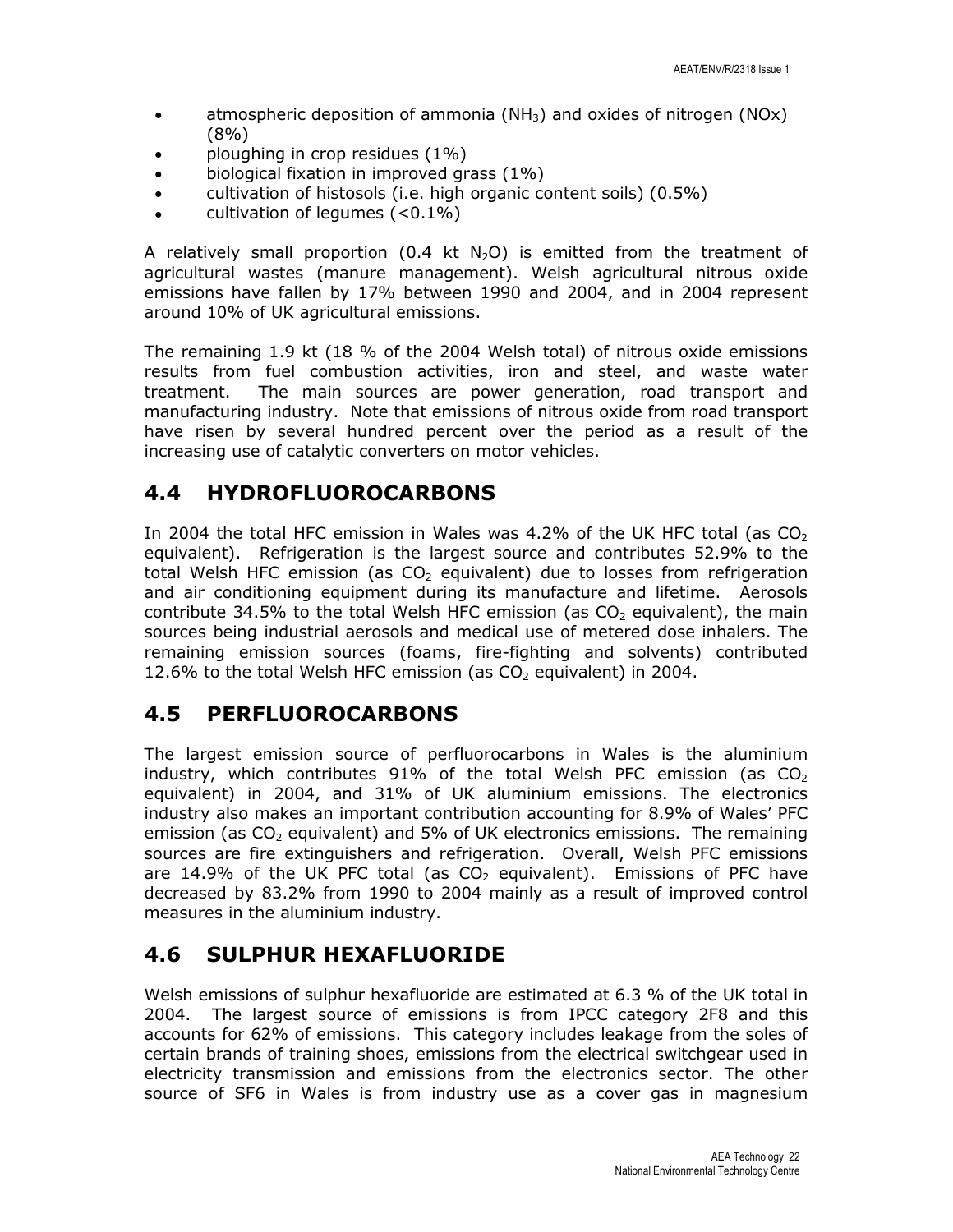- atmospheric deposition of ammonia ($NH_3$) and oxides of nitrogen (NOx) (8%)
- ploughing in crop residues (1%)
- biological fixation in improved grass (1%)
- cultivation of histosols (i.e. high organic content soils) (0.5%)
- cultivation of legumes (<0.1%)

A relatively small proportion (0.4 kt $N_2O$) is emitted from the treatment of agricultural wastes (manure management). Welsh agricultural nitrous oxide emissions have fallen by 17% between 1990 and 2004, and in 2004 represent around 10% of UK agricultural emissions.

The remaining 1.9 kt (18 % of the 2004 Welsh total) of nitrous oxide emissions results from fuel combustion activities, iron and steel, and waste water treatment. The main sources are power generation, road transport and manufacturing industry. Note that emissions of nitrous oxide from road transport have risen by several hundred percent over the period as a result of the increasing use of catalytic converters on motor vehicles.

## 4.4 HYDROFLUOROCARBONS

In 2004 the total HFC emission in Wales was 4.2% of the UK HFC total (as $CO_2$ equivalent). Refrigeration is the largest source and contributes 52.9% to the total Welsh HFC emission (as $CO_2$ equivalent) due to losses from refrigeration and air conditioning equipment during its manufacture and lifetime. Aerosols contribute 34.5% to the total Welsh HFC emission (as $CO_2$ equivalent), the main sources being industrial aerosols and medical use of metered dose inhalers. The remaining emission sources (foams, fire-fighting and solvents) contributed 12.6% to the total Welsh HFC emission (as $CO_2$ equivalent) in 2004.

## 4.5 PERFLUOROCARBONS

The largest emission source of perfluorocarbons in Wales is the aluminium industry, which contributes 91% of the total Welsh PFC emission (as $CO_2$ equivalent) in 2004, and 31% of UK aluminium emissions. The electronics industry also makes an important contribution accounting for 8.9% of Wales' PFC emission (as $CO_2$ equivalent) and 5% of UK electronics emissions. The remaining sources are fire extinguishers and refrigeration. Overall, Welsh PFC emissions are 14.9% of the UK PFC total (as $CO_2$ equivalent). Emissions of PFC have decreased by 83.2% from 1990 to 2004 mainly as a result of improved control measures in the aluminium industry.

## 4.6 SULPHUR HEXAFLUORIDE

Welsh emissions of sulphur hexafluoride are estimated at 6.3 % of the UK total in 2004. The largest source of emissions is from IPCC category 2F8 and this accounts for 62% of emissions. This category includes leakage from the soles of certain brands of training shoes, emissions from the electrical switchgear used in electricity transmission and emissions from the electronics sector. The other source of SF6 in Wales is from industry use as a cover gas in magnesium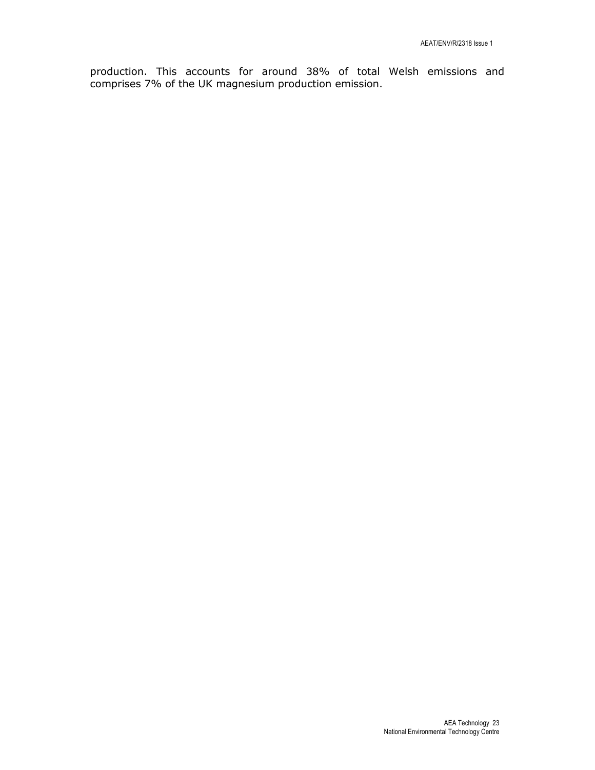production. This accounts for around 38% of total Welsh emissions and comprises 7% of the UK magnesium production emission.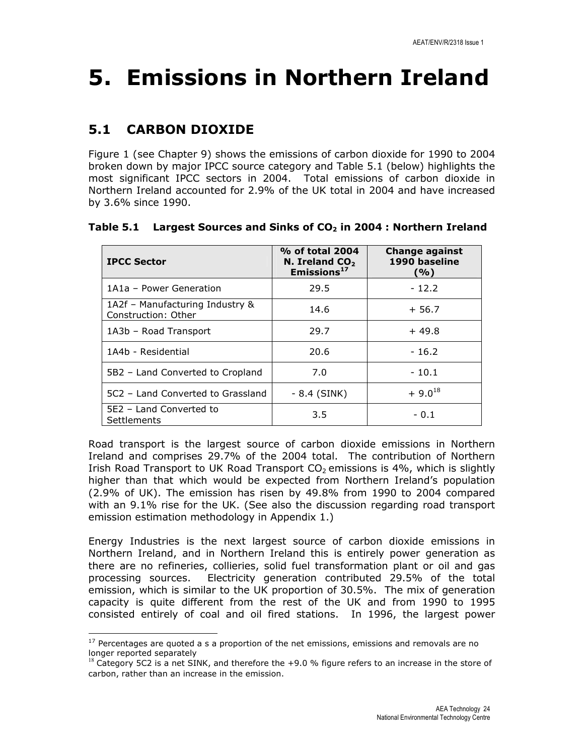// Reconstructed from the page image; the running header, running footer and page number are omitted.
# 5. Emissions in Northern Ireland

## 5.1 CARBON DIOXIDE

Figure 1 (see Chapter 9) shows the emissions of carbon dioxide for 1990 to 2004 broken down by major IPCC source category and Table 5.1 (below) highlights the most significant IPCC sectors in 2004. Total emissions of carbon dioxide in Northern Ireland accounted for 2.9% of the UK total in 2004 and have increased by 3.6% since 1990.

**Table 5.1 Largest Sources and Sinks of $CO_2$ in 2004 : Northern Ireland**

| IPCC Sector | % of total 2004 N. Ireland $CO_2$ Emissions[17] | Change against 1990 baseline (%) |
|---|---|---|
| 1A1a – Power Generation | 29.5 | - 12.2 |
| 1A2f – Manufacturing Industry & Construction: Other | 14.6 | + 56.7 |
| 1A3b – Road Transport | 29.7 | + 49.8 |
| 1A4b - Residential | 20.6 | - 16.2 |
| 5B2 – Land Converted to Cropland | 7.0 | - 10.1 |
| 5C2 – Land Converted to Grassland | - 8.4 (SINK) | + 9.0[18] |
| 5E2 – Land Converted to Settlements | 3.5 | - 0.1 |

Road transport is the largest source of carbon dioxide emissions in Northern Ireland and comprises 29.7% of the 2004 total. The contribution of Northern Irish Road Transport to UK Road Transport $CO_2$ emissions is 4%, which is slightly higher than that which would be expected from Northern Ireland's population (2.9% of UK). The emission has risen by 49.8% from 1990 to 2004 compared with an 9.1% rise for the UK. (See also the discussion regarding road transport emission estimation methodology in Appendix 1.)

Energy Industries is the next largest source of carbon dioxide emissions in Northern Ireland, and in Northern Ireland this is entirely power generation as there are no refineries, collieries, solid fuel transformation plant or oil and gas processing sources. Electricity generation contributed 29.5% of the total emission, which is similar to the UK proportion of 30.5%. The mix of generation capacity is quite different from the rest of the UK and from 1990 to 1995 consisted entirely of coal and oil fired stations. In 1996, the largest power

---

[17] Percentages are quoted a s a proportion of the net emissions, emissions and removals are no longer reported separately

[18] Category 5C2 is a net SINK, and therefore the +9.0 % figure refers to an increase in the store of carbon, rather than an increase in the emission.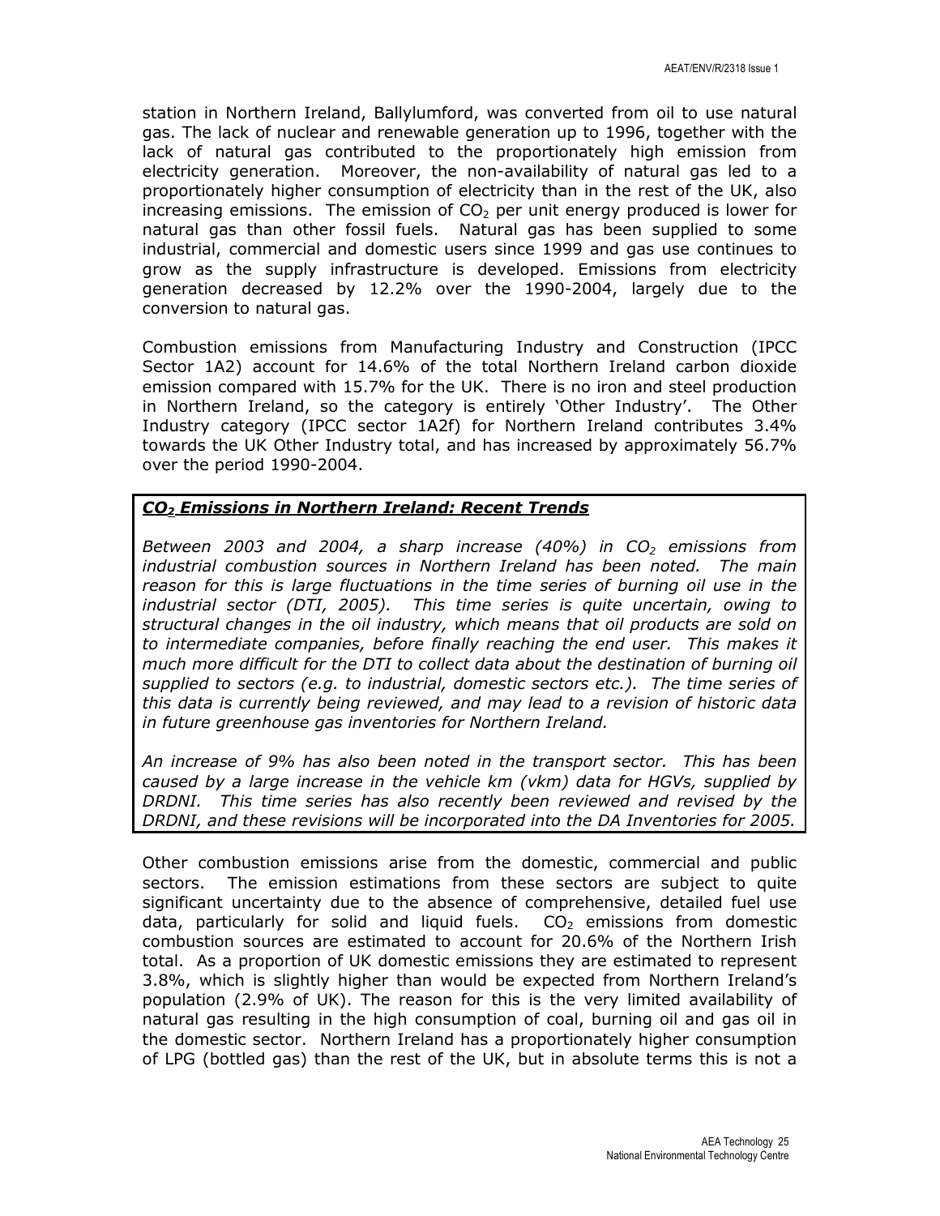station in Northern Ireland, Ballylumford, was converted from oil to use natural gas. The lack of nuclear and renewable generation up to 1996, together with the lack of natural gas contributed to the proportionately high emission from electricity generation. Moreover, the non-availability of natural gas led to a proportionately higher consumption of electricity than in the rest of the UK, also increasing emissions. The emission of $CO_2$ per unit energy produced is lower for natural gas than other fossil fuels. Natural gas has been supplied to some industrial, commercial and domestic users since 1999 and gas use continues to grow as the supply infrastructure is developed. Emissions from electricity generation decreased by 12.2% over the 1990-2004, largely due to the conversion to natural gas.

Combustion emissions from Manufacturing Industry and Construction (IPCC Sector 1A2) account for 14.6% of the total Northern Ireland carbon dioxide emission compared with 15.7% for the UK. There is no iron and steel production in Northern Ireland, so the category is entirely 'Other Industry'. The Other Industry category (IPCC sector 1A2f) for Northern Ireland contributes 3.4% towards the UK Other Industry total, and has increased by approximately 56.7% over the period 1990-2004.

***$CO_2$ Emissions in Northern Ireland: Recent Trends***

*Between 2003 and 2004, a sharp increase (40%) in $CO_2$ emissions from industrial combustion sources in Northern Ireland has been noted. The main reason for this is large fluctuations in the time series of burning oil use in the industrial sector (DTI, 2005). This time series is quite uncertain, owing to structural changes in the oil industry, which means that oil products are sold on to intermediate companies, before finally reaching the end user. This makes it much more difficult for the DTI to collect data about the destination of burning oil supplied to sectors (e.g. to industrial, domestic sectors etc.). The time series of this data is currently being reviewed, and may lead to a revision of historic data in future greenhouse gas inventories for Northern Ireland.*

*An increase of 9% has also been noted in the transport sector. This has been caused by a large increase in the vehicle km (vkm) data for HGVs, supplied by DRDNI. This time series has also recently been reviewed and revised by the DRDNI, and these revisions will be incorporated into the DA Inventories for 2005.*

Other combustion emissions arise from the domestic, commercial and public sectors. The emission estimations from these sectors are subject to quite significant uncertainty due to the absence of comprehensive, detailed fuel use data, particularly for solid and liquid fuels. $CO_2$ emissions from domestic combustion sources are estimated to account for 20.6% of the Northern Irish total. As a proportion of UK domestic emissions they are estimated to represent 3.8%, which is slightly higher than would be expected from Northern Ireland's population (2.9% of UK). The reason for this is the very limited availability of natural gas resulting in the high consumption of coal, burning oil and gas oil in the domestic sector. Northern Ireland has a proportionately higher consumption of LPG (bottled gas) than the rest of the UK, but in absolute terms this is not a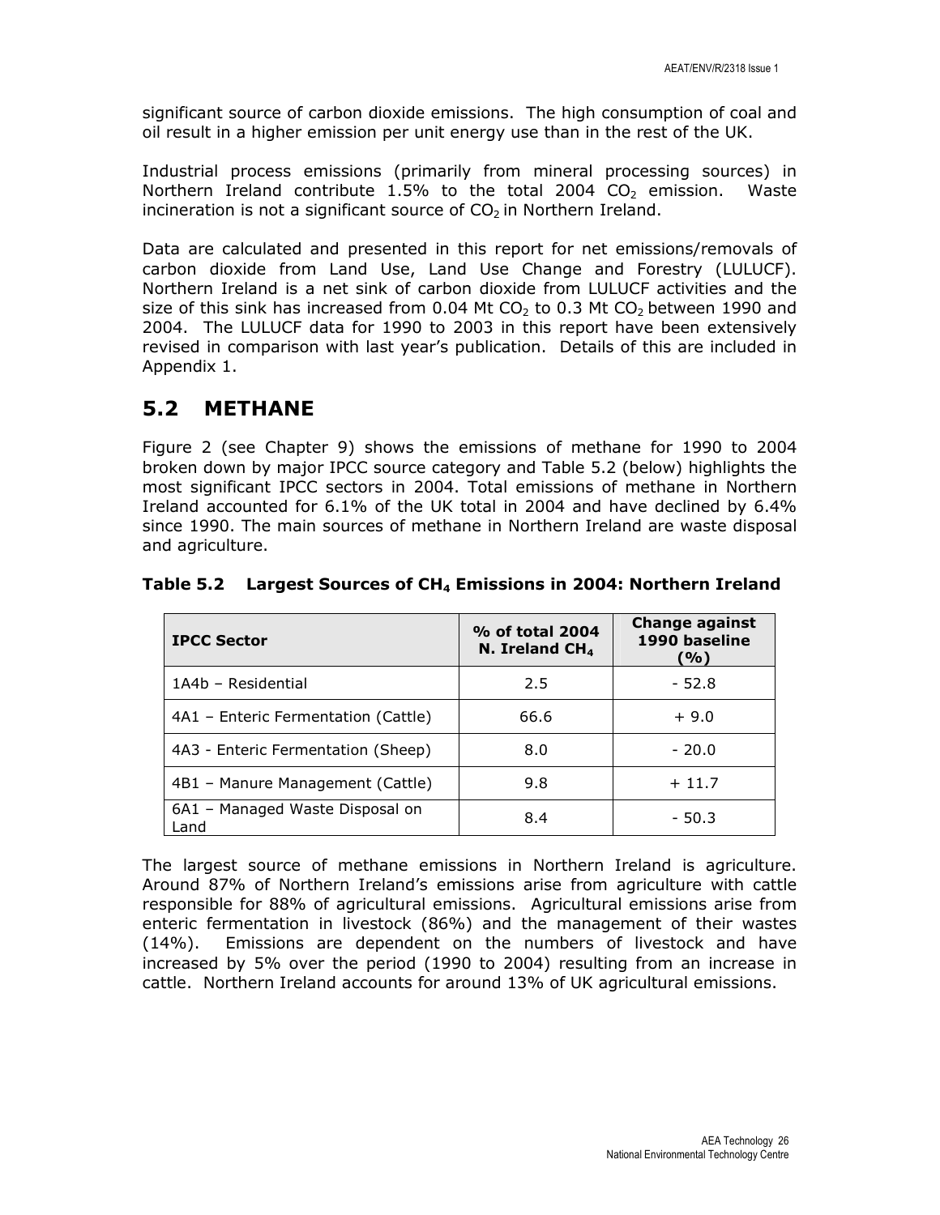significant source of carbon dioxide emissions. The high consumption of coal and oil result in a higher emission per unit energy use than in the rest of the UK.

Industrial process emissions (primarily from mineral processing sources) in Northern Ireland contribute 1.5% to the total 2004 $CO_2$ emission. Waste incineration is not a significant source of $CO_2$ in Northern Ireland.

Data are calculated and presented in this report for net emissions/removals of carbon dioxide from Land Use, Land Use Change and Forestry (LULUCF). Northern Ireland is a net sink of carbon dioxide from LULUCF activities and the size of this sink has increased from 0.04 Mt $CO_2$ to 0.3 Mt $CO_2$ between 1990 and 2004. The LULUCF data for 1990 to 2003 in this report have been extensively revised in comparison with last year's publication. Details of this are included in Appendix 1.

## 5.2 METHANE

Figure 2 (see Chapter 9) shows the emissions of methane for 1990 to 2004 broken down by major IPCC source category and Table 5.2 (below) highlights the most significant IPCC sectors in 2004. Total emissions of methane in Northern Ireland accounted for 6.1% of the UK total in 2004 and have declined by 6.4% since 1990. The main sources of methane in Northern Ireland are waste disposal and agriculture.

**Table 5.2 Largest Sources of $CH_4$ Emissions in 2004: Northern Ireland**

| IPCC Sector | % of total 2004 N. Ireland $CH_4$ | Change against 1990 baseline (%) |
|---|---|---|
| 1A4b – Residential | 2.5 | - 52.8 |
| 4A1 – Enteric Fermentation (Cattle) | 66.6 | + 9.0 |
| 4A3 - Enteric Fermentation (Sheep) | 8.0 | - 20.0 |
| 4B1 – Manure Management (Cattle) | 9.8 | + 11.7 |
| 6A1 – Managed Waste Disposal on Land | 8.4 | - 50.3 |

The largest source of methane emissions in Northern Ireland is agriculture. Around 87% of Northern Ireland's emissions arise from agriculture with cattle responsible for 88% of agricultural emissions. Agricultural emissions arise from enteric fermentation in livestock (86%) and the management of their wastes (14%). Emissions are dependent on the numbers of livestock and have increased by 5% over the period (1990 to 2004) resulting from an increase in cattle. Northern Ireland accounts for around 13% of UK agricultural emissions.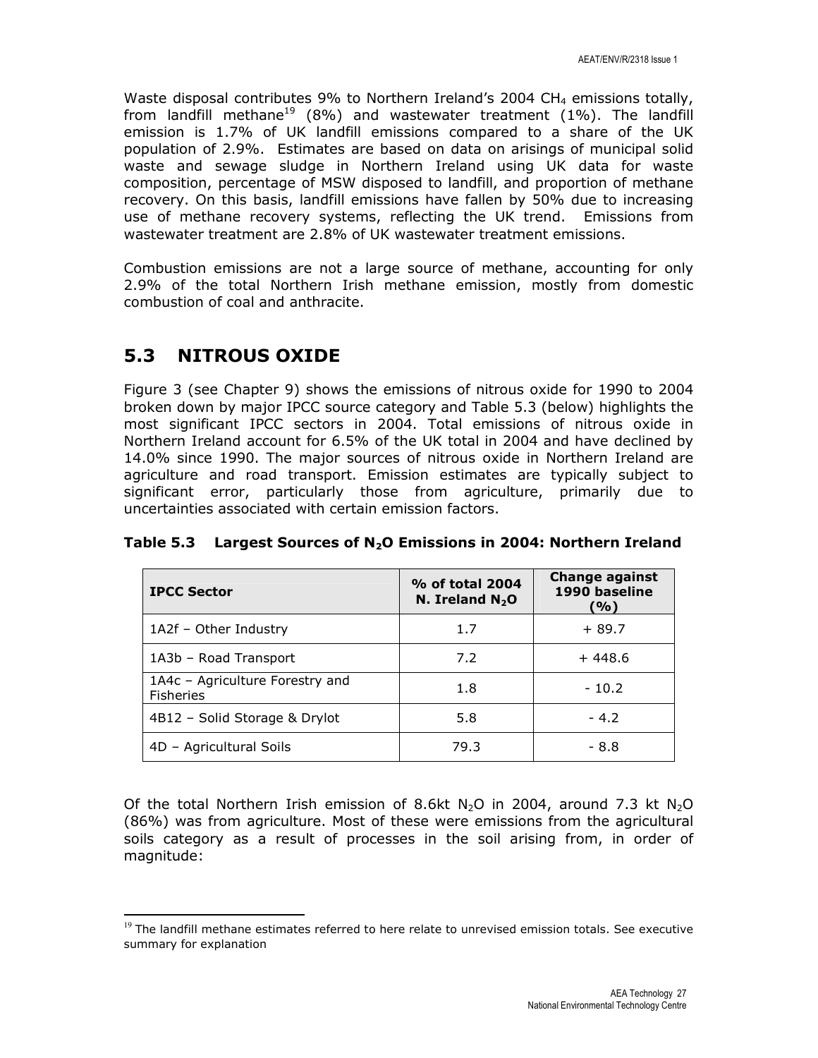Waste disposal contributes 9% to Northern Ireland's 2004 $CH_4$ emissions totally, from landfill methane[19] (8%) and wastewater treatment (1%). The landfill emission is 1.7% of UK landfill emissions compared to a share of the UK population of 2.9%. Estimates are based on data on arisings of municipal solid waste and sewage sludge in Northern Ireland using UK data for waste composition, percentage of MSW disposed to landfill, and proportion of methane recovery. On this basis, landfill emissions have fallen by 50% due to increasing use of methane recovery systems, reflecting the UK trend. Emissions from wastewater treatment are 2.8% of UK wastewater treatment emissions.

Combustion emissions are not a large source of methane, accounting for only 2.9% of the total Northern Irish methane emission, mostly from domestic combustion of coal and anthracite.

## 5.3 NITROUS OXIDE

Figure 3 (see Chapter 9) shows the emissions of nitrous oxide for 1990 to 2004 broken down by major IPCC source category and Table 5.3 (below) highlights the most significant IPCC sectors in 2004. Total emissions of nitrous oxide in Northern Ireland account for 6.5% of the UK total in 2004 and have declined by 14.0% since 1990. The major sources of nitrous oxide in Northern Ireland are agriculture and road transport. Emission estimates are typically subject to significant error, particularly those from agriculture, primarily due to uncertainties associated with certain emission factors.

**Table 5.3 Largest Sources of $N_2O$ Emissions in 2004: Northern Ireland**

| IPCC Sector | % of total 2004 N. Ireland $N_2O$ | Change against 1990 baseline (%) |
|---|---|---|
| 1A2f – Other Industry | 1.7 | + 89.7 |
| 1A3b – Road Transport | 7.2 | + 448.6 |
| 1A4c – Agriculture Forestry and Fisheries | 1.8 | - 10.2 |
| 4B12 – Solid Storage & Drylot | 5.8 | - 4.2 |
| 4D – Agricultural Soils | 79.3 | - 8.8 |

Of the total Northern Irish emission of 8.6kt $N_2O$ in 2004, around 7.3 kt $N_2O$ (86%) was from agriculture. Most of these were emissions from the agricultural soils category as a result of processes in the soil arising from, in order of magnitude:

[19] The landfill methane estimates referred to here relate to unrevised emission totals. See executive summary for explanation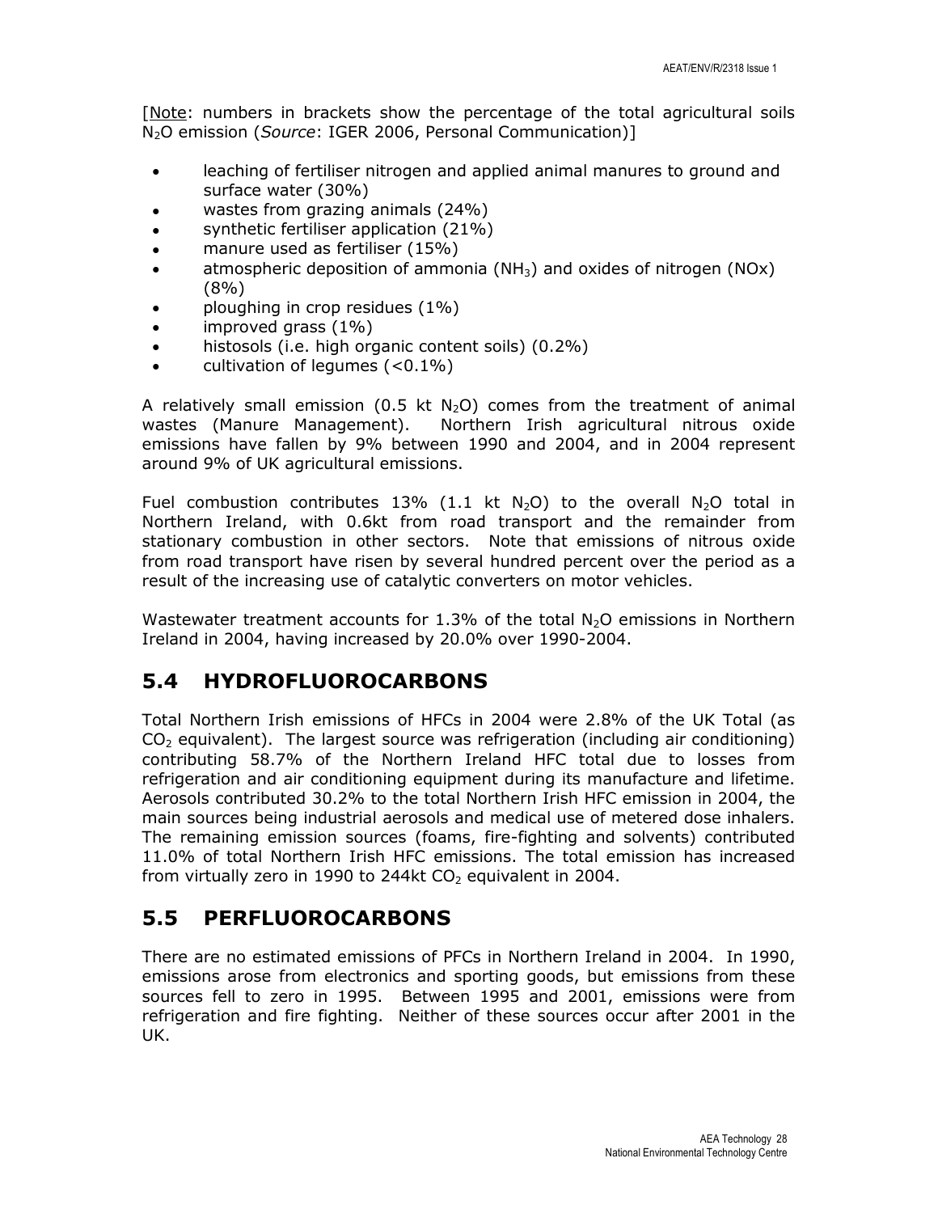[Note: numbers in brackets show the percentage of the total agricultural soils $N_2O$ emission (*Source*: IGER 2006, Personal Communication)]

- leaching of fertiliser nitrogen and applied animal manures to ground and surface water (30%)
- wastes from grazing animals (24%)
- synthetic fertiliser application (21%)
- manure used as fertiliser (15%)
- atmospheric deposition of ammonia ($NH_3$) and oxides of nitrogen (NOx) (8%)
- ploughing in crop residues (1%)
- improved grass (1%)
- histosols (i.e. high organic content soils) (0.2%)
- cultivation of legumes (<0.1%)

A relatively small emission (0.5 kt $N_2O$) comes from the treatment of animal wastes (Manure Management). Northern Irish agricultural nitrous oxide emissions have fallen by 9% between 1990 and 2004, and in 2004 represent around 9% of UK agricultural emissions.

Fuel combustion contributes 13% (1.1 kt $N_2O$) to the overall $N_2O$ total in Northern Ireland, with 0.6kt from road transport and the remainder from stationary combustion in other sectors. Note that emissions of nitrous oxide from road transport have risen by several hundred percent over the period as a result of the increasing use of catalytic converters on motor vehicles.

Wastewater treatment accounts for 1.3% of the total $N_2O$ emissions in Northern Ireland in 2004, having increased by 20.0% over 1990-2004.

## 5.4 HYDROFLUOROCARBONS

Total Northern Irish emissions of HFCs in 2004 were 2.8% of the UK Total (as $CO_2$ equivalent). The largest source was refrigeration (including air conditioning) contributing 58.7% of the Northern Ireland HFC total due to losses from refrigeration and air conditioning equipment during its manufacture and lifetime. Aerosols contributed 30.2% to the total Northern Irish HFC emission in 2004, the main sources being industrial aerosols and medical use of metered dose inhalers. The remaining emission sources (foams, fire-fighting and solvents) contributed 11.0% of total Northern Irish HFC emissions. The total emission has increased from virtually zero in 1990 to 244kt $CO_2$ equivalent in 2004.

## 5.5 PERFLUOROCARBONS

There are no estimated emissions of PFCs in Northern Ireland in 2004. In 1990, emissions arose from electronics and sporting goods, but emissions from these sources fell to zero in 1995. Between 1995 and 2001, emissions were from refrigeration and fire fighting. Neither of these sources occur after 2001 in the UK.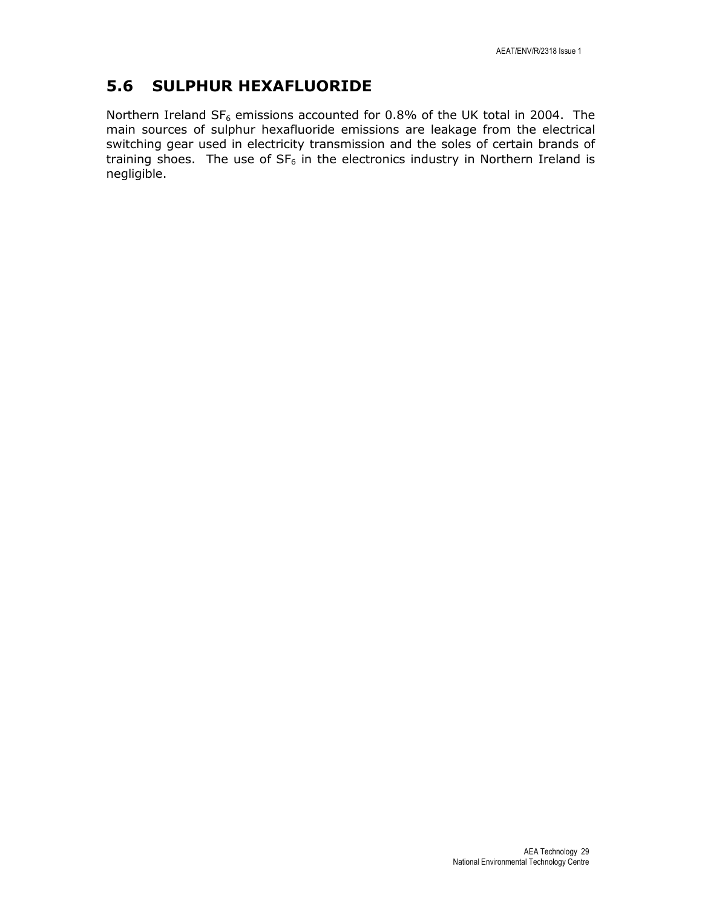## 5.6 SULPHUR HEXAFLUORIDE

Northern Ireland $SF_6$ emissions accounted for 0.8% of the UK total in 2004. The main sources of sulphur hexafluoride emissions are leakage from the electrical switching gear used in electricity transmission and the soles of certain brands of training shoes. The use of $SF_6$ in the electronics industry in Northern Ireland is negligible.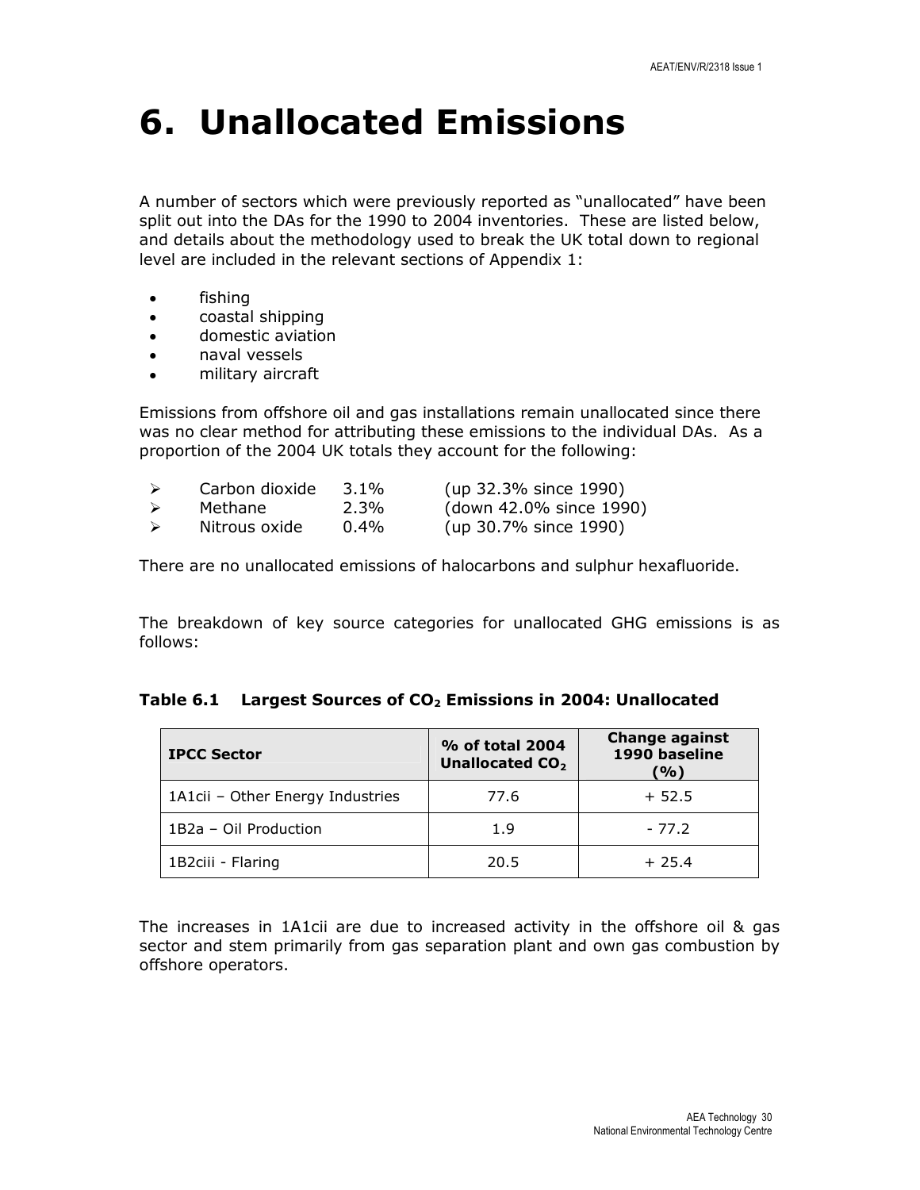# 6. Unallocated Emissions

A number of sectors which were previously reported as “unallocated” have been split out into the DAs for the 1990 to 2004 inventories. These are listed below, and details about the methodology used to break the UK total down to regional level are included in the relevant sections of Appendix 1:

- fishing
- coastal shipping
- domestic aviation
- naval vessels
- military aircraft

Emissions from offshore oil and gas installations remain unallocated since there was no clear method for attributing these emissions to the individual DAs. As a proportion of the 2004 UK totals they account for the following:

- Carbon dioxide 3.1% (up 32.3% since 1990)
- Methane 2.3% (down 42.0% since 1990)
- Nitrous oxide 0.4% (up 30.7% since 1990)

There are no unallocated emissions of halocarbons and sulphur hexafluoride.

The breakdown of key source categories for unallocated GHG emissions is as follows:

**Table 6.1 Largest Sources of $CO_2$ Emissions in 2004: Unallocated**

| IPCC Sector | % of total 2004 Unallocated $CO_2$ | Change against 1990 baseline (%) |
|---|---|---|
| 1A1cii – Other Energy Industries | 77.6 | + 52.5 |
| 1B2a – Oil Production | 1.9 | - 77.2 |
| 1B2ciii - Flaring | 20.5 | + 25.4 |

The increases in 1A1cii are due to increased activity in the offshore oil & gas sector and stem primarily from gas separation plant and own gas combustion by offshore operators.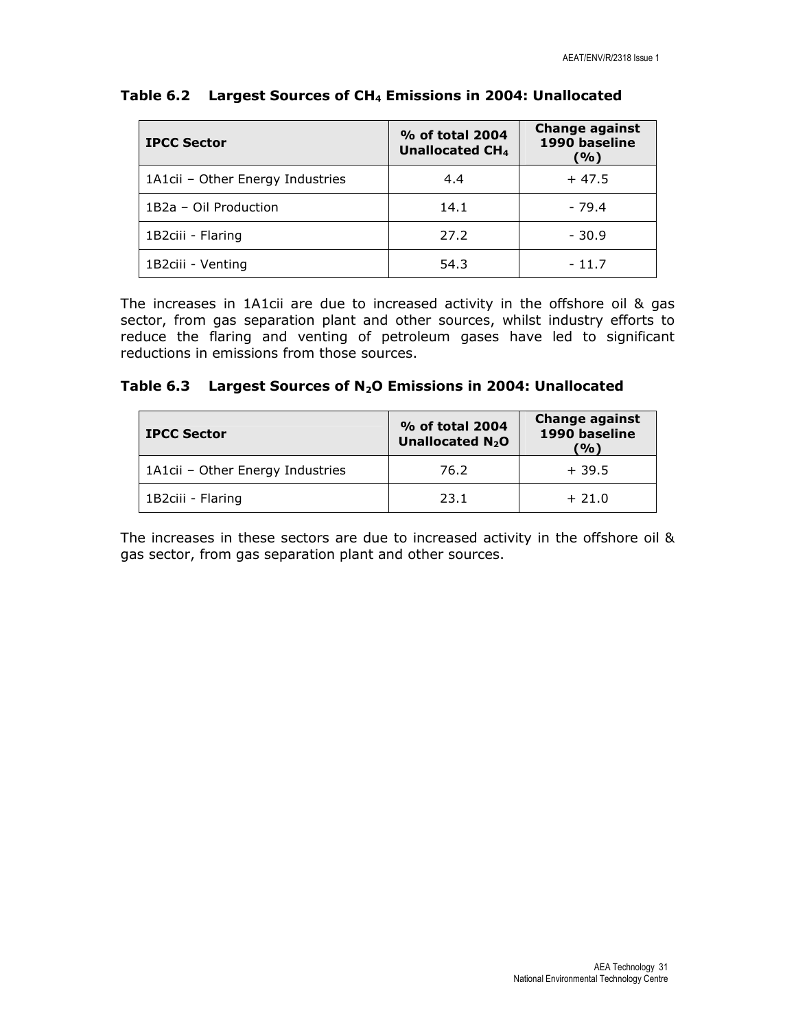### Table 6.2 Largest Sources of $CH_4$ Emissions in 2004: Unallocated

| IPCC Sector | % of total 2004 Unallocated $CH_4$ | Change against 1990 baseline (%) |
|---|---|---|
| 1A1cii – Other Energy Industries | 4.4 | + 47.5 |
| 1B2a – Oil Production | 14.1 | - 79.4 |
| 1B2ciii - Flaring | 27.2 | - 30.9 |
| 1B2ciii - Venting | 54.3 | - 11.7 |

The increases in 1A1cii are due to increased activity in the offshore oil & gas sector, from gas separation plant and other sources, whilst industry efforts to reduce the flaring and venting of petroleum gases have led to significant reductions in emissions from those sources.

### Table 6.3 Largest Sources of $N_2O$ Emissions in 2004: Unallocated

| IPCC Sector | % of total 2004 Unallocated $N_2O$ | Change against 1990 baseline (%) |
|---|---|---|
| 1A1cii – Other Energy Industries | 76.2 | + 39.5 |
| 1B2ciii - Flaring | 23.1 | + 21.0 |

The increases in these sectors are due to increased activity in the offshore oil & gas sector, from gas separation plant and other sources.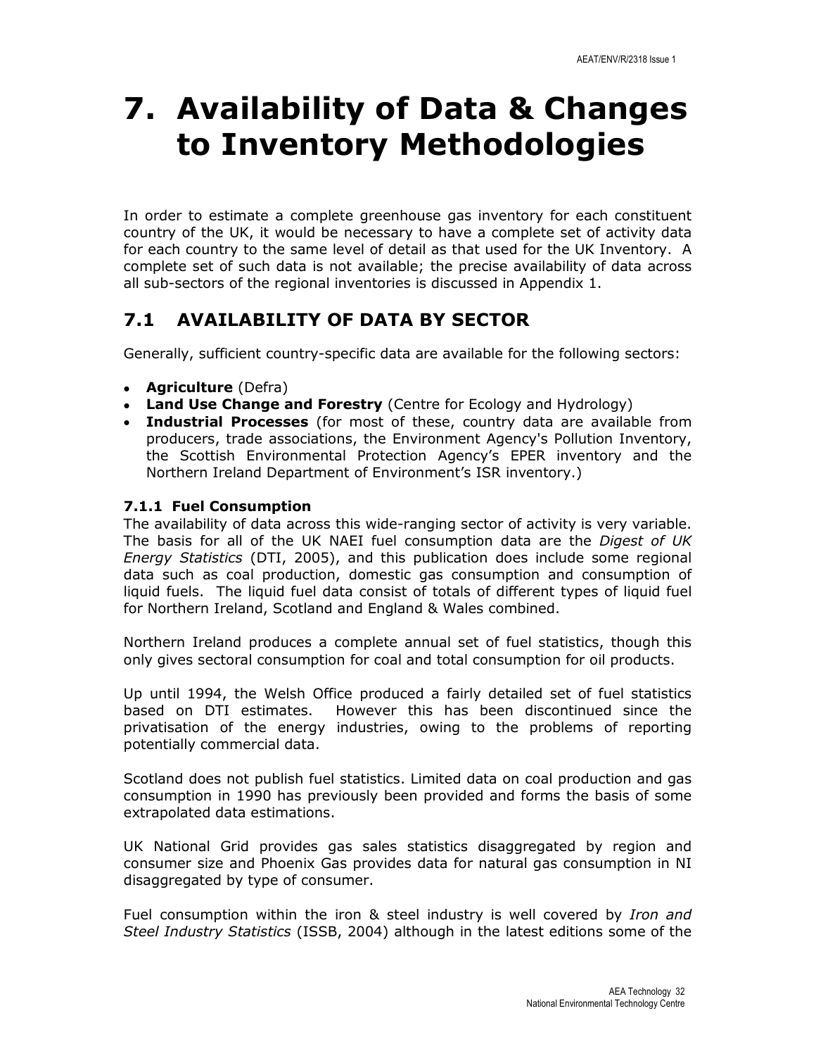# 7. Availability of Data & Changes to Inventory Methodologies

In order to estimate a complete greenhouse gas inventory for each constituent country of the UK, it would be necessary to have a complete set of activity data for each country to the same level of detail as that used for the UK Inventory. A complete set of such data is not available; the precise availability of data across all sub-sectors of the regional inventories is discussed in Appendix 1.

## 7.1 AVAILABILITY OF DATA BY SECTOR

Generally, sufficient country-specific data are available for the following sectors:

- **Agriculture** (Defra)
- **Land Use Change and Forestry** (Centre for Ecology and Hydrology)
- **Industrial Processes** (for most of these, country data are available from producers, trade associations, the Environment Agency's Pollution Inventory, the Scottish Environmental Protection Agency's EPER inventory and the Northern Ireland Department of Environment's ISR inventory.)

### 7.1.1 Fuel Consumption

The availability of data across this wide-ranging sector of activity is very variable. The basis for all of the UK NAEI fuel consumption data are the *Digest of UK Energy Statistics* (DTI, 2005), and this publication does include some regional data such as coal production, domestic gas consumption and consumption of liquid fuels. The liquid fuel data consist of totals of different types of liquid fuel for Northern Ireland, Scotland and England & Wales combined.

Northern Ireland produces a complete annual set of fuel statistics, though this only gives sectoral consumption for coal and total consumption for oil products.

Up until 1994, the Welsh Office produced a fairly detailed set of fuel statistics based on DTI estimates. However this has been discontinued since the privatisation of the energy industries, owing to the problems of reporting potentially commercial data.

Scotland does not publish fuel statistics. Limited data on coal production and gas consumption in 1990 has previously been provided and forms the basis of some extrapolated data estimations.

UK National Grid provides gas sales statistics disaggregated by region and consumer size and Phoenix Gas provides data for natural gas consumption in NI disaggregated by type of consumer.

Fuel consumption within the iron & steel industry is well covered by *Iron and Steel Industry Statistics* (ISSB, 2004) although in the latest editions some of the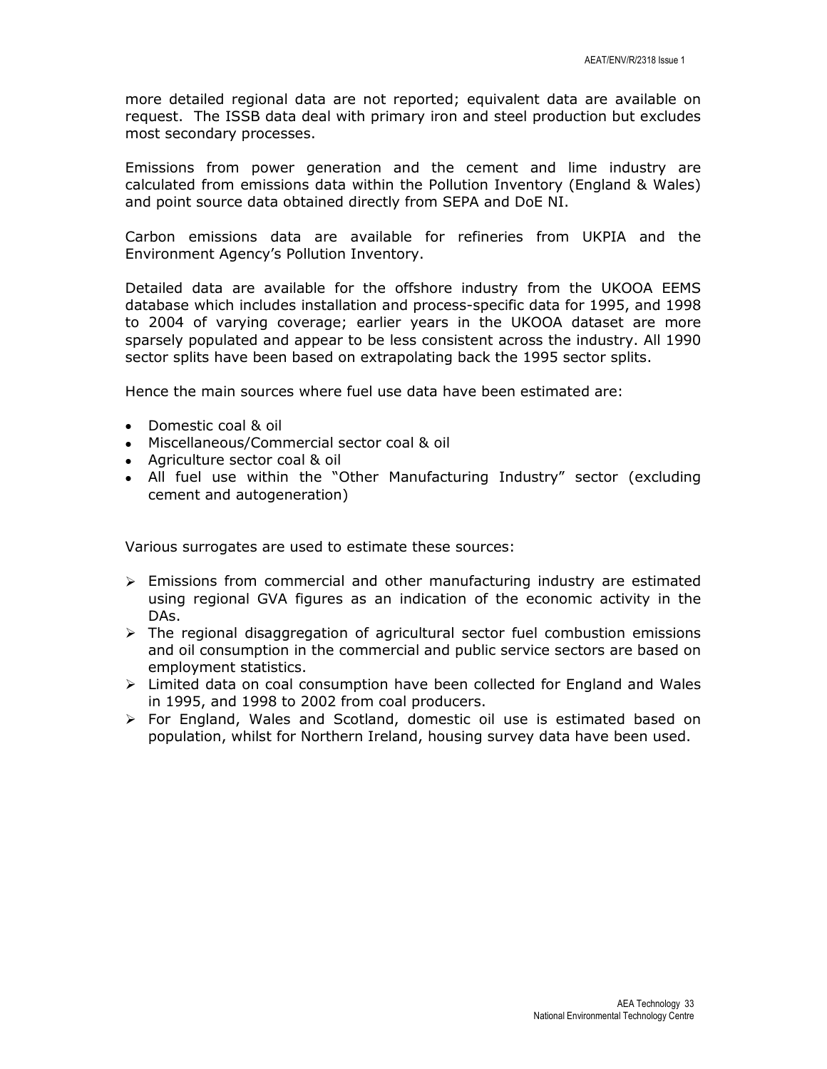more detailed regional data are not reported; equivalent data are available on request. The ISSB data deal with primary iron and steel production but excludes most secondary processes.

Emissions from power generation and the cement and lime industry are calculated from emissions data within the Pollution Inventory (England & Wales) and point source data obtained directly from SEPA and DoE NI.

Carbon emissions data are available for refineries from UKPIA and the Environment Agency's Pollution Inventory.

Detailed data are available for the offshore industry from the UKOOA EEMS database which includes installation and process-specific data for 1995, and 1998 to 2004 of varying coverage; earlier years in the UKOOA dataset are more sparsely populated and appear to be less consistent across the industry. All 1990 sector splits have been based on extrapolating back the 1995 sector splits.

Hence the main sources where fuel use data have been estimated are:

- Domestic coal & oil
- Miscellaneous/Commercial sector coal & oil
- Agriculture sector coal & oil
- All fuel use within the "Other Manufacturing Industry" sector (excluding cement and autogeneration)

Various surrogates are used to estimate these sources:

- Emissions from commercial and other manufacturing industry are estimated using regional GVA figures as an indication of the economic activity in the DAs.
- The regional disaggregation of agricultural sector fuel combustion emissions and oil consumption in the commercial and public service sectors are based on employment statistics.
- Limited data on coal consumption have been collected for England and Wales in 1995, and 1998 to 2002 from coal producers.
- For England, Wales and Scotland, domestic oil use is estimated based on population, whilst for Northern Ireland, housing survey data have been used.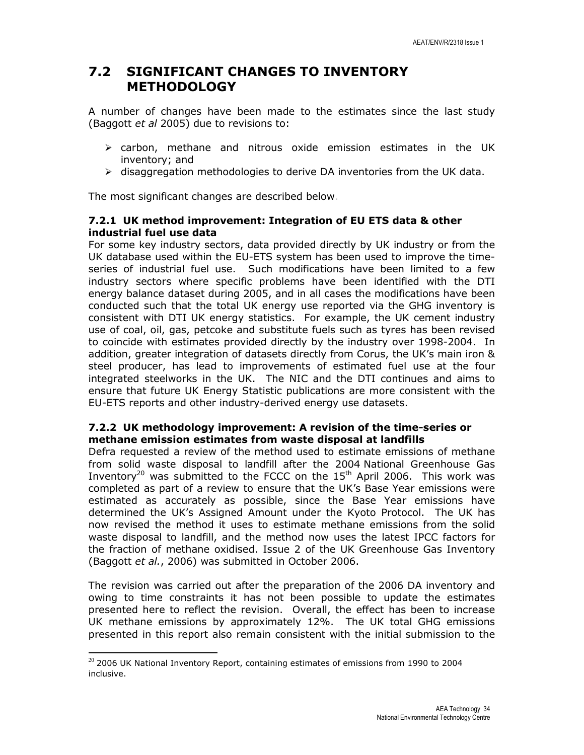## 7.2 SIGNIFICANT CHANGES TO INVENTORY METHODOLOGY

A number of changes have been made to the estimates since the last study (Baggott *et al* 2005) due to revisions to:

- carbon, methane and nitrous oxide emission estimates in the UK inventory; and
- disaggregation methodologies to derive DA inventories from the UK data.

The most significant changes are described below.

### 7.2.1 UK method improvement: Integration of EU ETS data & other industrial fuel use data

For some key industry sectors, data provided directly by UK industry or from the UK database used within the EU-ETS system has been used to improve the time-series of industrial fuel use. Such modifications have been limited to a few industry sectors where specific problems have been identified with the DTI energy balance dataset during 2005, and in all cases the modifications have been conducted such that the total UK energy use reported via the GHG inventory is consistent with DTI UK energy statistics. For example, the UK cement industry use of coal, oil, gas, petcoke and substitute fuels such as tyres has been revised to coincide with estimates provided directly by the industry over 1998-2004. In addition, greater integration of datasets directly from Corus, the UK's main iron & steel producer, has lead to improvements of estimated fuel use at the four integrated steelworks in the UK. The NIC and the DTI continues and aims to ensure that future UK Energy Statistic publications are more consistent with the EU-ETS reports and other industry-derived energy use datasets.

### 7.2.2 UK methodology improvement: A revision of the time-series or methane emission estimates from waste disposal at landfills

Defra requested a review of the method used to estimate emissions of methane from solid waste disposal to landfill after the 2004 National Greenhouse Gas Inventory[20] was submitted to the FCCC on the 15th April 2006. This work was completed as part of a review to ensure that the UK's Base Year emissions were estimated as accurately as possible, since the Base Year emissions have determined the UK's Assigned Amount under the Kyoto Protocol. The UK has now revised the method it uses to estimate methane emissions from the solid waste disposal to landfill, and the method now uses the latest IPCC factors for the fraction of methane oxidised. Issue 2 of the UK Greenhouse Gas Inventory (Baggott *et al.*, 2006) was submitted in October 2006.

The revision was carried out after the preparation of the 2006 DA inventory and owing to time constraints it has not been possible to update the estimates presented here to reflect the revision. Overall, the effect has been to increase UK methane emissions by approximately 12%. The UK total GHG emissions presented in this report also remain consistent with the initial submission to the

[20] 2006 UK National Inventory Report, containing estimates of emissions from 1990 to 2004 inclusive.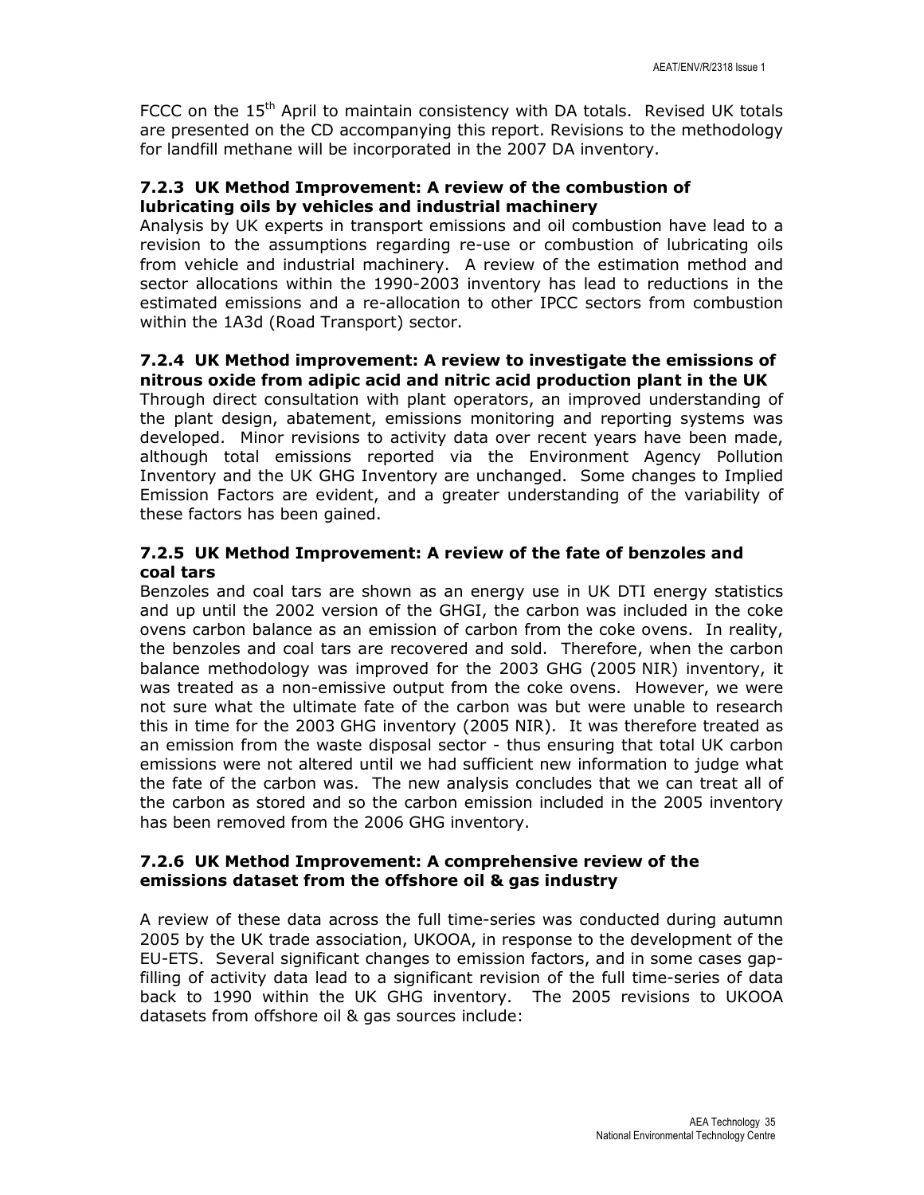FCCC on the 15th April to maintain consistency with DA totals. Revised UK totals are presented on the CD accompanying this report. Revisions to the methodology for landfill methane will be incorporated in the 2007 DA inventory.

### 7.2.3 UK Method Improvement: A review of the combustion of lubricating oils by vehicles and industrial machinery

Analysis by UK experts in transport emissions and oil combustion have lead to a revision to the assumptions regarding re-use or combustion of lubricating oils from vehicle and industrial machinery. A review of the estimation method and sector allocations within the 1990-2003 inventory has lead to reductions in the estimated emissions and a re-allocation to other IPCC sectors from combustion within the 1A3d (Road Transport) sector.

### 7.2.4 UK Method improvement: A review to investigate the emissions of nitrous oxide from adipic acid and nitric acid production plant in the UK

Through direct consultation with plant operators, an improved understanding of the plant design, abatement, emissions monitoring and reporting systems was developed. Minor revisions to activity data over recent years have been made, although total emissions reported via the Environment Agency Pollution Inventory and the UK GHG Inventory are unchanged. Some changes to Implied Emission Factors are evident, and a greater understanding of the variability of these factors has been gained.

### 7.2.5 UK Method Improvement: A review of the fate of benzoles and coal tars

Benzoles and coal tars are shown as an energy use in UK DTI energy statistics and up until the 2002 version of the GHGI, the carbon was included in the coke ovens carbon balance as an emission of carbon from the coke ovens. In reality, the benzoles and coal tars are recovered and sold. Therefore, when the carbon balance methodology was improved for the 2003 GHG (2005 NIR) inventory, it was treated as a non-emissive output from the coke ovens. However, we were not sure what the ultimate fate of the carbon was but were unable to research this in time for the 2003 GHG inventory (2005 NIR). It was therefore treated as an emission from the waste disposal sector - thus ensuring that total UK carbon emissions were not altered until we had sufficient new information to judge what the fate of the carbon was. The new analysis concludes that we can treat all of the carbon as stored and so the carbon emission included in the 2005 inventory has been removed from the 2006 GHG inventory.

### 7.2.6 UK Method Improvement: A comprehensive review of the emissions dataset from the offshore oil & gas industry

A review of these data across the full time-series was conducted during autumn 2005 by the UK trade association, UKOOA, in response to the development of the EU-ETS. Several significant changes to emission factors, and in some cases gap-filling of activity data lead to a significant revision of the full time-series of data back to 1990 within the UK GHG inventory. The 2005 revisions to UKOOA datasets from offshore oil & gas sources include: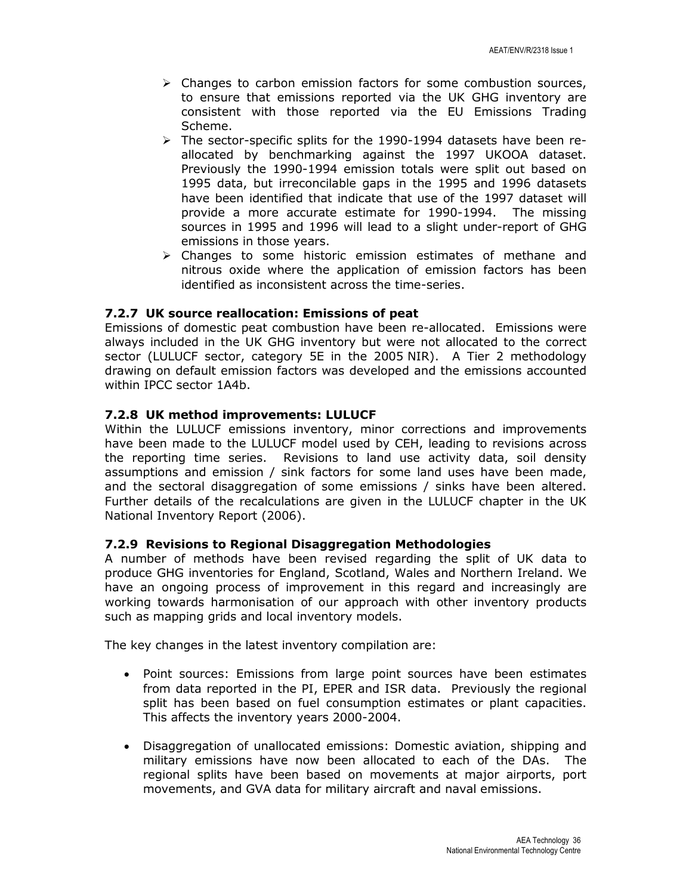- Changes to carbon emission factors for some combustion sources, to ensure that emissions reported via the UK GHG inventory are consistent with those reported via the EU Emissions Trading Scheme.
- The sector-specific splits for the 1990-1994 datasets have been re-allocated by benchmarking against the 1997 UKOOA dataset. Previously the 1990-1994 emission totals were split out based on 1995 data, but irreconcilable gaps in the 1995 and 1996 datasets have been identified that indicate that use of the 1997 dataset will provide a more accurate estimate for 1990-1994. The missing sources in 1995 and 1996 will lead to a slight under-report of GHG emissions in those years.
- Changes to some historic emission estimates of methane and nitrous oxide where the application of emission factors has been identified as inconsistent across the time-series.

### 7.2.7 UK source reallocation: Emissions of peat

Emissions of domestic peat combustion have been re-allocated. Emissions were always included in the UK GHG inventory but were not allocated to the correct sector (LULUCF sector, category 5E in the 2005 NIR). A Tier 2 methodology drawing on default emission factors was developed and the emissions accounted within IPCC sector 1A4b.

### 7.2.8 UK method improvements: LULUCF

Within the LULUCF emissions inventory, minor corrections and improvements have been made to the LULUCF model used by CEH, leading to revisions across the reporting time series. Revisions to land use activity data, soil density assumptions and emission / sink factors for some land uses have been made, and the sectoral disaggregation of some emissions / sinks have been altered. Further details of the recalculations are given in the LULUCF chapter in the UK National Inventory Report (2006).

### 7.2.9 Revisions to Regional Disaggregation Methodologies

A number of methods have been revised regarding the split of UK data to produce GHG inventories for England, Scotland, Wales and Northern Ireland. We have an ongoing process of improvement in this regard and increasingly are working towards harmonisation of our approach with other inventory products such as mapping grids and local inventory models.

The key changes in the latest inventory compilation are:

- Point sources: Emissions from large point sources have been estimates from data reported in the PI, EPER and ISR data. Previously the regional split has been based on fuel consumption estimates or plant capacities. This affects the inventory years 2000-2004.

- Disaggregation of unallocated emissions: Domestic aviation, shipping and military emissions have now been allocated to each of the DAs. The regional splits have been based on movements at major airports, port movements, and GVA data for military aircraft and naval emissions.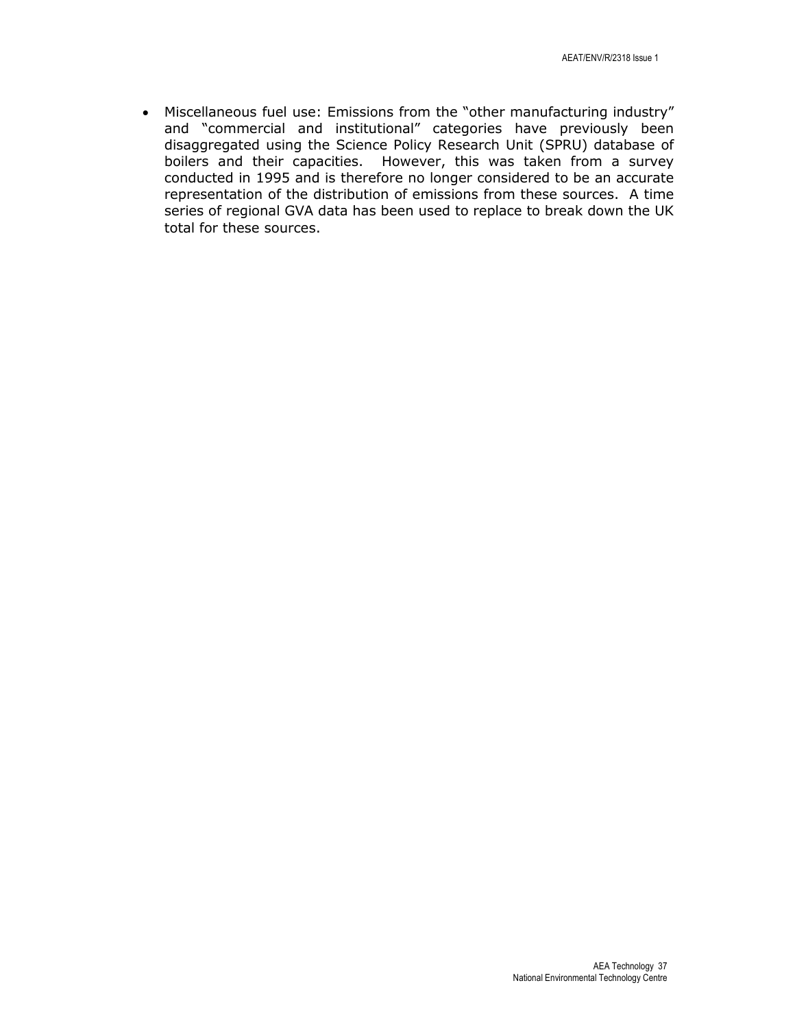- Miscellaneous fuel use: Emissions from the "other manufacturing industry" and "commercial and institutional" categories have previously been disaggregated using the Science Policy Research Unit (SPRU) database of boilers and their capacities. However, this was taken from a survey conducted in 1995 and is therefore no longer considered to be an accurate representation of the distribution of emissions from these sources. A time series of regional GVA data has been used to replace to break down the UK total for these sources.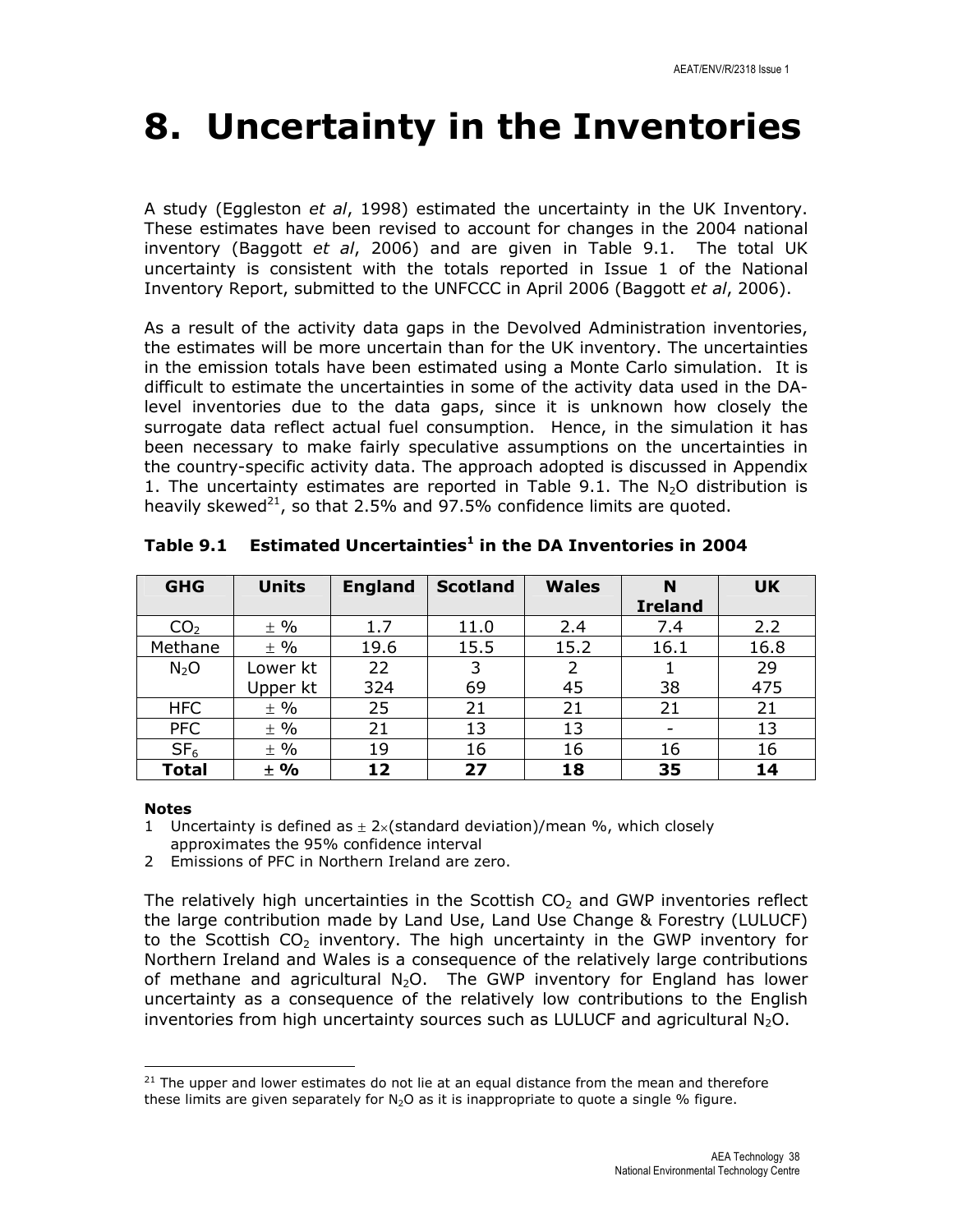// 8. Uncertainty in the Inventories

A study (Eggleston *et al*, 1998) estimated the uncertainty in the UK Inventory. These estimates have been revised to account for changes in the 2004 national inventory (Baggott *et al*, 2006) and are given in Table 9.1. The total UK uncertainty is consistent with the totals reported in Issue 1 of the National Inventory Report, submitted to the UNFCCC in April 2006 (Baggott *et al*, 2006).

As a result of the activity data gaps in the Devolved Administration inventories, the estimates will be more uncertain than for the UK inventory. The uncertainties in the emission totals have been estimated using a Monte Carlo simulation. It is difficult to estimate the uncertainties in some of the activity data used in the DA-level inventories due to the data gaps, since it is unknown how closely the surrogate data reflect actual fuel consumption. Hence, in the simulation it has been necessary to make fairly speculative assumptions on the uncertainties in the country-specific activity data. The approach adopted is discussed in Appendix 1. The uncertainty estimates are reported in Table 9.1. The $N_2O$ distribution is heavily skewed[21], so that 2.5% and 97.5% confidence limits are quoted.

**Table 9.1 Estimated Uncertainties[1] in the DA Inventories in 2004**

| GHG | Units | England | Scotland | Wales | N Ireland | UK |
|---|---|---|---|---|---|---|
| $CO_2$ | ± % | 1.7 | 11.0 | 2.4 | 7.4 | 2.2 |
| Methane | ± % | 19.6 | 15.5 | 15.2 | 16.1 | 16.8 |
| $N_2O$ | Lower kt | 22 | 3 | 2 | 1 | 29 |
| | Upper kt | 324 | 69 | 45 | 38 | 475 |
| HFC | ± % | 25 | 21 | 21 | 21 | 21 |
| PFC | ± % | 21 | 13 | 13 | - | 13 |
| $SF_6$ | ± % | 19 | 16 | 16 | 16 | 16 |
| **Total** | **± %** | **12** | **27** | **18** | **35** | **14** |

**Notes**

1 Uncertainty is defined as ± 2×(standard deviation)/mean %, which closely approximates the 95% confidence interval

2 Emissions of PFC in Northern Ireland are zero.

The relatively high uncertainties in the Scottish $CO_2$ and GWP inventories reflect the large contribution made by Land Use, Land Use Change & Forestry (LULUCF) to the Scottish $CO_2$ inventory. The high uncertainty in the GWP inventory for Northern Ireland and Wales is a consequence of the relatively large contributions of methane and agricultural $N_2O$. The GWP inventory for England has lower uncertainty as a consequence of the relatively low contributions to the English inventories from high uncertainty sources such as LULUCF and agricultural $N_2O$.

[21] The upper and lower estimates do not lie at an equal distance from the mean and therefore these limits are given separately for $N_2O$ as it is inappropriate to quote a single % figure.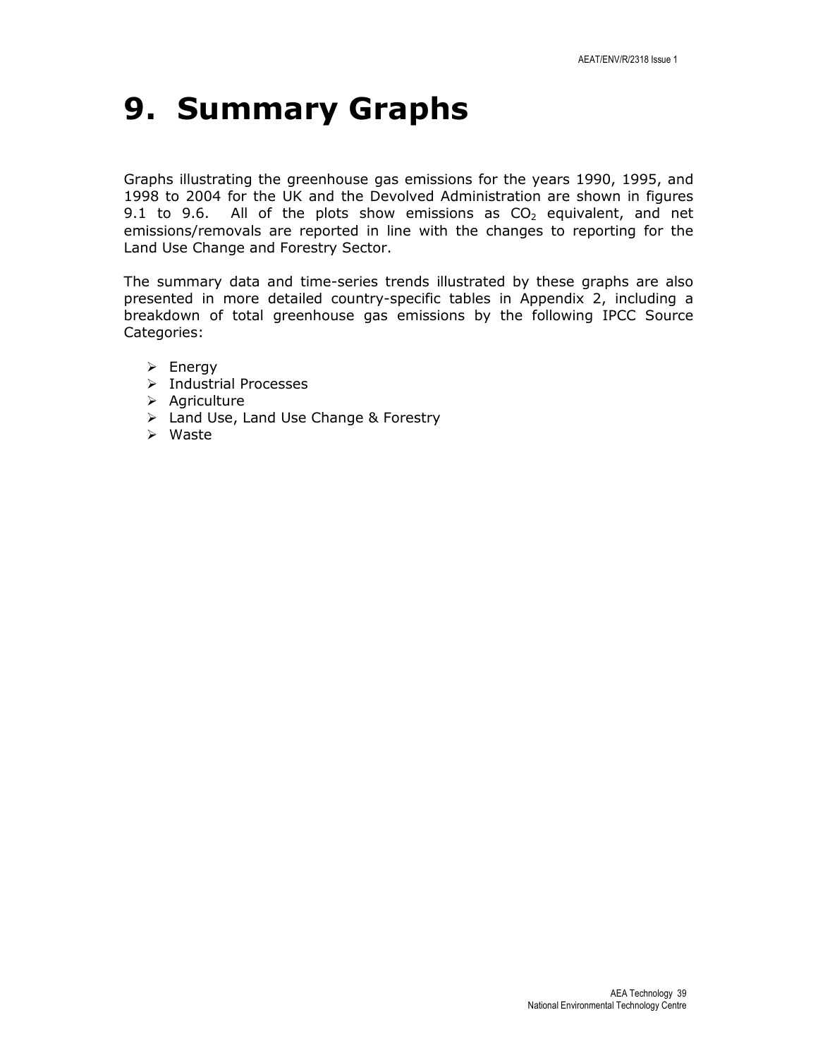# 9. Summary Graphs

Graphs illustrating the greenhouse gas emissions for the years 1990, 1995, and 1998 to 2004 for the UK and the Devolved Administration are shown in figures 9.1 to 9.6. All of the plots show emissions as $CO_2$ equivalent, and net emissions/removals are reported in line with the changes to reporting for the Land Use Change and Forestry Sector.

The summary data and time-series trends illustrated by these graphs are also presented in more detailed country-specific tables in Appendix 2, including a breakdown of total greenhouse gas emissions by the following IPCC Source Categories:

- Energy
- Industrial Processes
- Agriculture
- Land Use, Land Use Change & Forestry
- Waste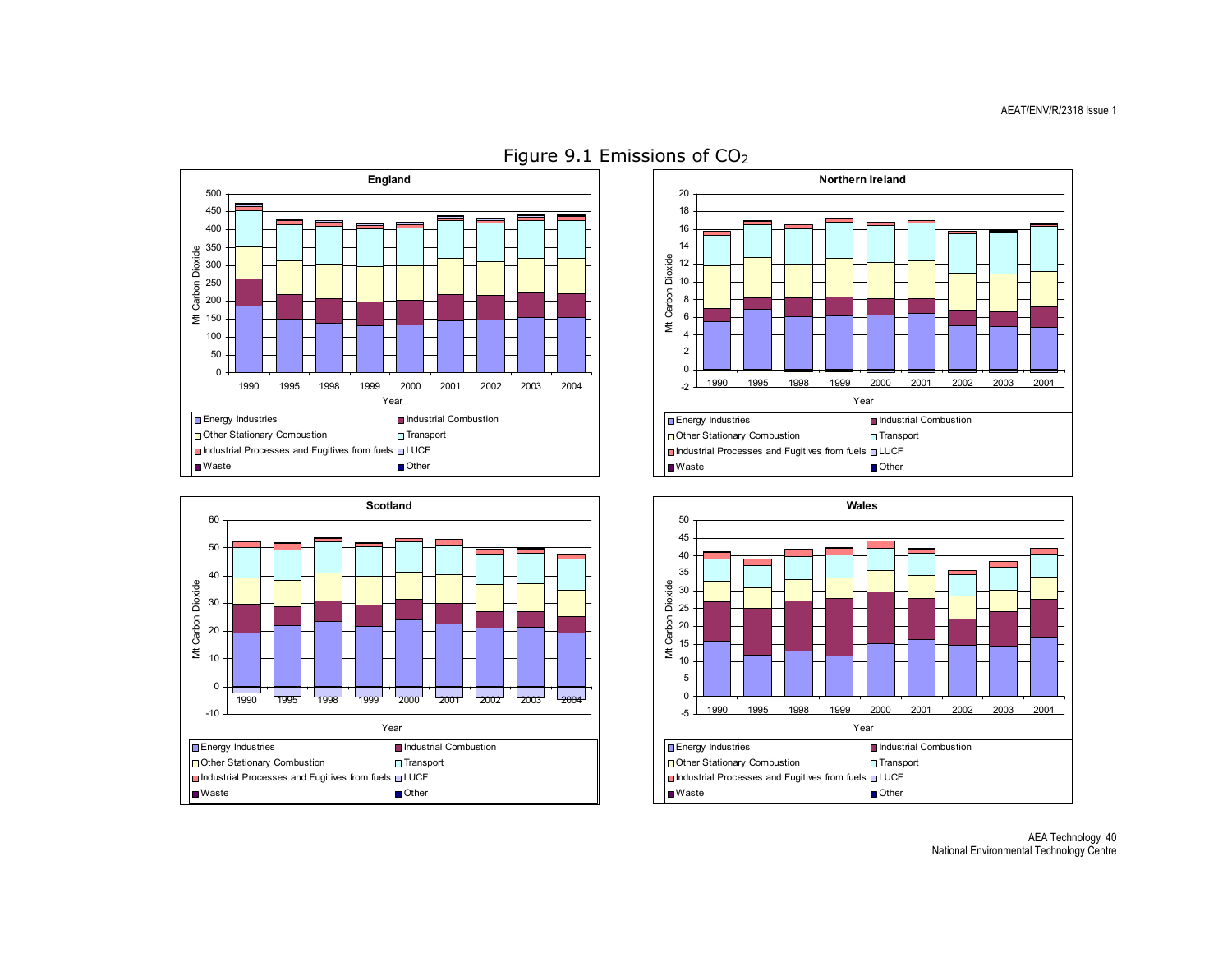Figure 9.1 Emissions of $CO_2$

**England**

**Northern Ireland**

**Scotland**

**Wales**

Legend (all charts): Energy Industries; Industrial Combustion; Other Stationary Combustion; Transport; Industrial Processes and Fugitives from fuels; LUCF; Waste; Other

Y-axis: Mt Carbon Dioxide. X-axis: Year (1990, 1995, 1998, 1999, 2000, 2001, 2002, 2003, 2004)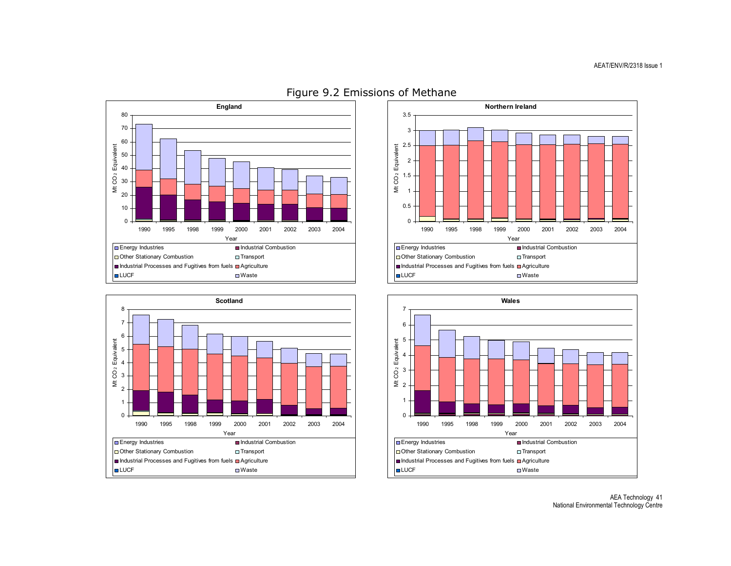# Figure 9.2 Emissions of Methane

**England**

Mt $CO_2$ Equivalent

Year: 1990, 1995, 1998, 1999, 2000, 2001, 2002, 2003, 2004

- Energy Industries
- Industrial Combustion
- Other Stationary Combustion
- Transport
- Industrial Processes and Fugitives from fuels
- Agriculture
- LUCF
- Waste

**Northern Ireland**

Mt $CO_2$ Equivalent

Year: 1990, 1995, 1998, 1999, 2000, 2001, 2002, 2003, 2004

- Energy Industries
- Industrial Combustion
- Other Stationary Combustion
- Transport
- Industrial Processes and Fugitives from fuels
- Agriculture
- LUCF
- Waste

**Scotland**

Mt $CO_2$ Equivalent

Year: 1990, 1995, 1998, 1999, 2000, 2001, 2002, 2003, 2004

- Energy Industries
- Industrial Combustion
- Other Stationary Combustion
- Transport
- Industrial Processes and Fugitives from fuels
- Agriculture
- LUCF
- Waste

**Wales**

Mt $CO_2$ Equivalent

Year: 1990, 1995, 1998, 1999, 2000, 2001, 2002, 2003, 2004

- Energy Industries
- Industrial Combustion
- Other Stationary Combustion
- Transport
- Industrial Processes and Fugitives from fuels
- Agriculture
- LUCF
- Waste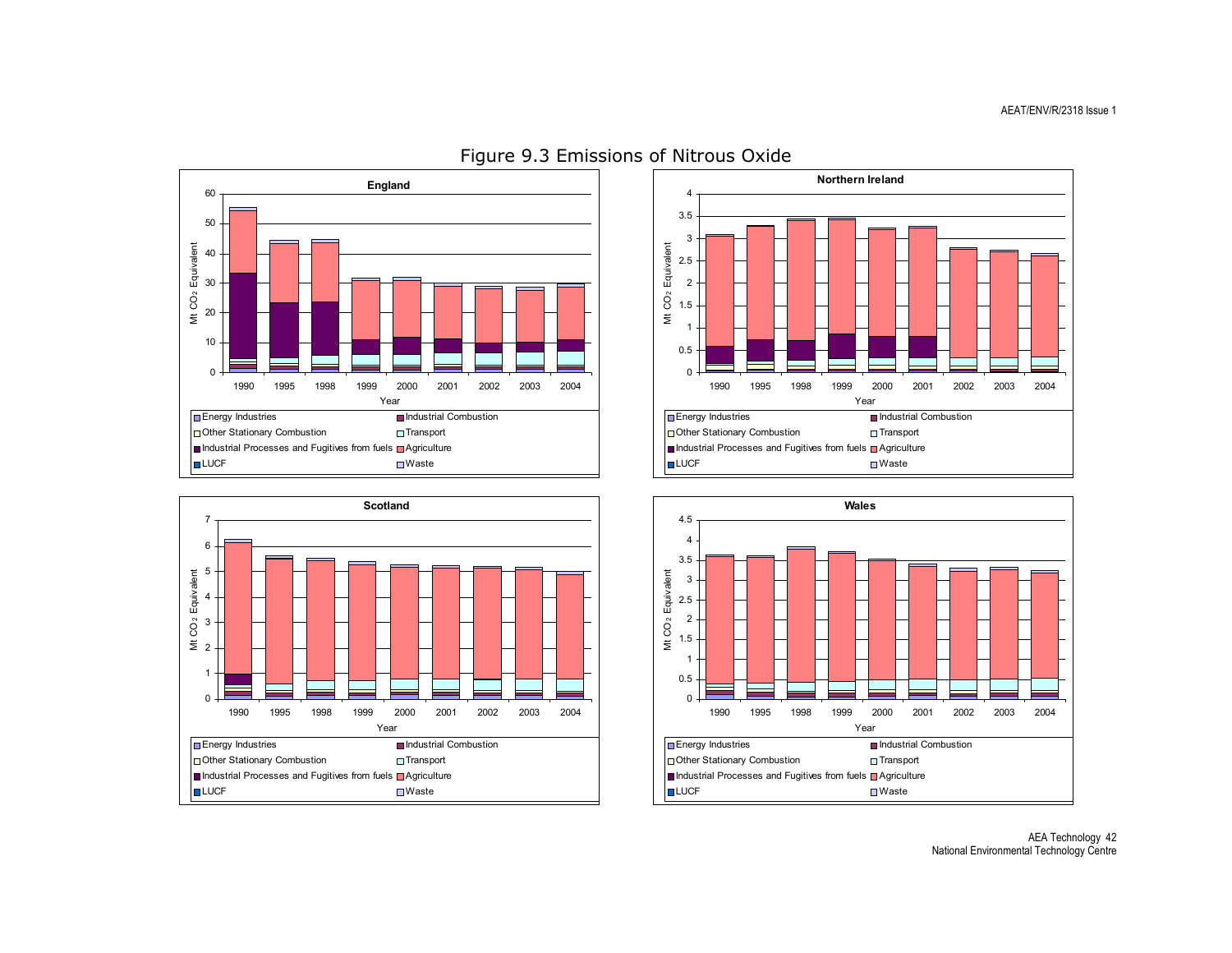Figure 9.3 Emissions of Nitrous Oxide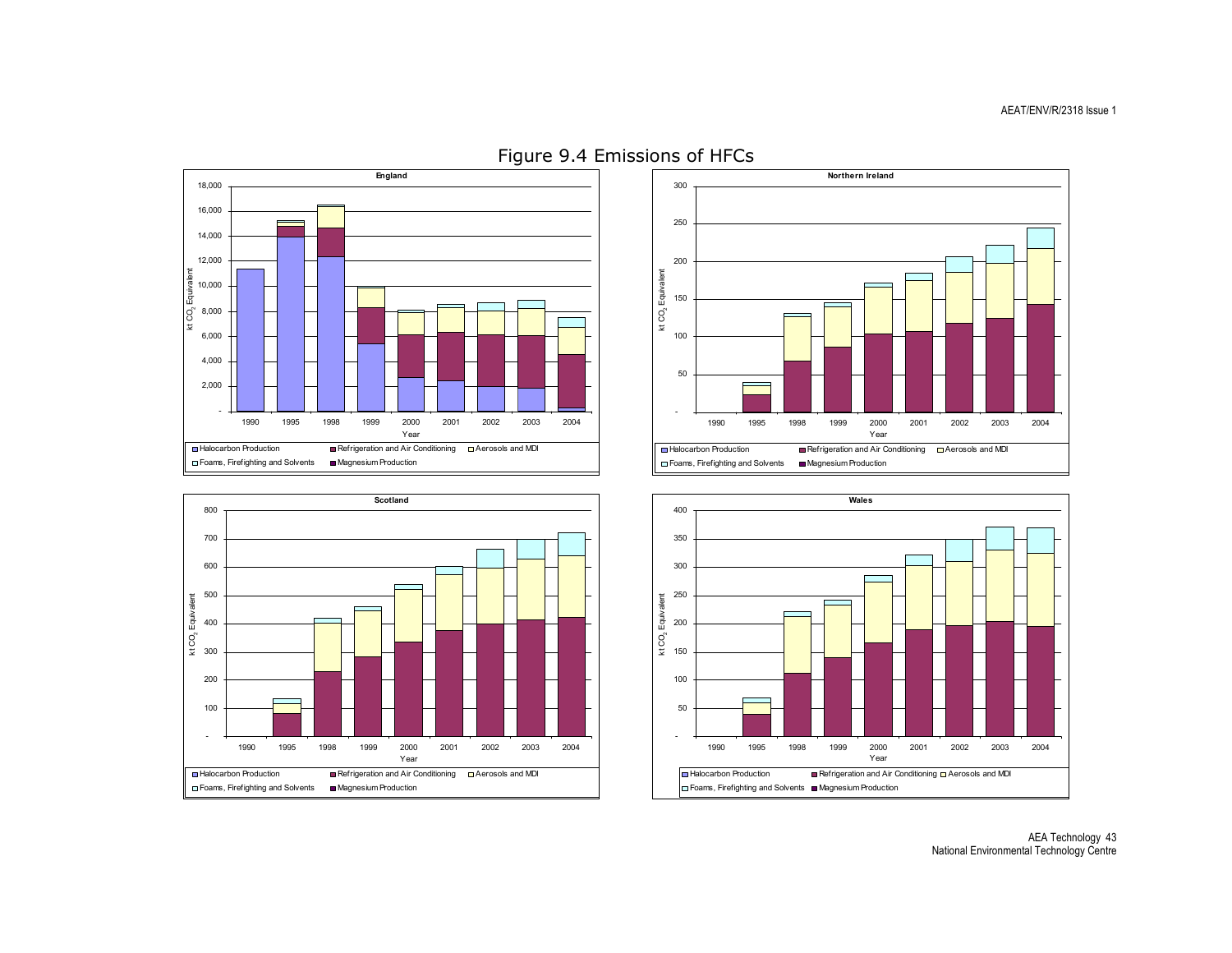# Figure 9.4 Emissions of HFCs

**England**

kt $CO_2$ Equivalent

Year: 1990, 1995, 1998, 1999, 2000, 2001, 2002, 2003, 2004

Legend: Halocarbon Production, Refrigeration and Air Conditioning, Aerosols and MDI, Foams, Firefighting and Solvents, Magnesium Production

**Northern Ireland**

kt $CO_2$ Equivalent

Year: 1990, 1995, 1998, 1999, 2000, 2001, 2002, 2003, 2004

Legend: Halocarbon Production, Refrigeration and Air Conditioning, Aerosols and MDI, Foams, Firefighting and Solvents, Magnesium Production

**Scotland**

kt $CO_2$ Equivalent

Year: 1990, 1995, 1998, 1999, 2000, 2001, 2002, 2003, 2004

Legend: Halocarbon Production, Refrigeration and Air Conditioning, Aerosols and MDI, Foams, Firefighting and Solvents, Magnesium Production

**Wales**

kt $CO_2$ Equivalent

Year: 1990, 1995, 1998, 1999, 2000, 2001, 2002, 2003, 2004

Legend: Halocarbon Production, Refrigeration and Air Conditioning, Aerosols and MDI, Foams, Firefighting and Solvents, Magnesium Production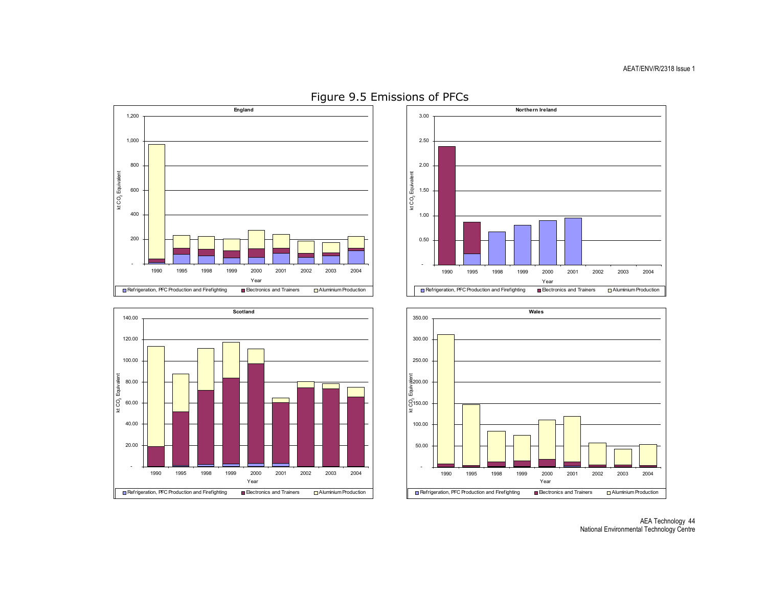# Figure 9.5 Emissions of PFCs

**England**

kt $CO_2$ Equivalent

1,200 | 1,000 | 800 | 600 | 400 | 200 | -

Year: 1990, 1995, 1998, 1999, 2000, 2001, 2002, 2003, 2004

Refrigeration, PFC Production and Firefighting | Electronics and Trainers | Aluminium Production

**Northern Ireland**

kt $CO_2$ Equivalent

3.00 | 2.50 | 2.00 | 1.50 | 1.00 | 0.50 | -

Year: 1990, 1995, 1998, 1999, 2000, 2001, 2002, 2003, 2004

Refrigeration, PFC Production and Firefighting | Electronics and Trainers | Aluminium Production

**Scotland**

kt $CO_2$ Equivalent

140.00 | 120.00 | 100.00 | 80.00 | 60.00 | 40.00 | 20.00 | -

Year: 1990, 1995, 1998, 1999, 2000, 2001, 2002, 2003, 2004

Refrigeration, PFC Production and Firefighting | Electronics and Trainers | Aluminium Production

**Wales**

kt $CO_2$ Equivalent

350.00 | 300.00 | 250.00 | 200.00 | 150.00 | 100.00 | 50.00 | -

Year: 1990, 1995, 1998, 1999, 2000, 2001, 2002, 2003, 2004

Refrigeration, PFC Production and Firefighting | Electronics and Trainers | Aluminium Production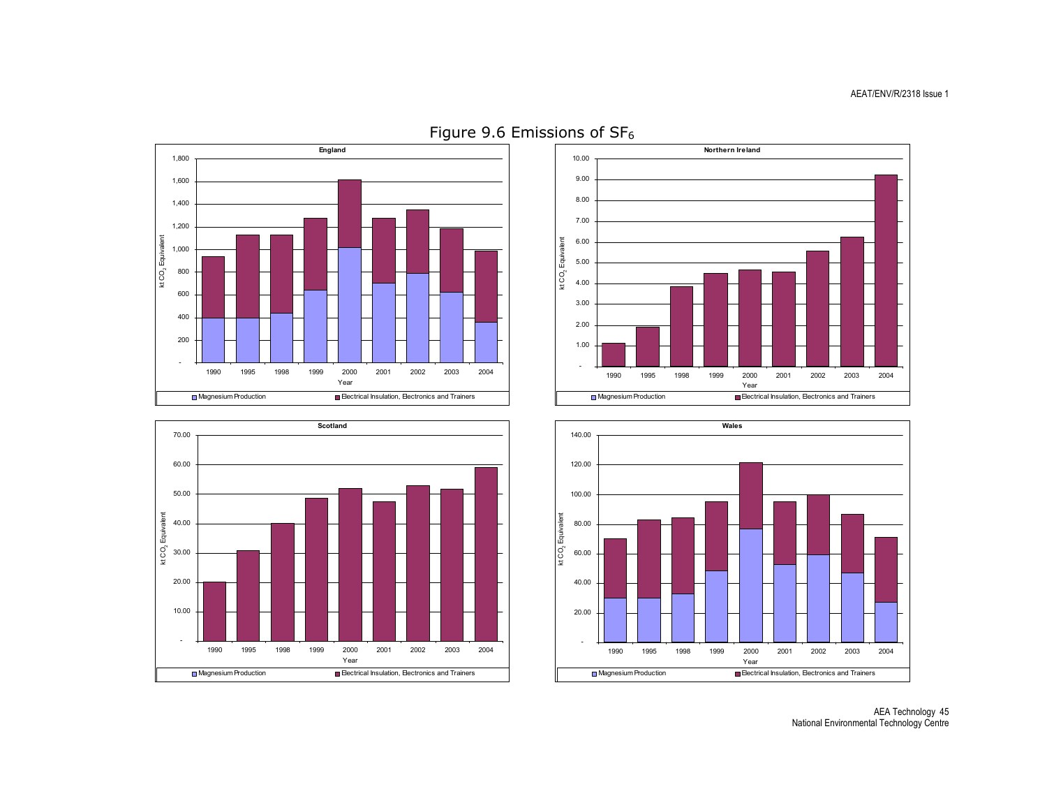# Figure 9.6 Emissions of $SF_6$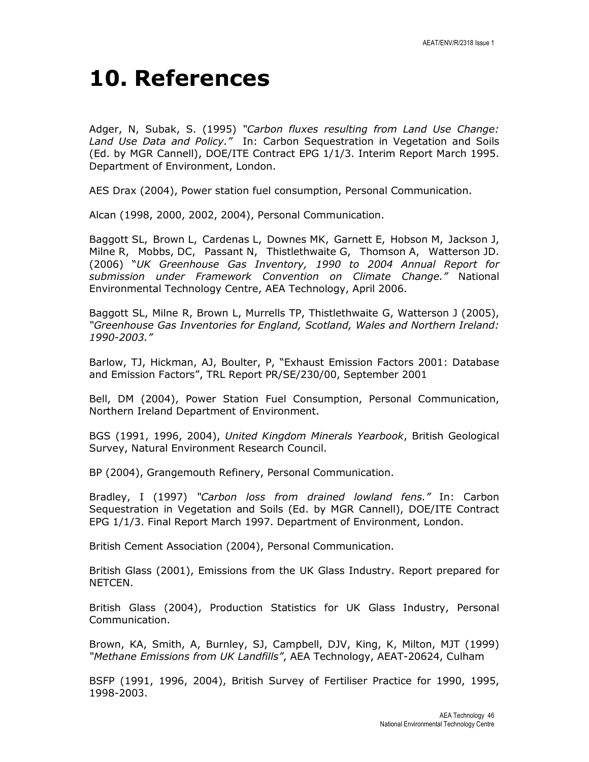# 10. References

Adger, N, Subak, S. (1995) *"Carbon fluxes resulting from Land Use Change: Land Use Data and Policy."* In: Carbon Sequestration in Vegetation and Soils (Ed. by MGR Cannell), DOE/ITE Contract EPG 1/1/3. Interim Report March 1995. Department of Environment, London.

AES Drax (2004), Power station fuel consumption, Personal Communication.

Alcan (1998, 2000, 2002, 2004), Personal Communication.

Baggott SL, Brown L, Cardenas L, Downes MK, Garnett E, Hobson M, Jackson J, Milne R, Mobbs, DC, Passant N, Thistlethwaite G, Thomson A, Watterson JD. (2006) "*UK Greenhouse Gas Inventory, 1990 to 2004 Annual Report for submission under Framework Convention on Climate Change."* National Environmental Technology Centre, AEA Technology, April 2006.

Baggott SL, Milne R, Brown L, Murrells TP, Thistlethwaite G, Watterson J (2005), *"Greenhouse Gas Inventories for England, Scotland, Wales and Northern Ireland: 1990-2003."*

Barlow, TJ, Hickman, AJ, Boulter, P, "Exhaust Emission Factors 2001: Database and Emission Factors", TRL Report PR/SE/230/00, September 2001

Bell, DM (2004), Power Station Fuel Consumption, Personal Communication, Northern Ireland Department of Environment.

BGS (1991, 1996, 2004), *United Kingdom Minerals Yearbook*, British Geological Survey, Natural Environment Research Council.

BP (2004), Grangemouth Refinery, Personal Communication.

Bradley, I (1997) *"Carbon loss from drained lowland fens."* In: Carbon Sequestration in Vegetation and Soils (Ed. by MGR Cannell), DOE/ITE Contract EPG 1/1/3. Final Report March 1997. Department of Environment, London.

British Cement Association (2004), Personal Communication.

British Glass (2001), Emissions from the UK Glass Industry. Report prepared for NETCEN.

British Glass (2004), Production Statistics for UK Glass Industry, Personal Communication.

Brown, KA, Smith, A, Burnley, SJ, Campbell, DJV, King, K, Milton, MJT (1999) *"Methane Emissions from UK Landfills"*, AEA Technology, AEAT-20624, Culham

BSFP (1991, 1996, 2004), British Survey of Fertiliser Practice for 1990, 1995, 1998-2003.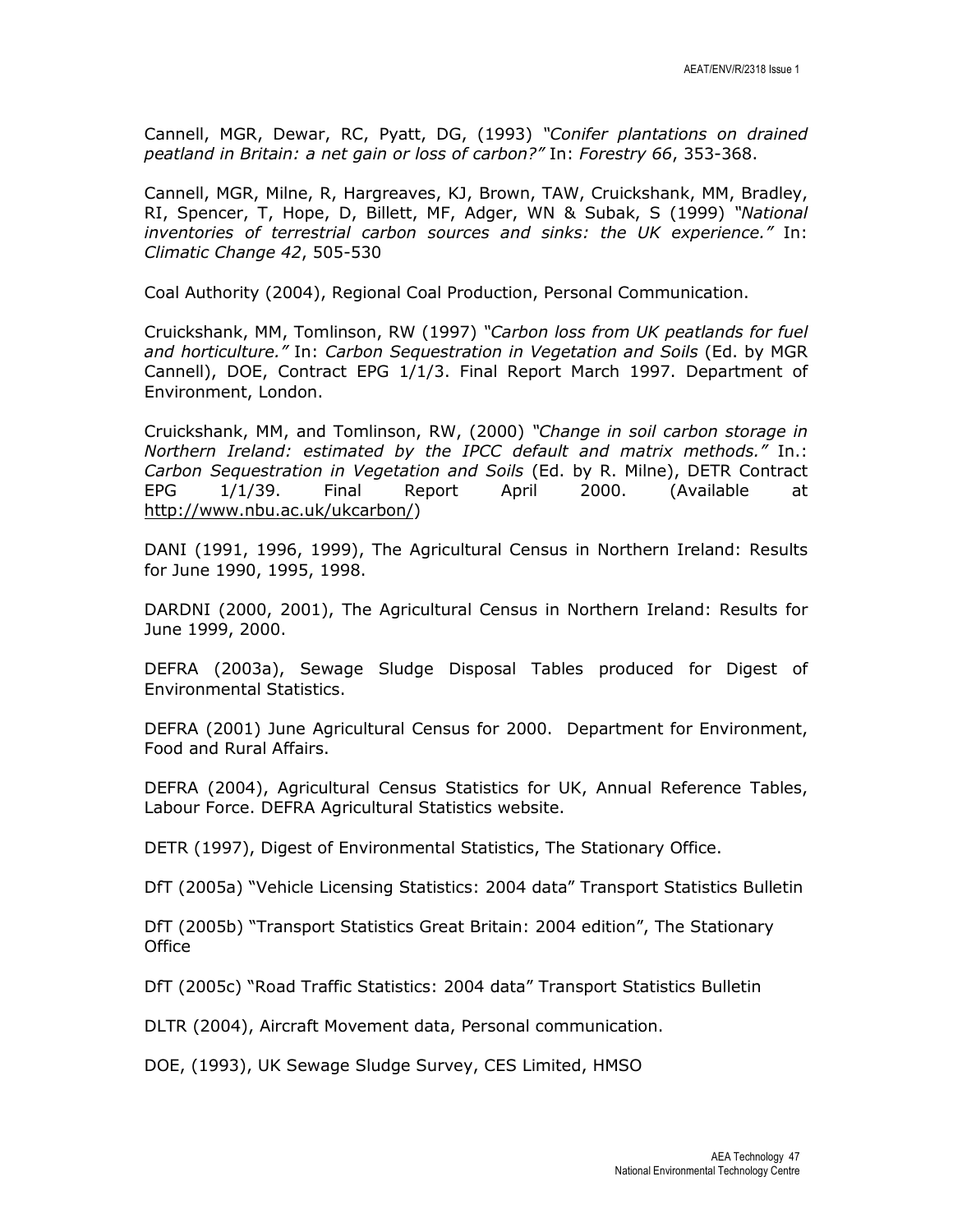Cannell, MGR, Dewar, RC, Pyatt, DG, (1993) *"Conifer plantations on drained peatland in Britain: a net gain or loss of carbon?"* In: *Forestry 66*, 353-368.

Cannell, MGR, Milne, R, Hargreaves, KJ, Brown, TAW, Cruickshank, MM, Bradley, RI, Spencer, T, Hope, D, Billett, MF, Adger, WN & Subak, S (1999) *"National inventories of terrestrial carbon sources and sinks: the UK experience."* In: *Climatic Change 42*, 505-530

Coal Authority (2004), Regional Coal Production, Personal Communication.

Cruickshank, MM, Tomlinson, RW (1997) *"Carbon loss from UK peatlands for fuel and horticulture."* In: *Carbon Sequestration in Vegetation and Soils* (Ed. by MGR Cannell), DOE, Contract EPG 1/1/3. Final Report March 1997. Department of Environment, London.

Cruickshank, MM, and Tomlinson, RW, (2000) *"Change in soil carbon storage in Northern Ireland: estimated by the IPCC default and matrix methods."* In.: *Carbon Sequestration in Vegetation and Soils* (Ed. by R. Milne), DETR Contract EPG 1/1/39. Final Report April 2000. (Available at http://www.nbu.ac.uk/ukcarbon/)

DANI (1991, 1996, 1999), The Agricultural Census in Northern Ireland: Results for June 1990, 1995, 1998.

DARDNI (2000, 2001), The Agricultural Census in Northern Ireland: Results for June 1999, 2000.

DEFRA (2003a), Sewage Sludge Disposal Tables produced for Digest of Environmental Statistics.

DEFRA (2001) June Agricultural Census for 2000. Department for Environment, Food and Rural Affairs.

DEFRA (2004), Agricultural Census Statistics for UK, Annual Reference Tables, Labour Force. DEFRA Agricultural Statistics website.

DETR (1997), Digest of Environmental Statistics, The Stationary Office.

DfT (2005a) "Vehicle Licensing Statistics: 2004 data" Transport Statistics Bulletin

DfT (2005b) "Transport Statistics Great Britain: 2004 edition", The Stationary Office

DfT (2005c) "Road Traffic Statistics: 2004 data" Transport Statistics Bulletin

DLTR (2004), Aircraft Movement data, Personal communication.

DOE, (1993), UK Sewage Sludge Survey, CES Limited, HMSO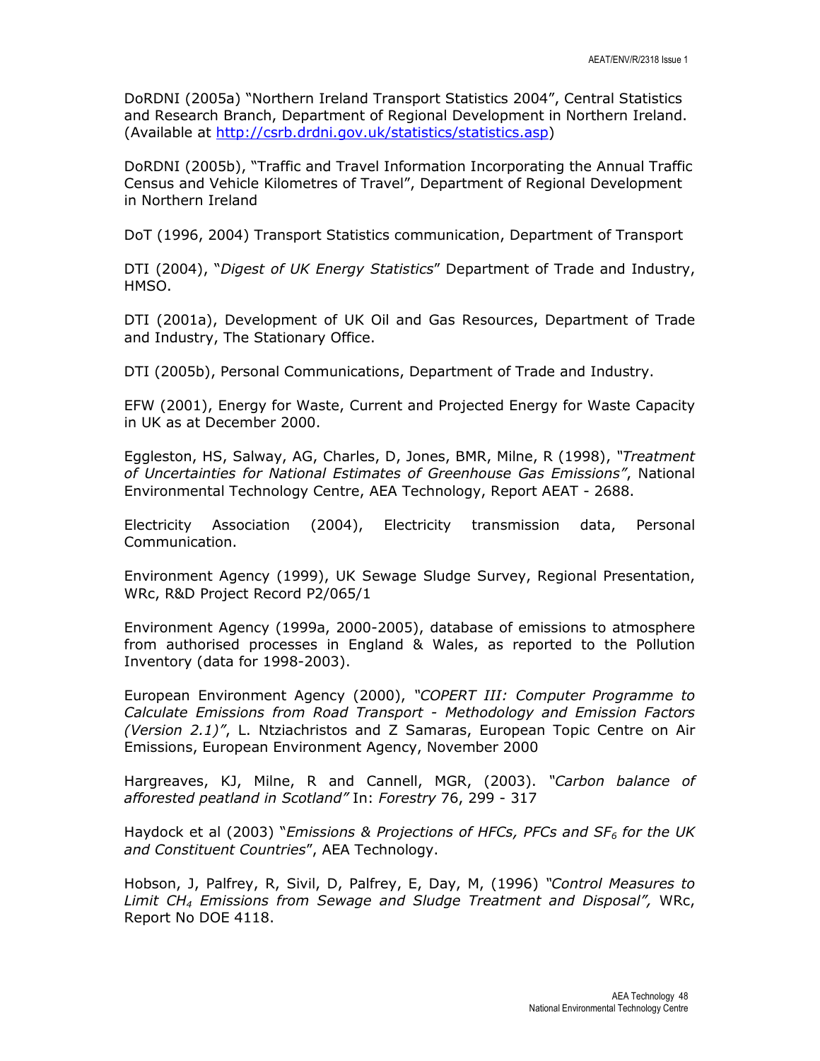DoRDNI (2005a) "Northern Ireland Transport Statistics 2004", Central Statistics and Research Branch, Department of Regional Development in Northern Ireland. (Available at http://csrb.drdni.gov.uk/statistics/statistics.asp)

DoRDNI (2005b), "Traffic and Travel Information Incorporating the Annual Traffic Census and Vehicle Kilometres of Travel", Department of Regional Development in Northern Ireland

DoT (1996, 2004) Transport Statistics communication, Department of Transport

DTI (2004), "*Digest of UK Energy Statistics*" Department of Trade and Industry, HMSO.

DTI (2001a), Development of UK Oil and Gas Resources, Department of Trade and Industry, The Stationary Office.

DTI (2005b), Personal Communications, Department of Trade and Industry.

EFW (2001), Energy for Waste, Current and Projected Energy for Waste Capacity in UK as at December 2000.

Eggleston, HS, Salway, AG, Charles, D, Jones, BMR, Milne, R (1998), *"Treatment of Uncertainties for National Estimates of Greenhouse Gas Emissions"*, National Environmental Technology Centre, AEA Technology, Report AEAT - 2688.

Electricity Association (2004), Electricity transmission data, Personal Communication.

Environment Agency (1999), UK Sewage Sludge Survey, Regional Presentation, WRc, R&D Project Record P2/065/1

Environment Agency (1999a, 2000-2005), database of emissions to atmosphere from authorised processes in England & Wales, as reported to the Pollution Inventory (data for 1998-2003).

European Environment Agency (2000), *"COPERT III: Computer Programme to Calculate Emissions from Road Transport - Methodology and Emission Factors (Version 2.1)"*, L. Ntziachristos and Z Samaras, European Topic Centre on Air Emissions, European Environment Agency, November 2000

Hargreaves, KJ, Milne, R and Cannell, MGR, (2003). *"Carbon balance of afforested peatland in Scotland"* In: *Forestry* 76, 299 - 317

Haydock et al (2003) "*Emissions & Projections of HFCs, PFCs and $SF_6$ for the UK and Constituent Countries*", AEA Technology.

Hobson, J, Palfrey, R, Sivil, D, Palfrey, E, Day, M, (1996) *"Control Measures to Limit $CH_4$ Emissions from Sewage and Sludge Treatment and Disposal",* WRc, Report No DOE 4118.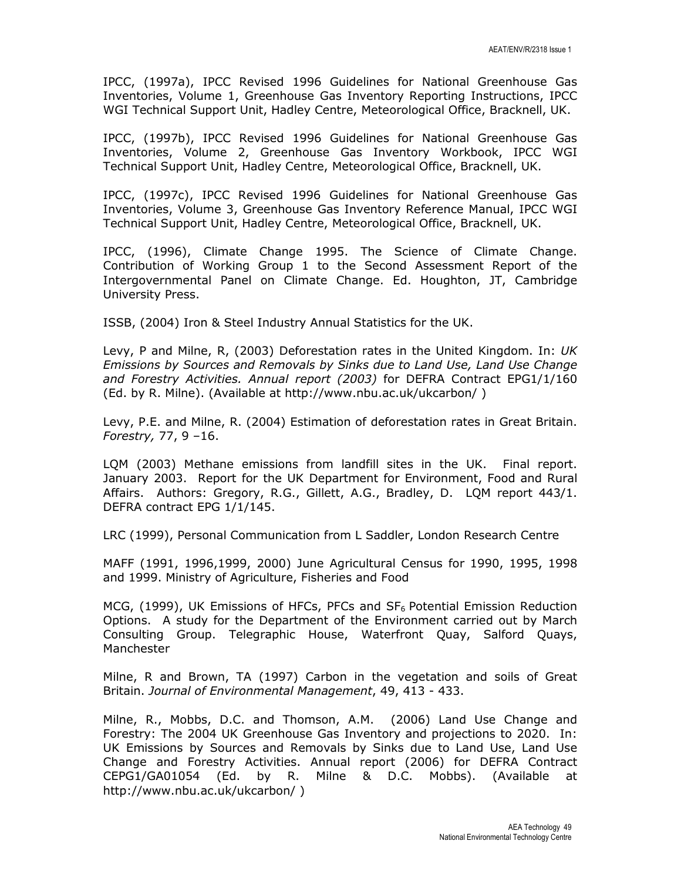IPCC, (1997a), IPCC Revised 1996 Guidelines for National Greenhouse Gas Inventories, Volume 1, Greenhouse Gas Inventory Reporting Instructions, IPCC WGI Technical Support Unit, Hadley Centre, Meteorological Office, Bracknell, UK.

IPCC, (1997b), IPCC Revised 1996 Guidelines for National Greenhouse Gas Inventories, Volume 2, Greenhouse Gas Inventory Workbook, IPCC WGI Technical Support Unit, Hadley Centre, Meteorological Office, Bracknell, UK.

IPCC, (1997c), IPCC Revised 1996 Guidelines for National Greenhouse Gas Inventories, Volume 3, Greenhouse Gas Inventory Reference Manual, IPCC WGI Technical Support Unit, Hadley Centre, Meteorological Office, Bracknell, UK.

IPCC, (1996), Climate Change 1995. The Science of Climate Change. Contribution of Working Group 1 to the Second Assessment Report of the Intergovernmental Panel on Climate Change. Ed. Houghton, JT, Cambridge University Press.

ISSB, (2004) Iron & Steel Industry Annual Statistics for the UK.

Levy, P and Milne, R, (2003) Deforestation rates in the United Kingdom. In: *UK Emissions by Sources and Removals by Sinks due to Land Use, Land Use Change and Forestry Activities. Annual report (2003)* for DEFRA Contract EPG1/1/160 (Ed. by R. Milne). (Available at http://www.nbu.ac.uk/ukcarbon/ )

Levy, P.E. and Milne, R. (2004) Estimation of deforestation rates in Great Britain. *Forestry,* 77, 9 –16.

LQM (2003) Methane emissions from landfill sites in the UK. Final report. January 2003. Report for the UK Department for Environment, Food and Rural Affairs. Authors: Gregory, R.G., Gillett, A.G., Bradley, D. LQM report 443/1. DEFRA contract EPG 1/1/145.

LRC (1999), Personal Communication from L Saddler, London Research Centre

MAFF (1991, 1996,1999, 2000) June Agricultural Census for 1990, 1995, 1998 and 1999. Ministry of Agriculture, Fisheries and Food

MCG, (1999), UK Emissions of HFCs, PFCs and $SF_6$ Potential Emission Reduction Options. A study for the Department of the Environment carried out by March Consulting Group. Telegraphic House, Waterfront Quay, Salford Quays, Manchester

Milne, R and Brown, TA (1997) Carbon in the vegetation and soils of Great Britain. *Journal of Environmental Management*, 49, 413 - 433.

Milne, R., Mobbs, D.C. and Thomson, A.M. (2006) Land Use Change and Forestry: The 2004 UK Greenhouse Gas Inventory and projections to 2020. In: UK Emissions by Sources and Removals by Sinks due to Land Use, Land Use Change and Forestry Activities. Annual report (2006) for DEFRA Contract CEPG1/GA01054 (Ed. by R. Milne & D.C. Mobbs). (Available at http://www.nbu.ac.uk/ukcarbon/ )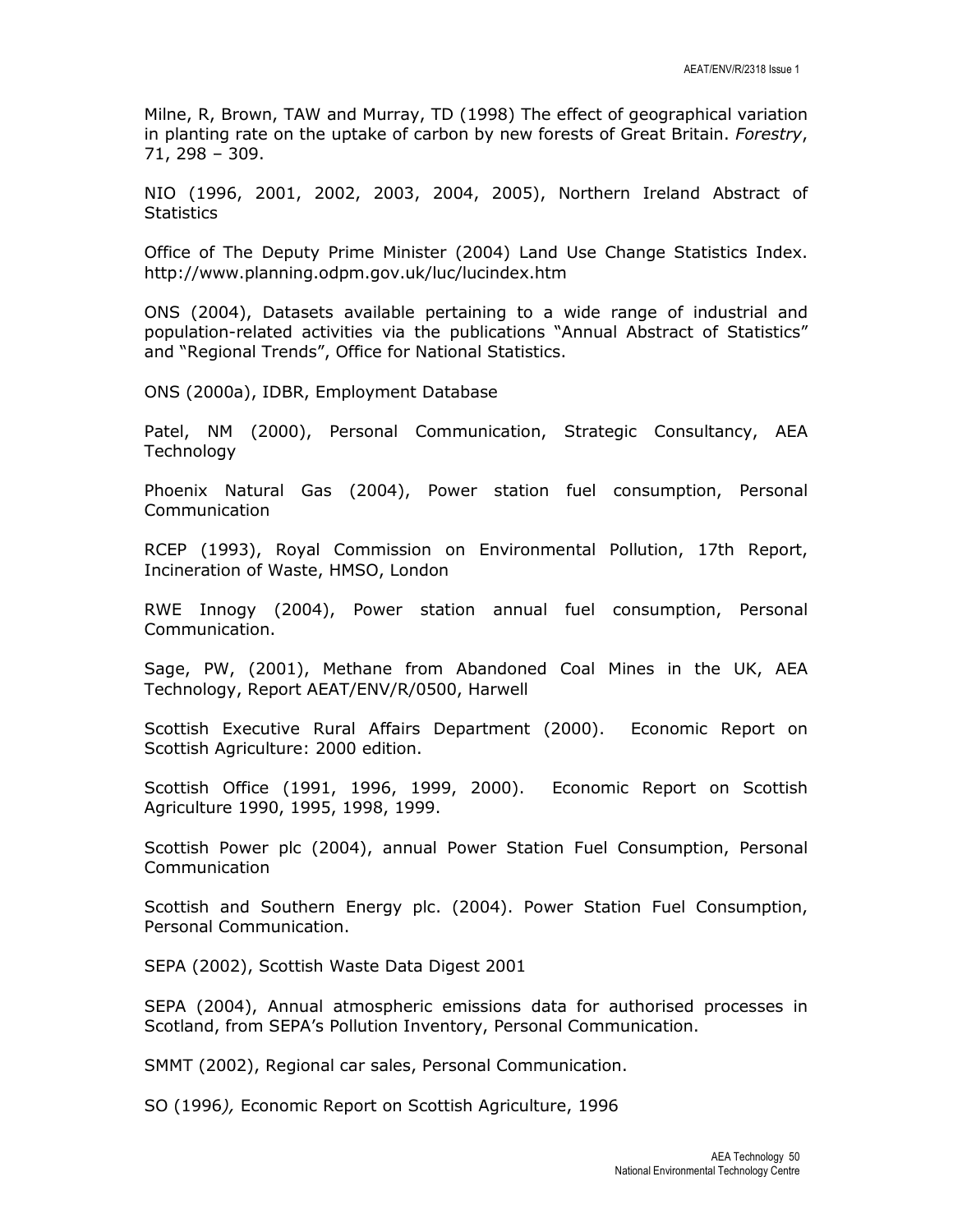Milne, R, Brown, TAW and Murray, TD (1998) The effect of geographical variation in planting rate on the uptake of carbon by new forests of Great Britain. *Forestry*, 71, 298 – 309.

NIO (1996, 2001, 2002, 2003, 2004, 2005), Northern Ireland Abstract of Statistics

Office of The Deputy Prime Minister (2004) Land Use Change Statistics Index. http://www.planning.odpm.gov.uk/luc/lucindex.htm

ONS (2004), Datasets available pertaining to a wide range of industrial and population-related activities via the publications "Annual Abstract of Statistics" and "Regional Trends", Office for National Statistics.

ONS (2000a), IDBR, Employment Database

Patel, NM (2000), Personal Communication, Strategic Consultancy, AEA Technology

Phoenix Natural Gas (2004), Power station fuel consumption, Personal Communication

RCEP (1993), Royal Commission on Environmental Pollution, 17th Report, Incineration of Waste, HMSO, London

RWE Innogy (2004), Power station annual fuel consumption, Personal Communication.

Sage, PW, (2001), Methane from Abandoned Coal Mines in the UK, AEA Technology, Report AEAT/ENV/R/0500, Harwell

Scottish Executive Rural Affairs Department (2000). Economic Report on Scottish Agriculture: 2000 edition.

Scottish Office (1991, 1996, 1999, 2000). Economic Report on Scottish Agriculture 1990, 1995, 1998, 1999.

Scottish Power plc (2004), annual Power Station Fuel Consumption, Personal Communication

Scottish and Southern Energy plc. (2004). Power Station Fuel Consumption, Personal Communication.

SEPA (2002), Scottish Waste Data Digest 2001

SEPA (2004), Annual atmospheric emissions data for authorised processes in Scotland, from SEPA's Pollution Inventory, Personal Communication.

SMMT (2002), Regional car sales, Personal Communication.

SO (1996*),* Economic Report on Scottish Agriculture, 1996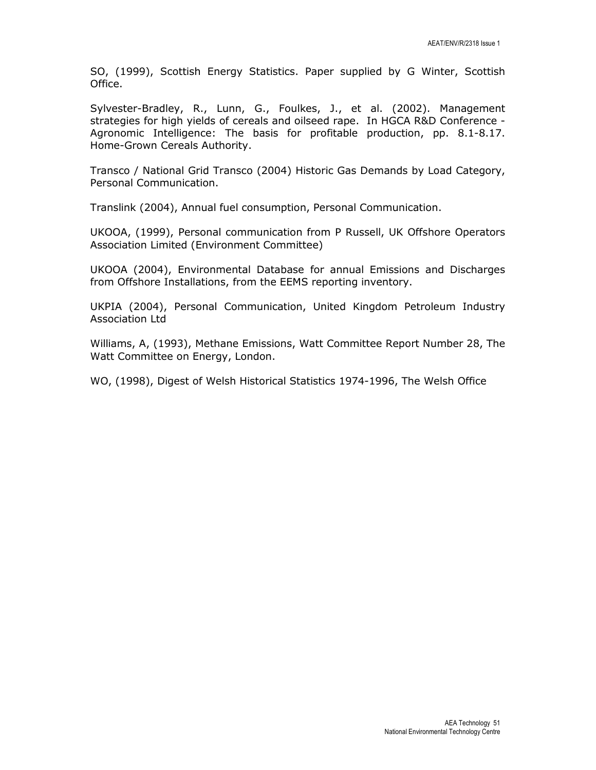SO, (1999), Scottish Energy Statistics. Paper supplied by G Winter, Scottish Office.

Sylvester-Bradley, R., Lunn, G., Foulkes, J., et al. (2002). Management strategies for high yields of cereals and oilseed rape. In HGCA R&D Conference - Agronomic Intelligence: The basis for profitable production, pp. 8.1-8.17. Home-Grown Cereals Authority.

Transco / National Grid Transco (2004) Historic Gas Demands by Load Category, Personal Communication.

Translink (2004), Annual fuel consumption, Personal Communication.

UKOOA, (1999), Personal communication from P Russell, UK Offshore Operators Association Limited (Environment Committee)

UKOOA (2004), Environmental Database for annual Emissions and Discharges from Offshore Installations, from the EEMS reporting inventory.

UKPIA (2004), Personal Communication, United Kingdom Petroleum Industry Association Ltd

Williams, A, (1993), Methane Emissions, Watt Committee Report Number 28, The Watt Committee on Energy, London.

WO, (1998), Digest of Welsh Historical Statistics 1974-1996, The Welsh Office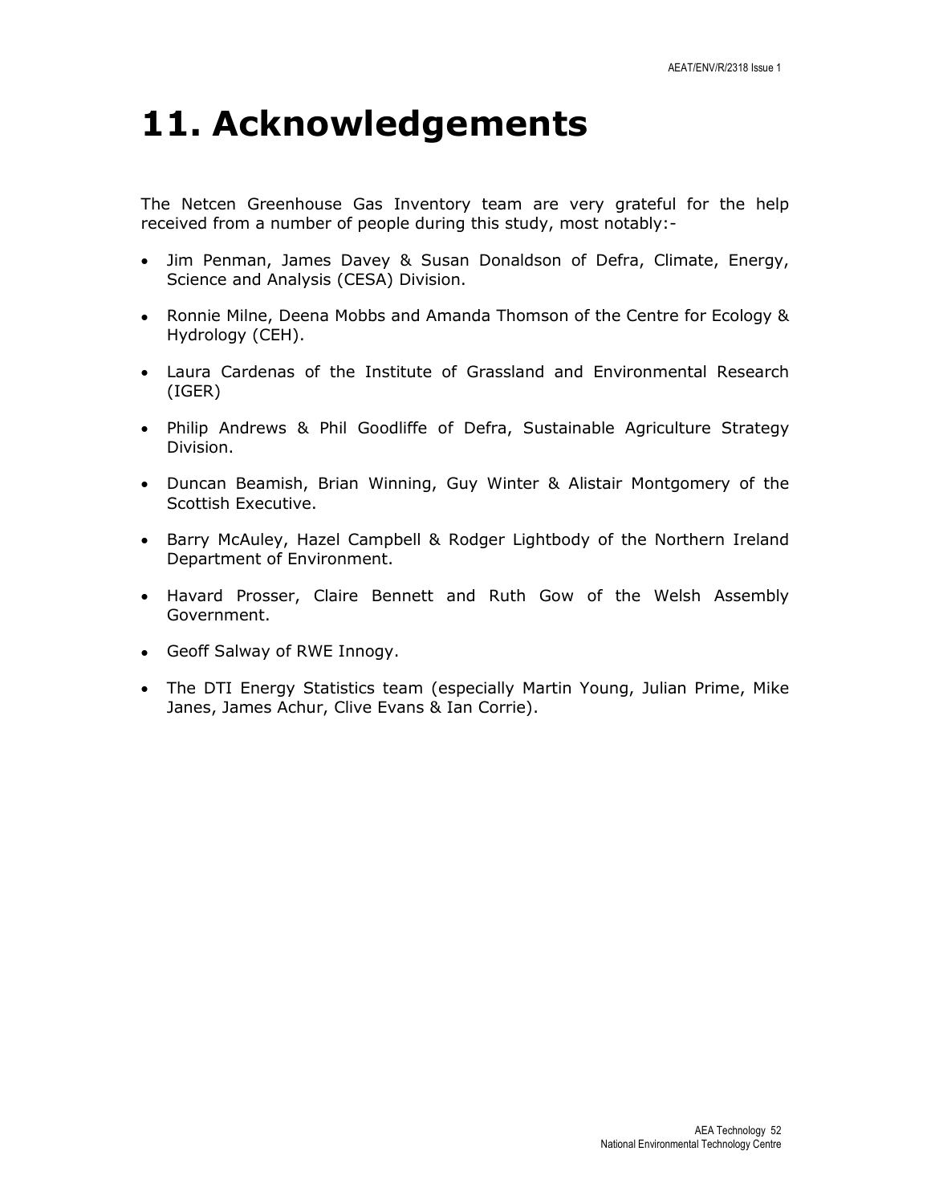# 11. Acknowledgements

The Netcen Greenhouse Gas Inventory team are very grateful for the help received from a number of people during this study, most notably:-

- Jim Penman, James Davey & Susan Donaldson of Defra, Climate, Energy, Science and Analysis (CESA) Division.
- Ronnie Milne, Deena Mobbs and Amanda Thomson of the Centre for Ecology & Hydrology (CEH).
- Laura Cardenas of the Institute of Grassland and Environmental Research (IGER)
- Philip Andrews & Phil Goodliffe of Defra, Sustainable Agriculture Strategy Division.
- Duncan Beamish, Brian Winning, Guy Winter & Alistair Montgomery of the Scottish Executive.
- Barry McAuley, Hazel Campbell & Rodger Lightbody of the Northern Ireland Department of Environment.
- Havard Prosser, Claire Bennett and Ruth Gow of the Welsh Assembly Government.
- Geoff Salway of RWE Innogy.
- The DTI Energy Statistics team (especially Martin Young, Julian Prime, Mike Janes, James Achur, Clive Evans & Ian Corrie).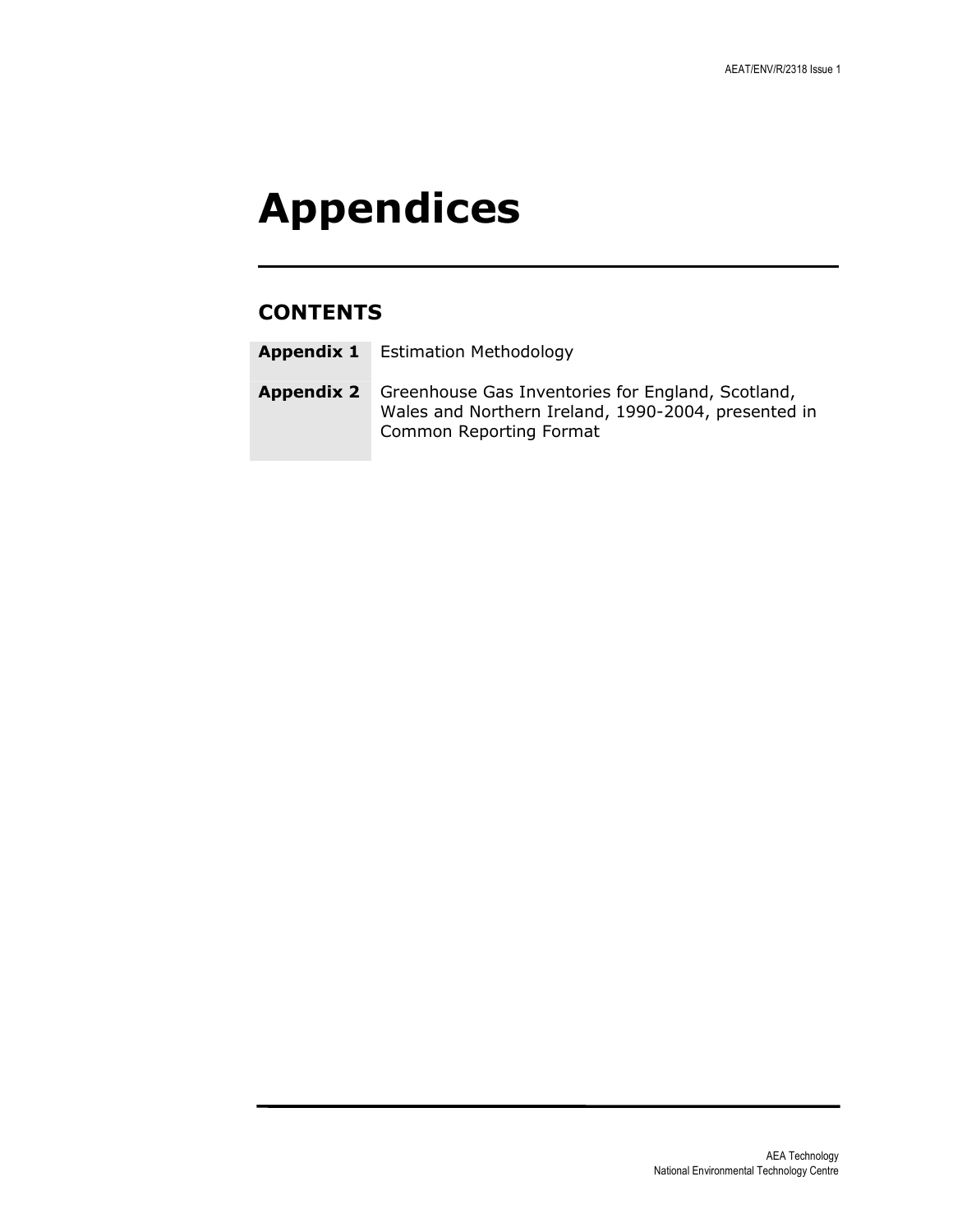# Appendices

## CONTENTS

| | |
|---|---|
| **Appendix 1** | Estimation Methodology |
| **Appendix 2** | Greenhouse Gas Inventories for England, Scotland, Wales and Northern Ireland, 1990-2004, presented in Common Reporting Format |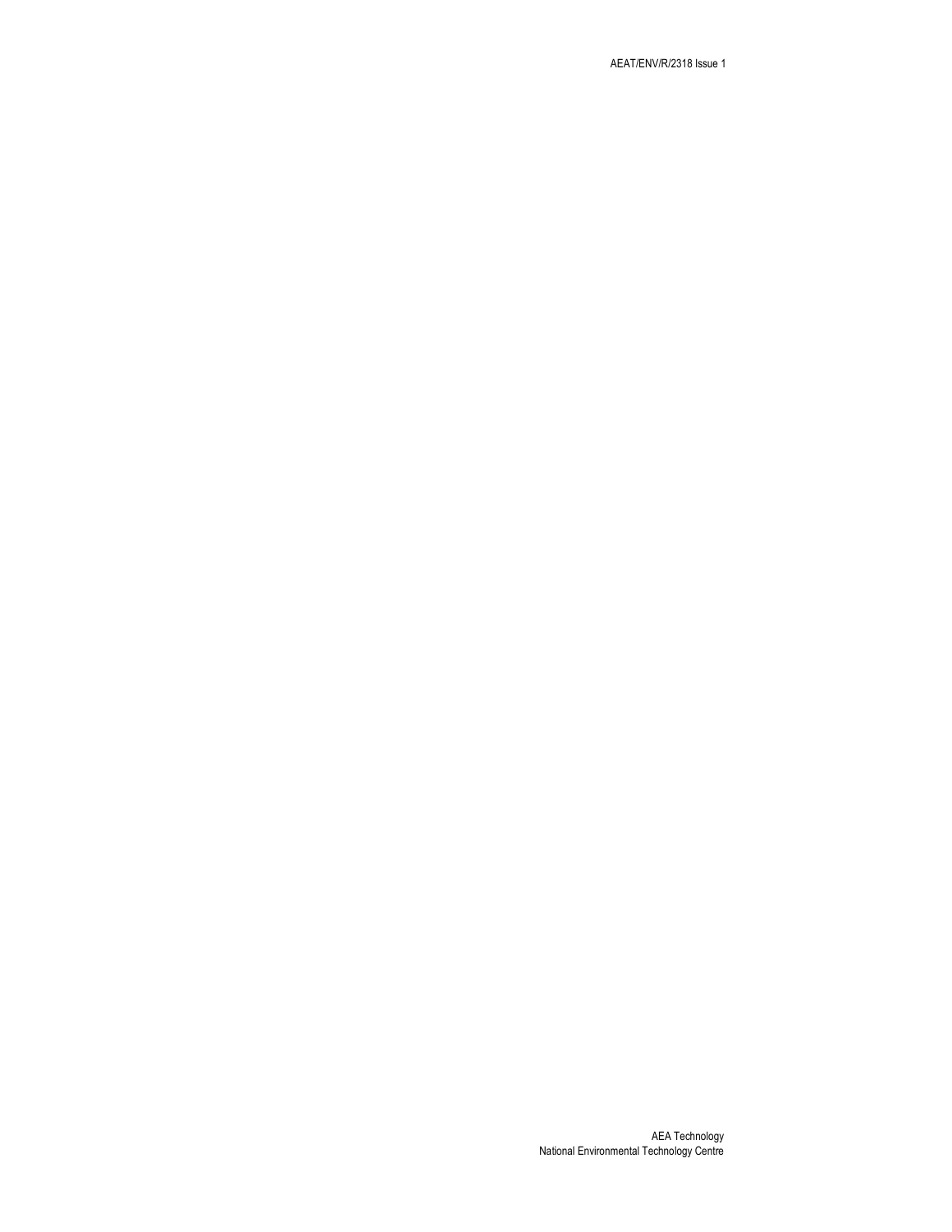AEA Technology
National Environmental Technology Centre